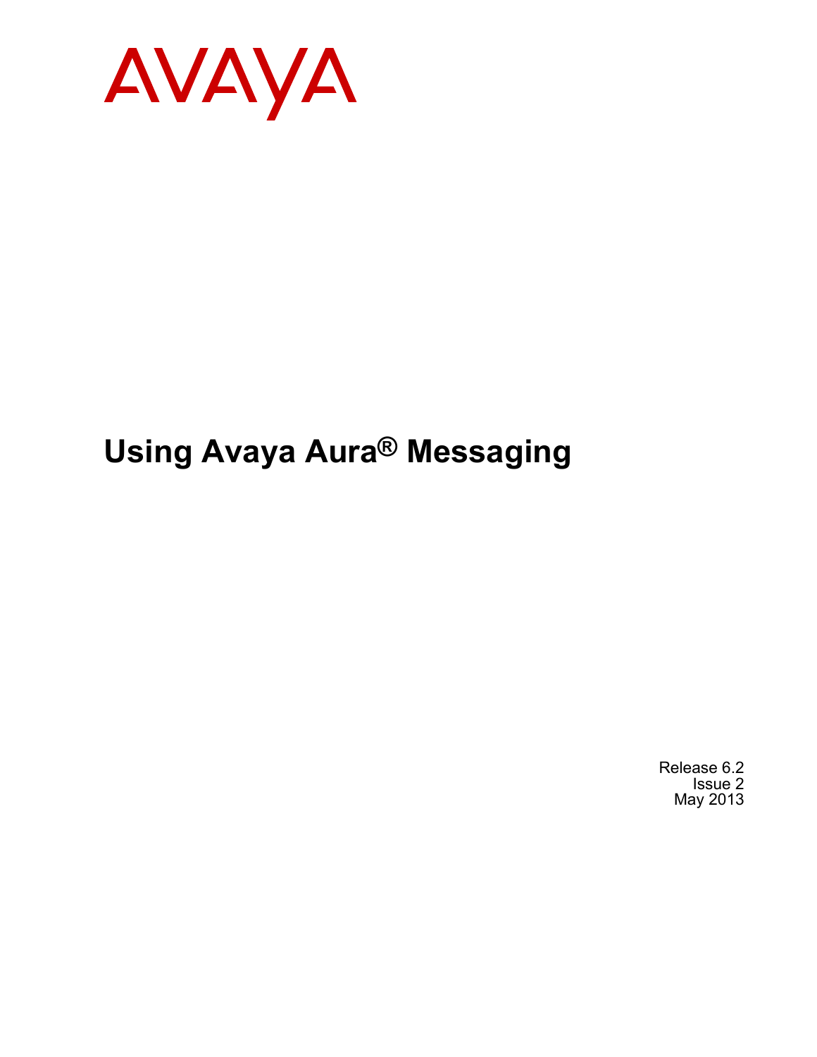AVAYA

# Using Avaya Aura® Messaging

Release 6.2
Issue 2
May 2013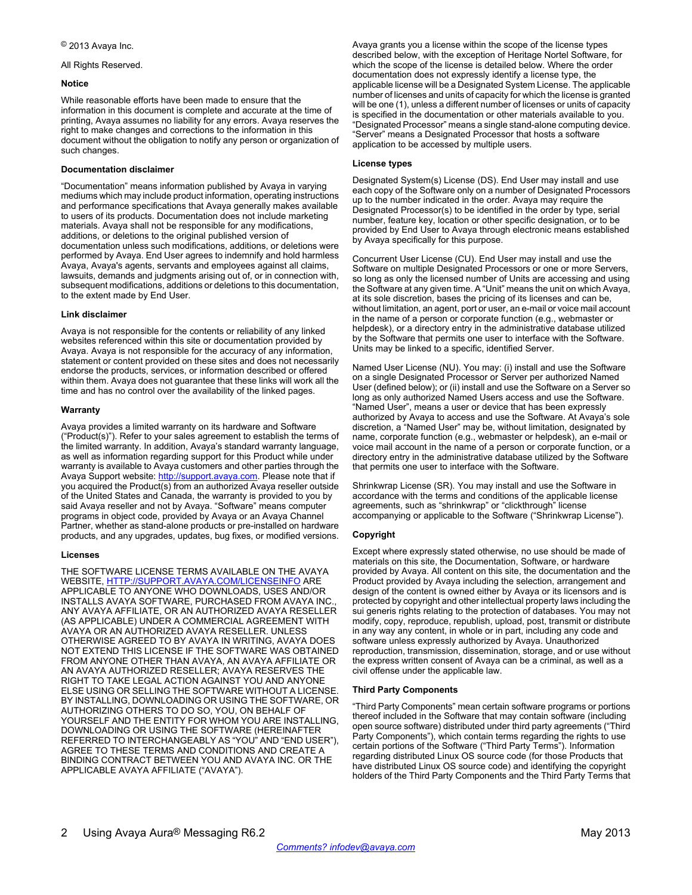© 2013 Avaya Inc.

All Rights Reserved.

### Notice

While reasonable efforts have been made to ensure that the information in this document is complete and accurate at the time of printing, Avaya assumes no liability for any errors. Avaya reserves the right to make changes and corrections to the information in this document without the obligation to notify any person or organization of such changes.

### Documentation disclaimer

"Documentation" means information published by Avaya in varying mediums which may include product information, operating instructions and performance specifications that Avaya generally makes available to users of its products. Documentation does not include marketing materials. Avaya shall not be responsible for any modifications, additions, or deletions to the original published version of documentation unless such modifications, additions, or deletions were performed by Avaya. End User agrees to indemnify and hold harmless Avaya, Avaya's agents, servants and employees against all claims, lawsuits, demands and judgments arising out of, or in connection with, subsequent modifications, additions or deletions to this documentation, to the extent made by End User.

### Link disclaimer

Avaya is not responsible for the contents or reliability of any linked websites referenced within this site or documentation provided by Avaya. Avaya is not responsible for the accuracy of any information, statement or content provided on these sites and does not necessarily endorse the products, services, or information described or offered within them. Avaya does not guarantee that these links will work all the time and has no control over the availability of the linked pages.

### Warranty

Avaya provides a limited warranty on its hardware and Software ("Product(s)"). Refer to your sales agreement to establish the terms of the limited warranty. In addition, Avaya's standard warranty language, as well as information regarding support for this Product while under warranty is available to Avaya customers and other parties through the Avaya Support website: http://support.avaya.com. Please note that if you acquired the Product(s) from an authorized Avaya reseller outside of the United States and Canada, the warranty is provided to you by said Avaya reseller and not by Avaya. "Software" means computer programs in object code, provided by Avaya or an Avaya Channel Partner, whether as stand-alone products or pre-installed on hardware products, and any upgrades, updates, bug fixes, or modified versions.

### Licenses

THE SOFTWARE LICENSE TERMS AVAILABLE ON THE AVAYA WEBSITE, HTTP://SUPPORT.AVAYA.COM/LICENSEINFO ARE APPLICABLE TO ANYONE WHO DOWNLOADS, USES AND/OR INSTALLS AVAYA SOFTWARE, PURCHASED FROM AVAYA INC., ANY AVAYA AFFILIATE, OR AN AUTHORIZED AVAYA RESELLER (AS APPLICABLE) UNDER A COMMERCIAL AGREEMENT WITH AVAYA OR AN AUTHORIZED AVAYA RESELLER. UNLESS OTHERWISE AGREED TO BY AVAYA IN WRITING, AVAYA DOES NOT EXTEND THIS LICENSE IF THE SOFTWARE WAS OBTAINED FROM ANYONE OTHER THAN AVAYA, AN AVAYA AFFILIATE OR AN AVAYA AUTHORIZED RESELLER; AVAYA RESERVES THE RIGHT TO TAKE LEGAL ACTION AGAINST YOU AND ANYONE ELSE USING OR SELLING THE SOFTWARE WITHOUT A LICENSE. BY INSTALLING, DOWNLOADING OR USING THE SOFTWARE, OR AUTHORIZING OTHERS TO DO SO, YOU, ON BEHALF OF YOURSELF AND THE ENTITY FOR WHOM YOU ARE INSTALLING, DOWNLOADING OR USING THE SOFTWARE (HEREINAFTER REFERRED TO INTERCHANGEABLY AS "YOU" AND "END USER"), AGREE TO THESE TERMS AND CONDITIONS AND CREATE A BINDING CONTRACT BETWEEN YOU AND AVAYA INC. OR THE APPLICABLE AVAYA AFFILIATE ("AVAYA").

Avaya grants you a license within the scope of the license types described below, with the exception of Heritage Nortel Software, for which the scope of the license is detailed below. Where the order documentation does not expressly identify a license type, the applicable license will be a Designated System License. The applicable number of licenses and units of capacity for which the license is granted will be one (1), unless a different number of licenses or units of capacity is specified in the documentation or other materials available to you. "Designated Processor" means a single stand-alone computing device. "Server" means a Designated Processor that hosts a software application to be accessed by multiple users.

### License types

Designated System(s) License (DS). End User may install and use each copy of the Software only on a number of Designated Processors up to the number indicated in the order. Avaya may require the Designated Processor(s) to be identified in the order by type, serial number, feature key, location or other specific designation, or to be provided by End User to Avaya through electronic means established by Avaya specifically for this purpose.

Concurrent User License (CU). End User may install and use the Software on multiple Designated Processors or one or more Servers, so long as only the licensed number of Units are accessing and using the Software at any given time. A "Unit" means the unit on which Avaya, at its sole discretion, bases the pricing of its licenses and can be, without limitation, an agent, port or user, an e-mail or voice mail account in the name of a person or corporate function (e.g., webmaster or helpdesk), or a directory entry in the administrative database utilized by the Software that permits one user to interface with the Software. Units may be linked to a specific, identified Server.

Named User License (NU). You may: (i) install and use the Software on a single Designated Processor or Server per authorized Named User (defined below); or (ii) install and use the Software on a Server so long as only authorized Named Users access and use the Software. "Named User", means a user or device that has been expressly authorized by Avaya to access and use the Software. At Avaya's sole discretion, a "Named User" may be, without limitation, designated by name, corporate function (e.g., webmaster or helpdesk), an e-mail or voice mail account in the name of a person or corporate function, or a directory entry in the administrative database utilized by the Software that permits one user to interface with the Software.

Shrinkwrap License (SR). You may install and use the Software in accordance with the terms and conditions of the applicable license agreements, such as "shrinkwrap" or "clickthrough" license accompanying or applicable to the Software ("Shrinkwrap License").

### Copyright

Except where expressly stated otherwise, no use should be made of materials on this site, the Documentation, Software, or hardware provided by Avaya. All content on this site, the documentation and the Product provided by Avaya including the selection, arrangement and design of the content is owned either by Avaya or its licensors and is protected by copyright and other intellectual property laws including the sui generis rights relating to the protection of databases. You may not modify, copy, reproduce, republish, upload, post, transmit or distribute in any way any content, in whole or in part, including any code and software unless expressly authorized by Avaya. Unauthorized reproduction, transmission, dissemination, storage, and or use without the express written consent of Avaya can be a criminal, as well as a civil offense under the applicable law.

### Third Party Components

"Third Party Components" mean certain software programs or portions thereof included in the Software that may contain software (including open source software) distributed under third party agreements ("Third Party Components"), which contain terms regarding the rights to use certain portions of the Software ("Third Party Terms"). Information regarding distributed Linux OS source code (for those Products that have distributed Linux OS source code) and identifying the copyright holders of the Third Party Components and the Third Party Terms that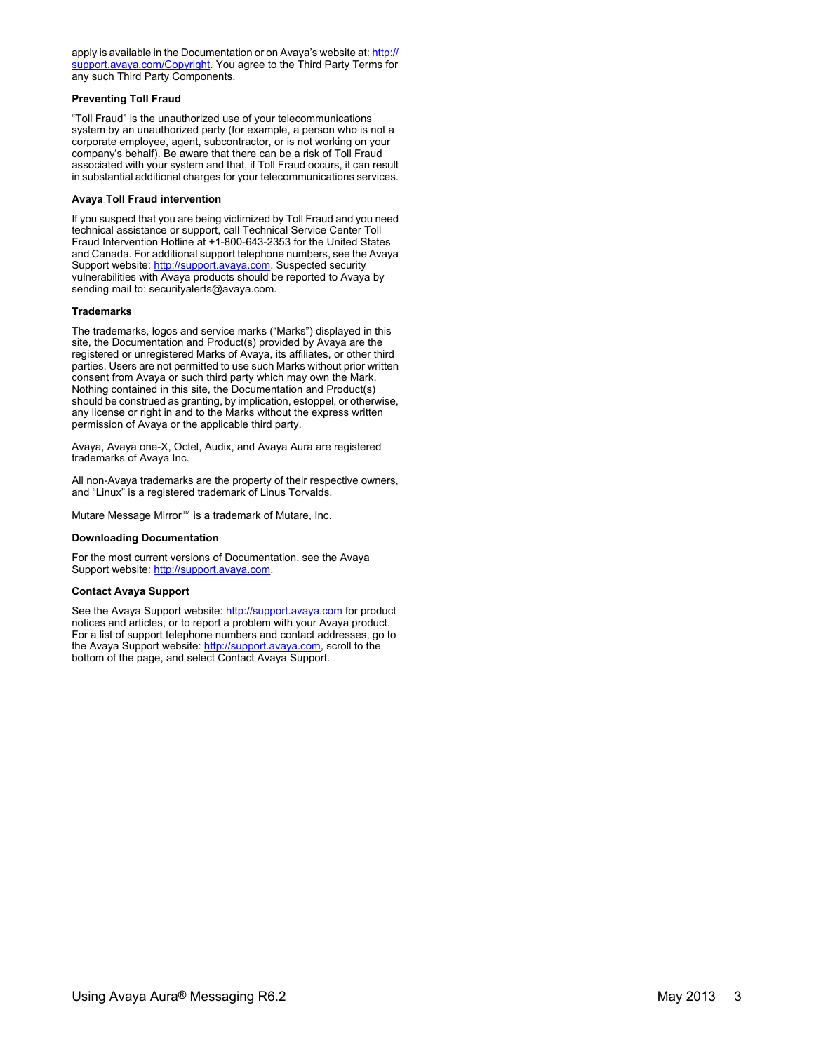apply is available in the Documentation or on Avaya's website at: http://support.avaya.com/Copyright. You agree to the Third Party Terms for any such Third Party Components.

**Preventing Toll Fraud**

"Toll Fraud" is the unauthorized use of your telecommunications system by an unauthorized party (for example, a person who is not a corporate employee, agent, subcontractor, or is not working on your company's behalf). Be aware that there can be a risk of Toll Fraud associated with your system and that, if Toll Fraud occurs, it can result in substantial additional charges for your telecommunications services.

**Avaya Toll Fraud intervention**

If you suspect that you are being victimized by Toll Fraud and you need technical assistance or support, call Technical Service Center Toll Fraud Intervention Hotline at +1-800-643-2353 for the United States and Canada. For additional support telephone numbers, see the Avaya Support website: http://support.avaya.com. Suspected security vulnerabilities with Avaya products should be reported to Avaya by sending mail to: securityalerts@avaya.com.

**Trademarks**

The trademarks, logos and service marks ("Marks") displayed in this site, the Documentation and Product(s) provided by Avaya are the registered or unregistered Marks of Avaya, its affiliates, or other third parties. Users are not permitted to use such Marks without prior written consent from Avaya or such third party which may own the Mark. Nothing contained in this site, the Documentation and Product(s) should be construed as granting, by implication, estoppel, or otherwise, any license or right in and to the Marks without the express written permission of Avaya or the applicable third party.

Avaya, Avaya one-X, Octel, Audix, and Avaya Aura are registered trademarks of Avaya Inc.

All non-Avaya trademarks are the property of their respective owners, and "Linux" is a registered trademark of Linus Torvalds.

Mutare Message Mirror™ is a trademark of Mutare, Inc.

**Downloading Documentation**

For the most current versions of Documentation, see the Avaya Support website: http://support.avaya.com.

**Contact Avaya Support**

See the Avaya Support website: http://support.avaya.com for product notices and articles, or to report a problem with your Avaya product. For a list of support telephone numbers and contact addresses, go to the Avaya Support website: http://support.avaya.com, scroll to the bottom of the page, and select Contact Avaya Support.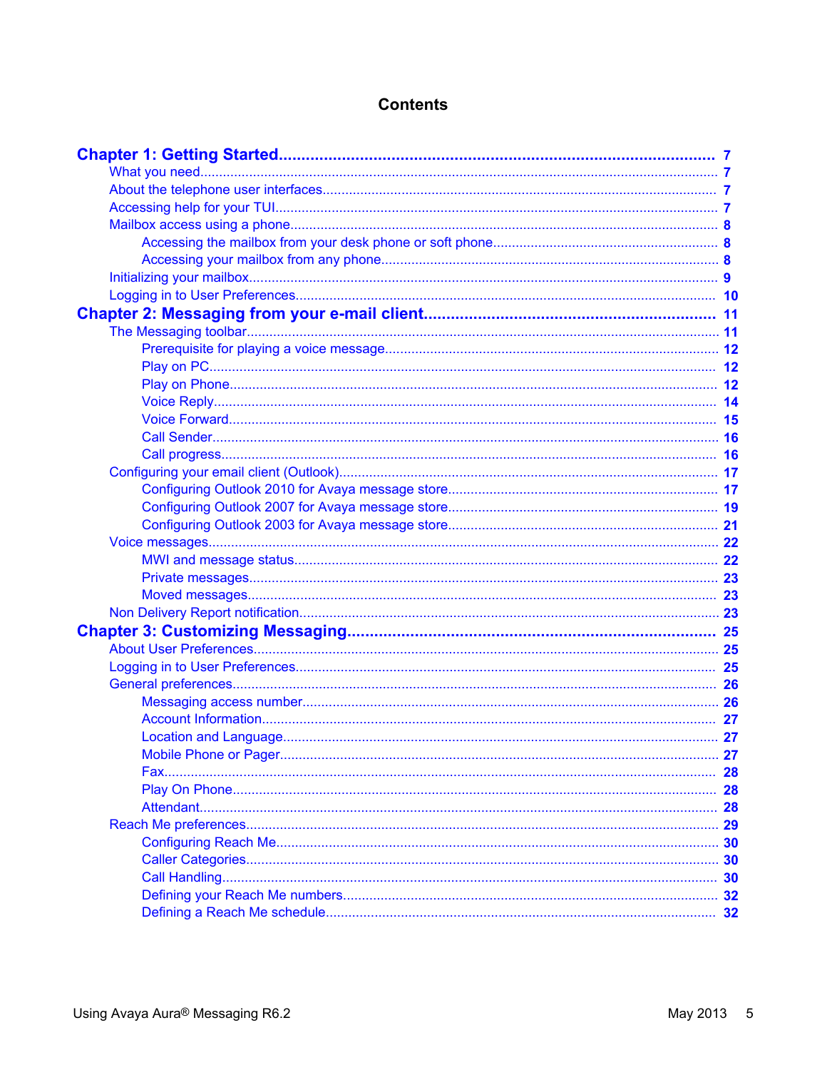# Contents

**Chapter 1: Getting Started** .......... 7
- What you need .......... 7
- About the telephone user interfaces .......... 7
- Accessing help for your TUI .......... 7
- Mailbox access using a phone .......... 8
  - Accessing the mailbox from your desk phone or soft phone .......... 8
  - Accessing your mailbox from any phone .......... 8
- Initializing your mailbox .......... 9
- Logging in to User Preferences .......... 10

**Chapter 2: Messaging from your e-mail client** .......... 11
- The Messaging toolbar .......... 11
  - Prerequisite for playing a voice message .......... 12
  - Play on PC .......... 12
  - Play on Phone .......... 12
  - Voice Reply .......... 14
  - Voice Forward .......... 15
  - Call Sender .......... 16
  - Call progress .......... 16
- Configuring your email client (Outlook) .......... 17
  - Configuring Outlook 2010 for Avaya message store .......... 17
  - Configuring Outlook 2007 for Avaya message store .......... 19
  - Configuring Outlook 2003 for Avaya message store .......... 21
- Voice messages .......... 22
  - MWI and message status .......... 22
  - Private messages .......... 23
  - Moved messages .......... 23
- Non Delivery Report notification .......... 23

**Chapter 3: Customizing Messaging** .......... 25
- About User Preferences .......... 25
- Logging in to User Preferences .......... 25
- General preferences .......... 26
  - Messaging access number .......... 26
  - Account Information .......... 27
  - Location and Language .......... 27
  - Mobile Phone or Pager .......... 27
  - Fax .......... 28
  - Play On Phone .......... 28
  - Attendant .......... 28
- Reach Me preferences .......... 29
  - Configuring Reach Me .......... 30
  - Caller Categories .......... 30
  - Call Handling .......... 30
  - Defining your Reach Me numbers .......... 32
  - Defining a Reach Me schedule .......... 32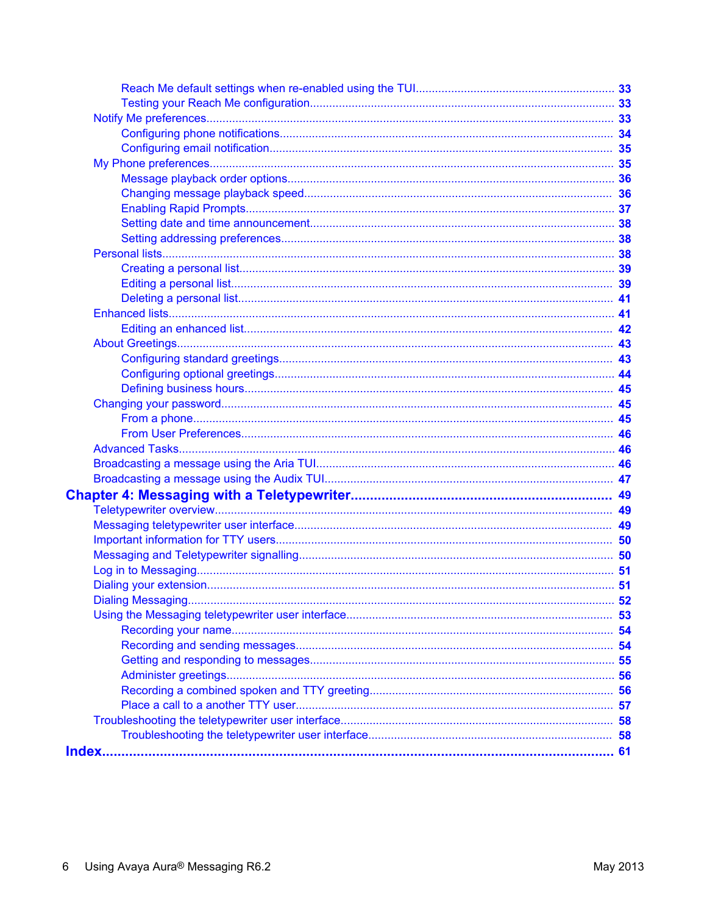Reach Me default settings when re-enabled using the TUI ........ 33
Testing your Reach Me configuration ........ 33
Notify Me preferences ........ 33
Configuring phone notifications ........ 34
Configuring email notification ........ 35
My Phone preferences ........ 35
Message playback order options ........ 36
Changing message playback speed ........ 36
Enabling Rapid Prompts ........ 37
Setting date and time announcement ........ 38
Setting addressing preferences ........ 38
Personal lists ........ 38
Creating a personal list ........ 39
Editing a personal list ........ 39
Deleting a personal list ........ 41
Enhanced lists ........ 41
Editing an enhanced list ........ 42
About Greetings ........ 43
Configuring standard greetings ........ 43
Configuring optional greetings ........ 44
Defining business hours ........ 45
Changing your password ........ 45
From a phone ........ 45
From User Preferences ........ 46
Advanced Tasks ........ 46
Broadcasting a message using the Aria TUI ........ 46
Broadcasting a message using the Audix TUI ........ 47

**Chapter 4: Messaging with a Teletypewriter ........ 49**

Teletypewriter overview ........ 49
Messaging teletypewriter user interface ........ 49
Important information for TTY users ........ 50
Messaging and Teletypewriter signalling ........ 50
Log in to Messaging ........ 51
Dialing your extension ........ 51
Dialing Messaging ........ 52
Using the Messaging teletypewriter user interface ........ 53
Recording your name ........ 54
Recording and sending messages ........ 54
Getting and responding to messages ........ 55
Administer greetings ........ 56
Recording a combined spoken and TTY greeting ........ 56
Place a call to a another TTY user ........ 57
Troubleshooting the teletypewriter user interface ........ 58
Troubleshooting the teletypewriter user interface ........ 58

**Index ........ 61**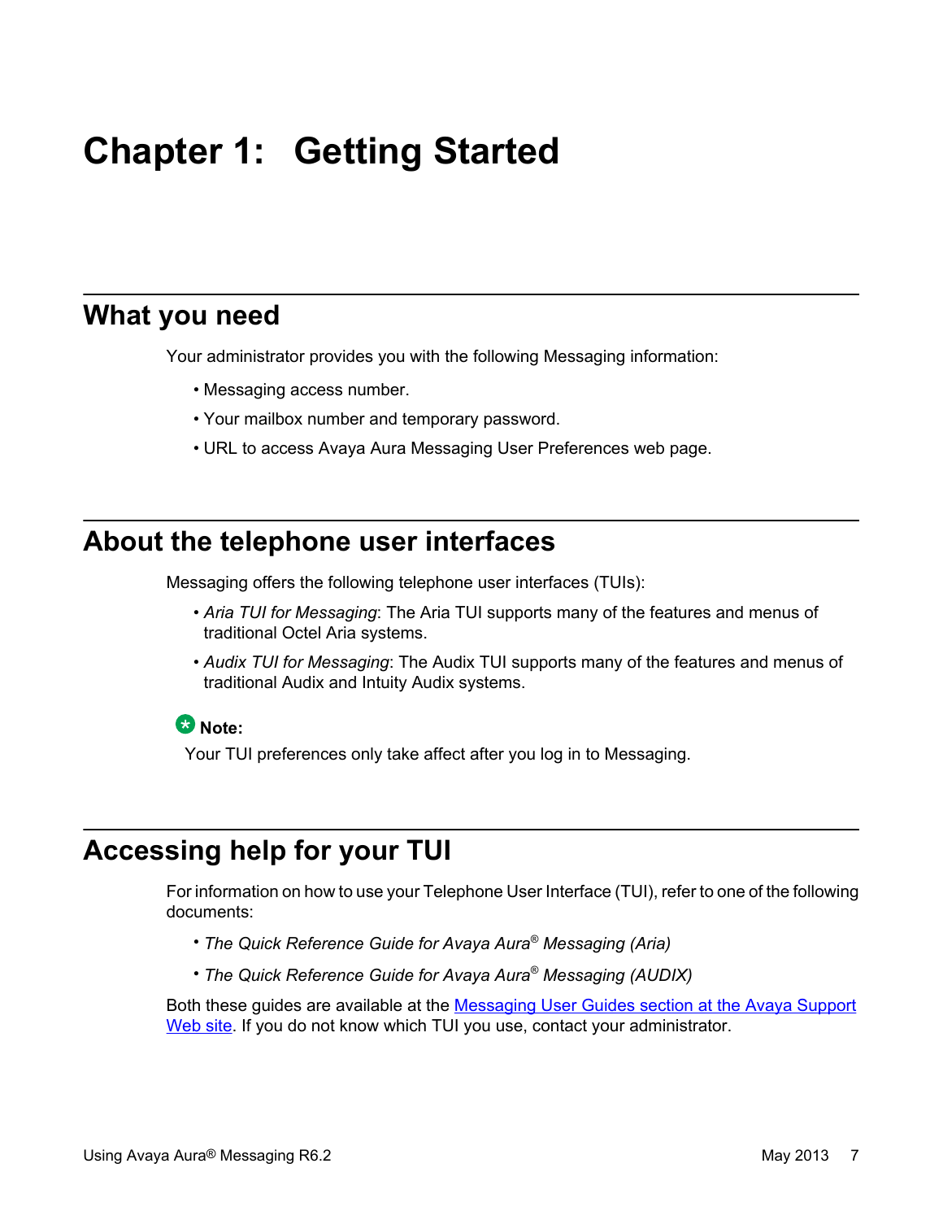# Chapter 1: Getting Started

## What you need

Your administrator provides you with the following Messaging information:

- Messaging access number.
- Your mailbox number and temporary password.
- URL to access Avaya Aura Messaging User Preferences web page.

## About the telephone user interfaces

Messaging offers the following telephone user interfaces (TUIs):

- *Aria TUI for Messaging*: The Aria TUI supports many of the features and menus of traditional Octel Aria systems.
- *Audix TUI for Messaging*: The Audix TUI supports many of the features and menus of traditional Audix and Intuity Audix systems.

**Note:**

Your TUI preferences only take affect after you log in to Messaging.

## Accessing help for your TUI

For information on how to use your Telephone User Interface (TUI), refer to one of the following documents:

- *The Quick Reference Guide for Avaya Aura® Messaging (Aria)*
- *The Quick Reference Guide for Avaya Aura® Messaging (AUDIX)*

Both these guides are available at the Messaging User Guides section at the Avaya Support Web site. If you do not know which TUI you use, contact your administrator.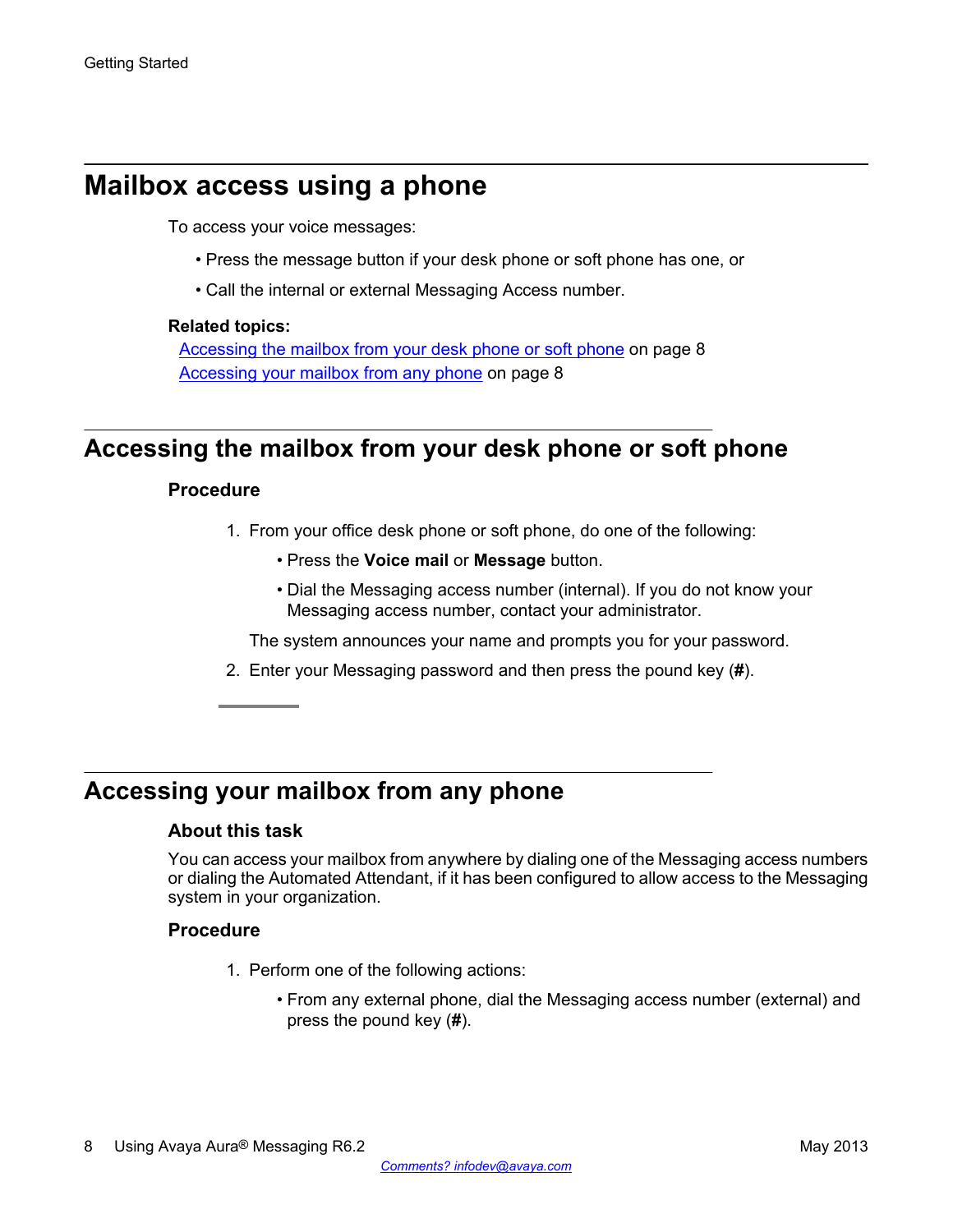# Mailbox access using a phone

To access your voice messages:

- Press the message button if your desk phone or soft phone has one, or
- Call the internal or external Messaging Access number.

**Related topics:**

Accessing the mailbox from your desk phone or soft phone on page 8
Accessing your mailbox from any phone on page 8

## Accessing the mailbox from your desk phone or soft phone

### Procedure

1. From your office desk phone or soft phone, do one of the following:
   - Press the **Voice mail** or **Message** button.
   - Dial the Messaging access number (internal). If you do not know your Messaging access number, contact your administrator.

   The system announces your name and prompts you for your password.
2. Enter your Messaging password and then press the pound key (**#**).

## Accessing your mailbox from any phone

### About this task

You can access your mailbox from anywhere by dialing one of the Messaging access numbers or dialing the Automated Attendant, if it has been configured to allow access to the Messaging system in your organization.

### Procedure

1. Perform one of the following actions:
   - From any external phone, dial the Messaging access number (external) and press the pound key (**#**).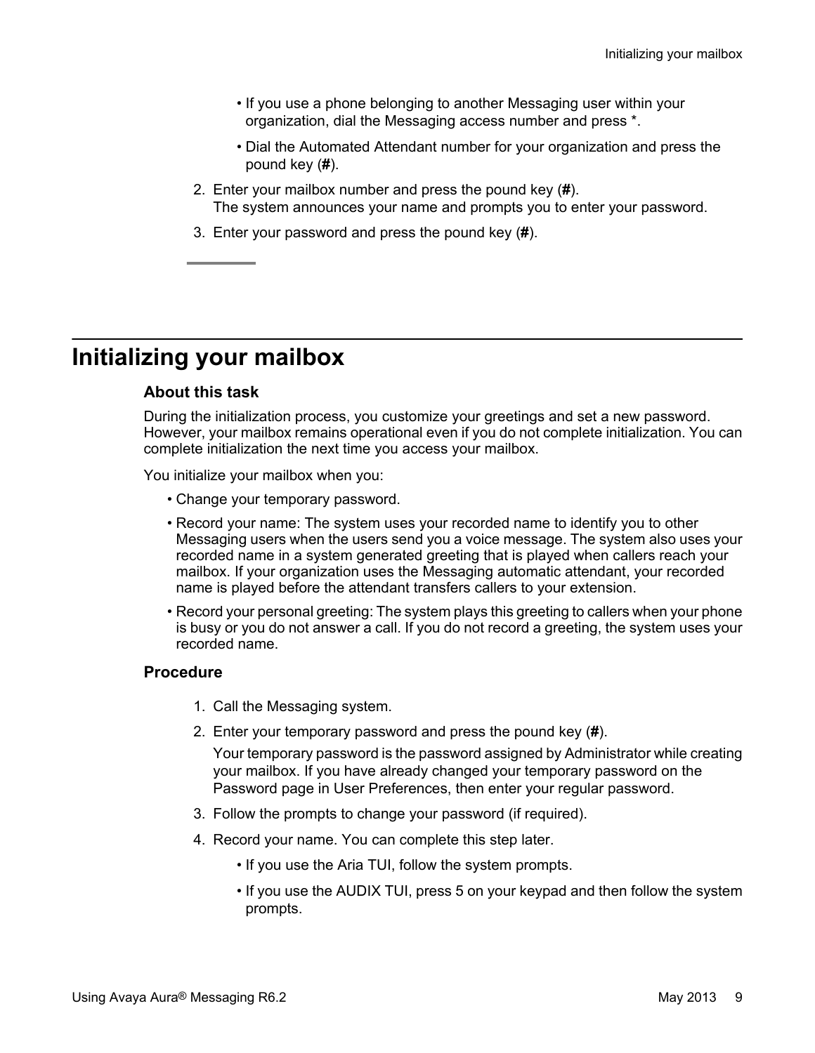- If you use a phone belonging to another Messaging user within your organization, dial the Messaging access number and press *.
- Dial the Automated Attendant number for your organization and press the pound key (**#**).

2. Enter your mailbox number and press the pound key (**#**).
   The system announces your name and prompts you to enter your password.
3. Enter your password and press the pound key (**#**).

# Initializing your mailbox

### About this task

During the initialization process, you customize your greetings and set a new password. However, your mailbox remains operational even if you do not complete initialization. You can complete initialization the next time you access your mailbox.

You initialize your mailbox when you:

- Change your temporary password.
- Record your name: The system uses your recorded name to identify you to other Messaging users when the users send you a voice message. The system also uses your recorded name in a system generated greeting that is played when callers reach your mailbox. If your organization uses the Messaging automatic attendant, your recorded name is played before the attendant transfers callers to your extension.
- Record your personal greeting: The system plays this greeting to callers when your phone is busy or you do not answer a call. If you do not record a greeting, the system uses your recorded name.

### Procedure

1. Call the Messaging system.
2. Enter your temporary password and press the pound key (**#**).

   Your temporary password is the password assigned by Administrator while creating your mailbox. If you have already changed your temporary password on the Password page in User Preferences, then enter your regular password.
3. Follow the prompts to change your password (if required).
4. Record your name. You can complete this step later.
   - If you use the Aria TUI, follow the system prompts.
   - If you use the AUDIX TUI, press 5 on your keypad and then follow the system prompts.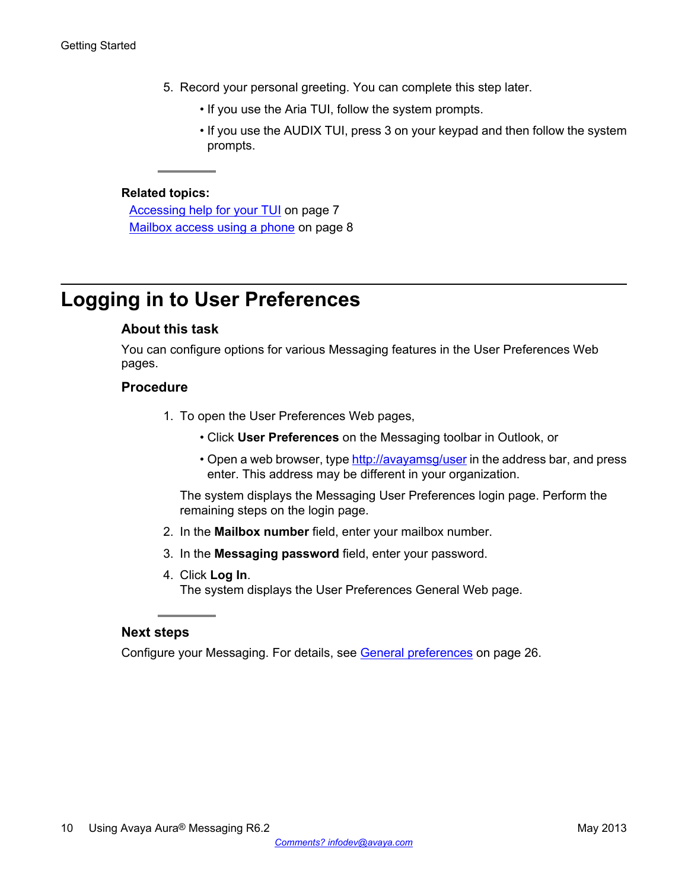5. Record your personal greeting. You can complete this step later.
    - If you use the Aria TUI, follow the system prompts.
    - If you use the AUDIX TUI, press 3 on your keypad and then follow the system prompts.

**Related topics:**

Accessing help for your TUI on page 7
Mailbox access using a phone on page 8

## Logging in to User Preferences

### About this task

You can configure options for various Messaging features in the User Preferences Web pages.

### Procedure

1. To open the User Preferences Web pages,
    - Click **User Preferences** on the Messaging toolbar in Outlook, or
    - Open a web browser, type http://avayamsg/user in the address bar, and press enter. This address may be different in your organization.

    The system displays the Messaging User Preferences login page. Perform the remaining steps on the login page.
2. In the **Mailbox number** field, enter your mailbox number.
3. In the **Messaging password** field, enter your password.
4. Click **Log In**.
    The system displays the User Preferences General Web page.

### Next steps

Configure your Messaging. For details, see General preferences on page 26.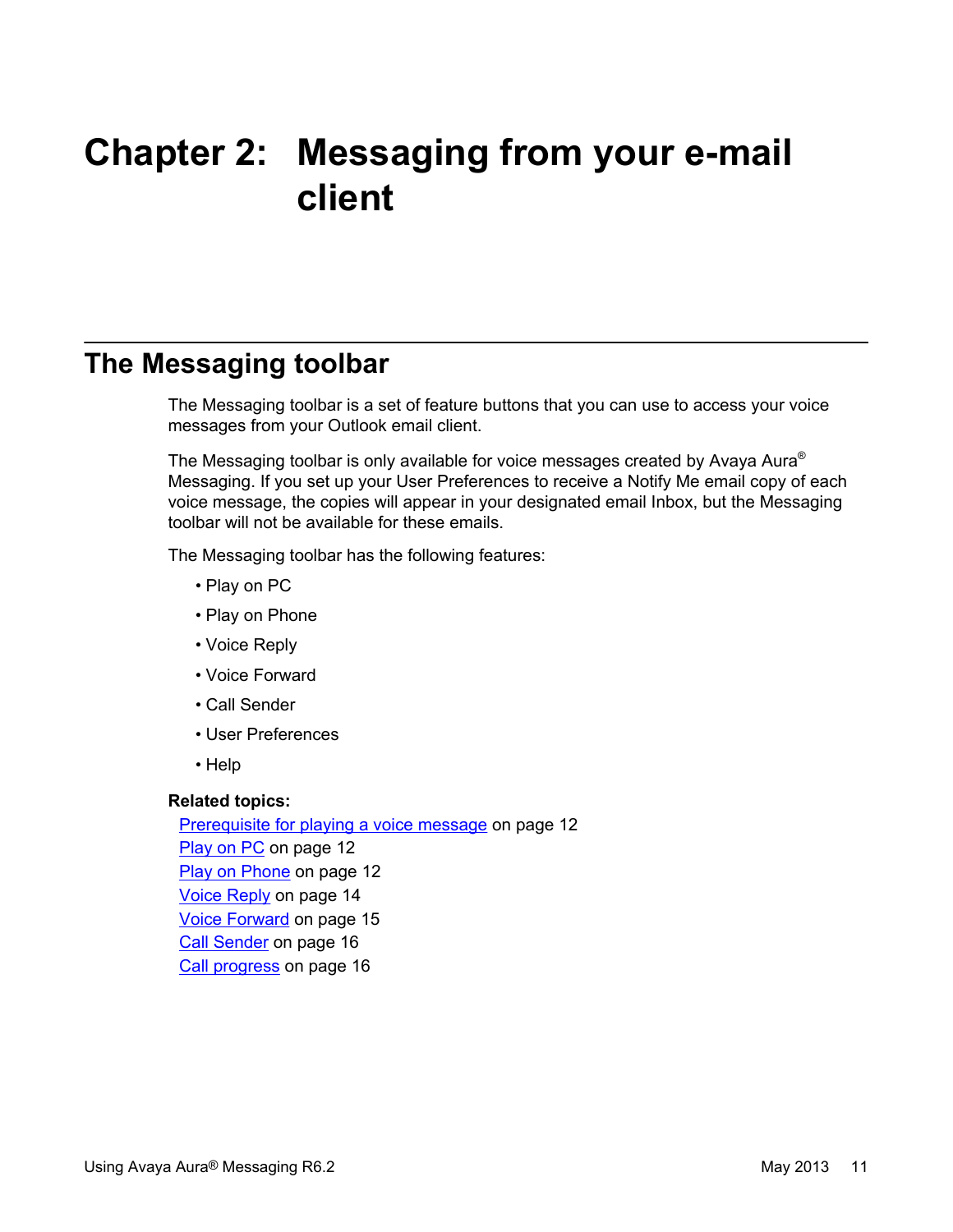# Chapter 2: Messaging from your e-mail client

## The Messaging toolbar

The Messaging toolbar is a set of feature buttons that you can use to access your voice messages from your Outlook email client.

The Messaging toolbar is only available for voice messages created by Avaya Aura® Messaging. If you set up your User Preferences to receive a Notify Me email copy of each voice message, the copies will appear in your designated email Inbox, but the Messaging toolbar will not be available for these emails.

The Messaging toolbar has the following features:

- Play on PC
- Play on Phone
- Voice Reply
- Voice Forward
- Call Sender
- User Preferences
- Help

**Related topics:**

Prerequisite for playing a voice message on page 12
Play on PC on page 12
Play on Phone on page 12
Voice Reply on page 14
Voice Forward on page 15
Call Sender on page 16
Call progress on page 16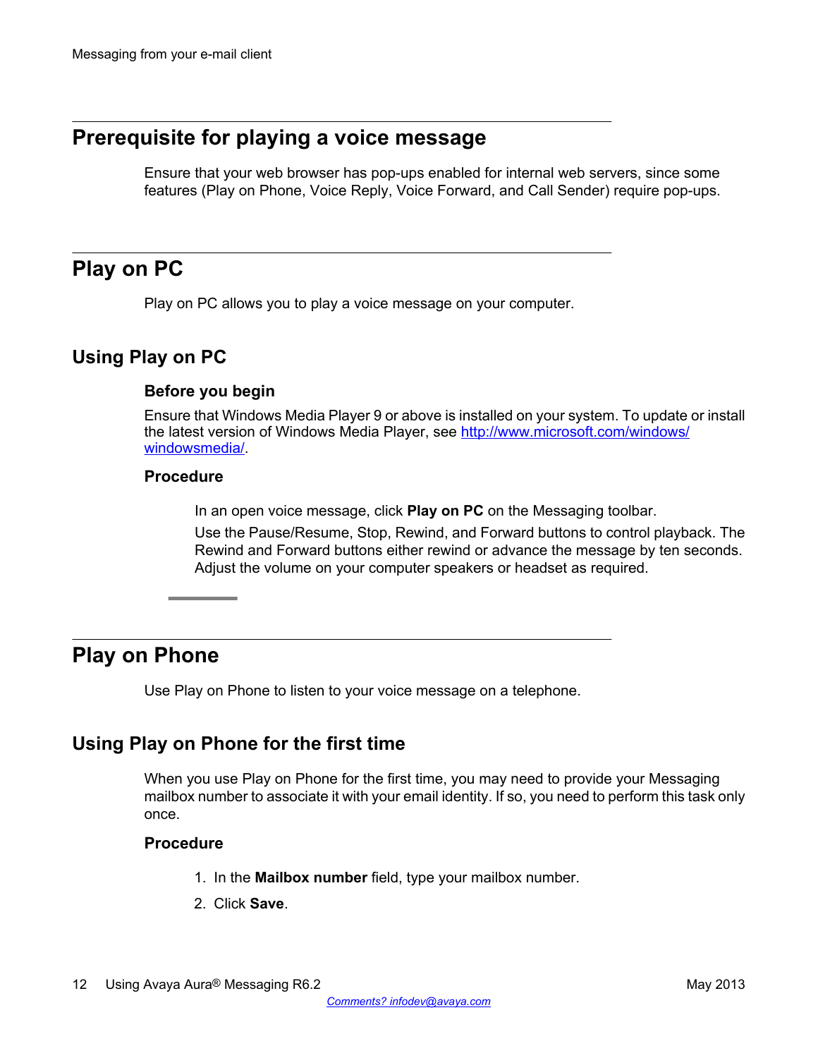# Prerequisite for playing a voice message

Ensure that your web browser has pop-ups enabled for internal web servers, since some features (Play on Phone, Voice Reply, Voice Forward, and Call Sender) require pop-ups.

# Play on PC

Play on PC allows you to play a voice message on your computer.

## Using Play on PC

### Before you begin

Ensure that Windows Media Player 9 or above is installed on your system. To update or install the latest version of Windows Media Player, see [http://www.microsoft.com/windows/windowsmedia/](http://www.microsoft.com/windows/windowsmedia/).

### Procedure

In an open voice message, click **Play on PC** on the Messaging toolbar.

Use the Pause/Resume, Stop, Rewind, and Forward buttons to control playback. The Rewind and Forward buttons either rewind or advance the message by ten seconds. Adjust the volume on your computer speakers or headset as required.

# Play on Phone

Use Play on Phone to listen to your voice message on a telephone.

## Using Play on Phone for the first time

When you use Play on Phone for the first time, you may need to provide your Messaging mailbox number to associate it with your email identity. If so, you need to perform this task only once.

### Procedure

1. In the **Mailbox number** field, type your mailbox number.
2. Click **Save**.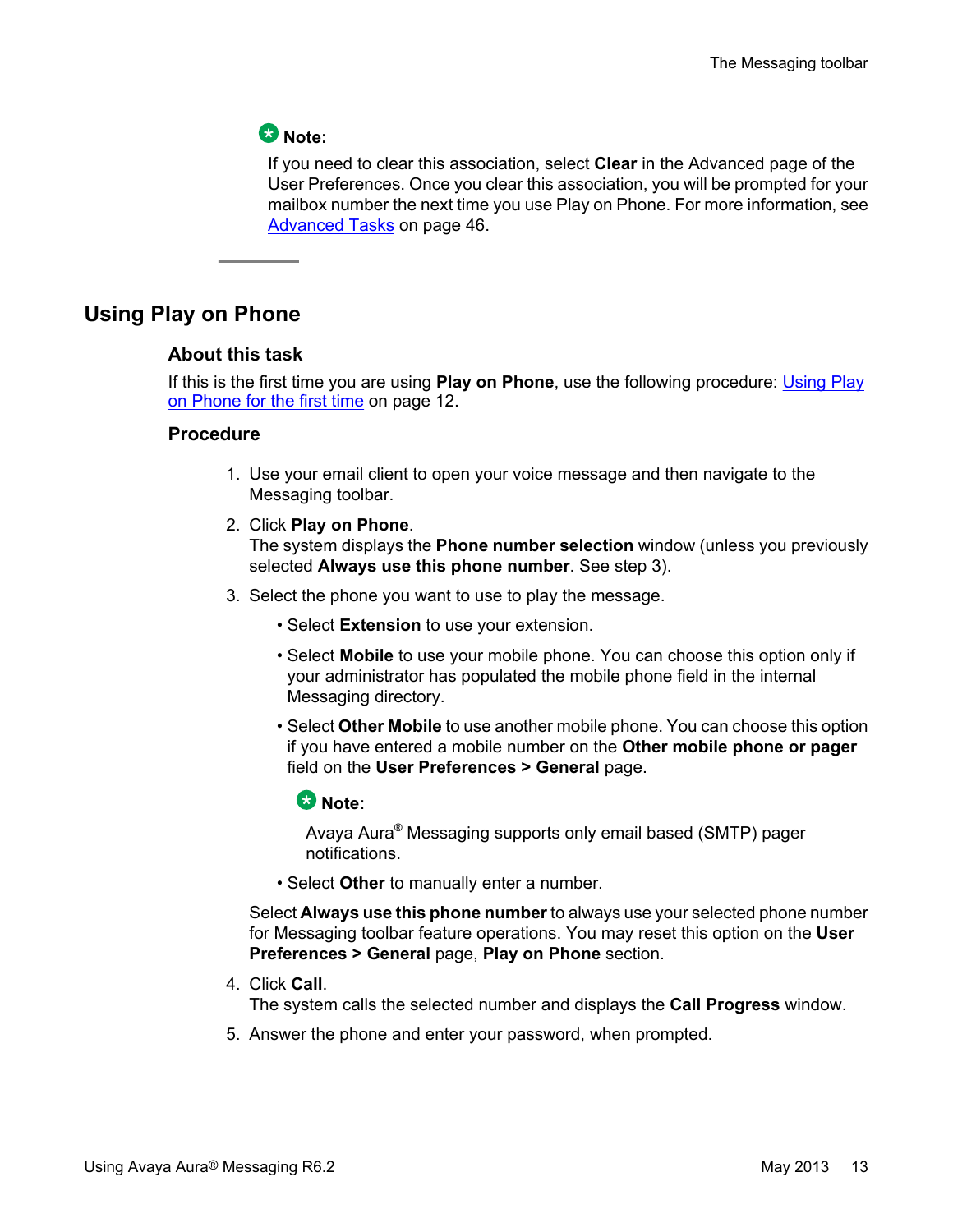**Note:**

If you need to clear this association, select **Clear** in the Advanced page of the User Preferences. Once you clear this association, you will be prompted for your mailbox number the next time you use Play on Phone. For more information, see Advanced Tasks on page 46.

## Using Play on Phone

### About this task

If this is the first time you are using **Play on Phone**, use the following procedure: Using Play on Phone for the first time on page 12.

### Procedure

1. Use your email client to open your voice message and then navigate to the Messaging toolbar.
2. Click **Play on Phone**.
   The system displays the **Phone number selection** window (unless you previously selected **Always use this phone number**. See step 3).
3. Select the phone you want to use to play the message.
   - Select **Extension** to use your extension.
   - Select **Mobile** to use your mobile phone. You can choose this option only if your administrator has populated the mobile phone field in the internal Messaging directory.
   - Select **Other Mobile** to use another mobile phone. You can choose this option if you have entered a mobile number on the **Other mobile phone or pager** field on the **User Preferences > General** page.

     **Note:**

     Avaya Aura® Messaging supports only email based (SMTP) pager notifications.
   - Select **Other** to manually enter a number.

   Select **Always use this phone number** to always use your selected phone number for Messaging toolbar feature operations. You may reset this option on the **User Preferences > General** page, **Play on Phone** section.
4. Click **Call**.
   The system calls the selected number and displays the **Call Progress** window.
5. Answer the phone and enter your password, when prompted.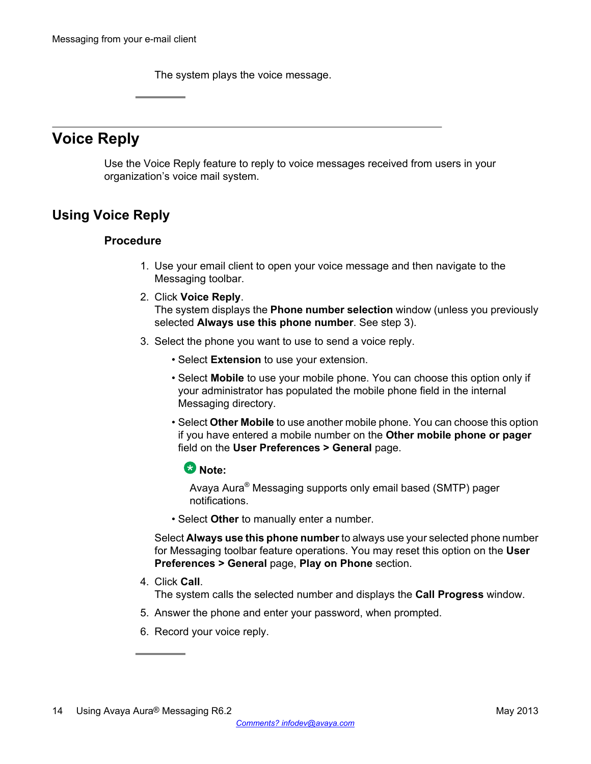The system plays the voice message.

## Voice Reply

Use the Voice Reply feature to reply to voice messages received from users in your organization's voice mail system.

### Using Voice Reply

#### Procedure

1. Use your email client to open your voice message and then navigate to the Messaging toolbar.
2. Click **Voice Reply**.
   The system displays the **Phone number selection** window (unless you previously selected **Always use this phone number**. See step 3).
3. Select the phone you want to use to send a voice reply.
   - Select **Extension** to use your extension.
   - Select **Mobile** to use your mobile phone. You can choose this option only if your administrator has populated the mobile phone field in the internal Messaging directory.
   - Select **Other Mobile** to use another mobile phone. You can choose this option if you have entered a mobile number on the **Other mobile phone or pager** field on the **User Preferences > General** page.

     **Note:**

     Avaya Aura® Messaging supports only email based (SMTP) pager notifications.
   - Select **Other** to manually enter a number.

   Select **Always use this phone number** to always use your selected phone number for Messaging toolbar feature operations. You may reset this option on the **User Preferences > General** page, **Play on Phone** section.
4. Click **Call**.
   The system calls the selected number and displays the **Call Progress** window.
5. Answer the phone and enter your password, when prompted.
6. Record your voice reply.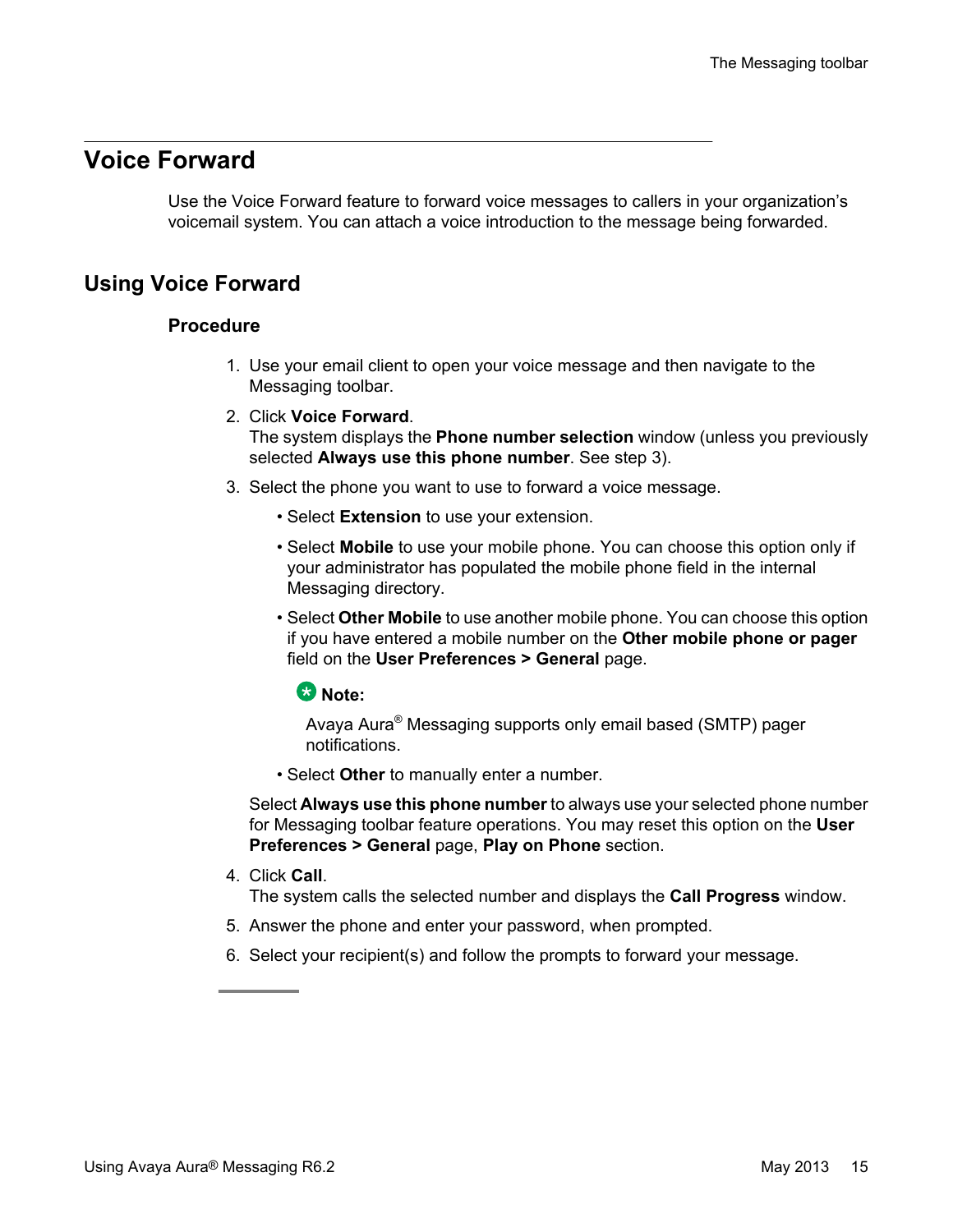## Voice Forward

Use the Voice Forward feature to forward voice messages to callers in your organization's voicemail system. You can attach a voice introduction to the message being forwarded.

### Using Voice Forward

#### Procedure

1. Use your email client to open your voice message and then navigate to the Messaging toolbar.
2. Click **Voice Forward**.
   The system displays the **Phone number selection** window (unless you previously selected **Always use this phone number**. See step 3).
3. Select the phone you want to use to forward a voice message.
   - Select **Extension** to use your extension.
   - Select **Mobile** to use your mobile phone. You can choose this option only if your administrator has populated the mobile phone field in the internal Messaging directory.
   - Select **Other Mobile** to use another mobile phone. You can choose this option if you have entered a mobile number on the **Other mobile phone or pager** field on the **User Preferences > General** page.

     **Note:**

     Avaya Aura® Messaging supports only email based (SMTP) pager notifications.
   - Select **Other** to manually enter a number.

   Select **Always use this phone number** to always use your selected phone number for Messaging toolbar feature operations. You may reset this option on the **User Preferences > General** page, **Play on Phone** section.
4. Click **Call**.
   The system calls the selected number and displays the **Call Progress** window.
5. Answer the phone and enter your password, when prompted.
6. Select your recipient(s) and follow the prompts to forward your message.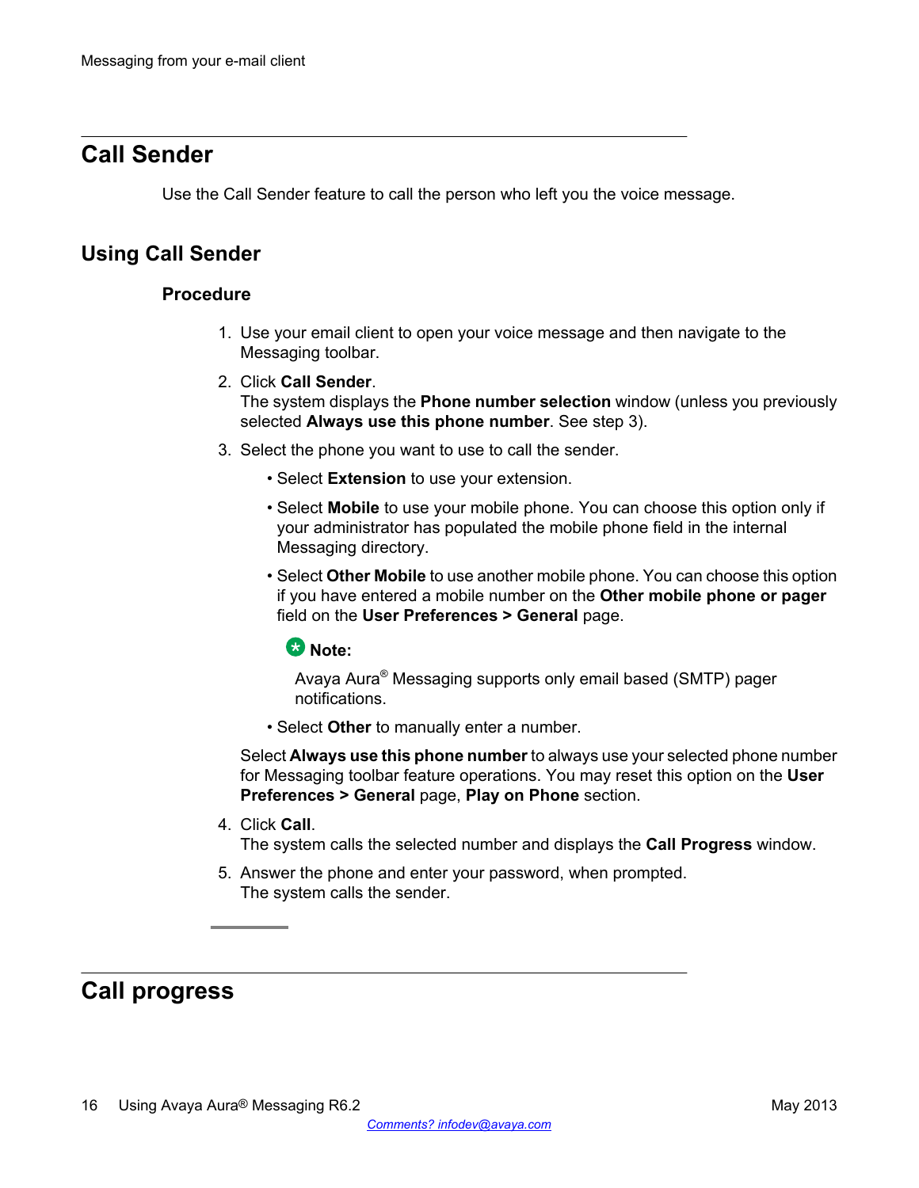## Call Sender

Use the Call Sender feature to call the person who left you the voice message.

### Using Call Sender

#### Procedure

1. Use your email client to open your voice message and then navigate to the Messaging toolbar.
2. Click **Call Sender**.
   The system displays the **Phone number selection** window (unless you previously selected **Always use this phone number**. See step 3).
3. Select the phone you want to use to call the sender.
   - Select **Extension** to use your extension.
   - Select **Mobile** to use your mobile phone. You can choose this option only if your administrator has populated the mobile phone field in the internal Messaging directory.
   - Select **Other Mobile** to use another mobile phone. You can choose this option if you have entered a mobile number on the **Other mobile phone or pager** field on the **User Preferences > General** page.

     **Note:**

     Avaya Aura® Messaging supports only email based (SMTP) pager notifications.
   - Select **Other** to manually enter a number.

   Select **Always use this phone number** to always use your selected phone number for Messaging toolbar feature operations. You may reset this option on the **User Preferences > General** page, **Play on Phone** section.
4. Click **Call**.
   The system calls the selected number and displays the **Call Progress** window.
5. Answer the phone and enter your password, when prompted.
   The system calls the sender.

## Call progress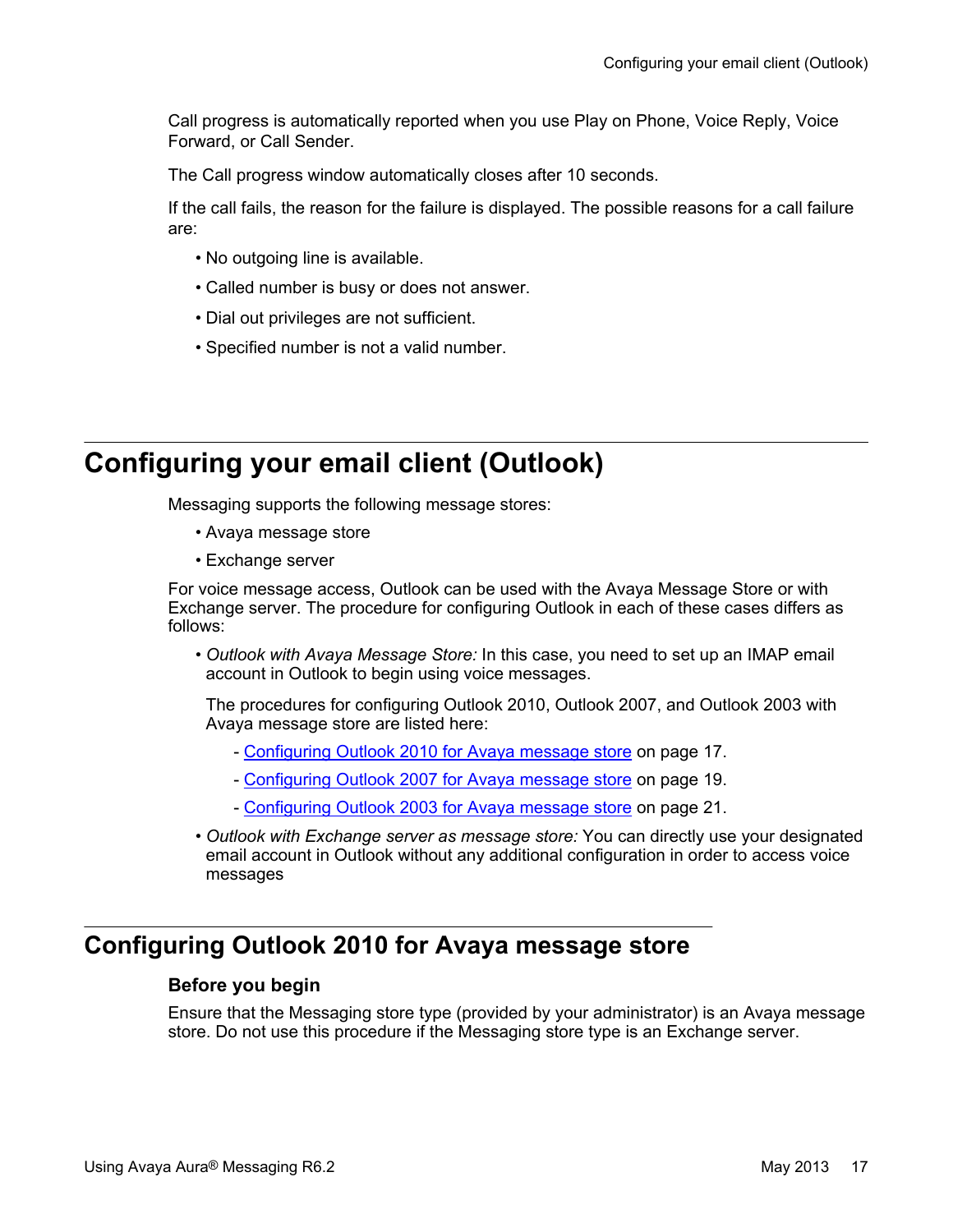Call progress is automatically reported when you use Play on Phone, Voice Reply, Voice Forward, or Call Sender.

The Call progress window automatically closes after 10 seconds.

If the call fails, the reason for the failure is displayed. The possible reasons for a call failure are:

- No outgoing line is available.
- Called number is busy or does not answer.
- Dial out privileges are not sufficient.
- Specified number is not a valid number.

# Configuring your email client (Outlook)

Messaging supports the following message stores:

- Avaya message store
- Exchange server

For voice message access, Outlook can be used with the Avaya Message Store or with Exchange server. The procedure for configuring Outlook in each of these cases differs as follows:

- *Outlook with Avaya Message Store:* In this case, you need to set up an IMAP email account in Outlook to begin using voice messages.

  The procedures for configuring Outlook 2010, Outlook 2007, and Outlook 2003 with Avaya message store are listed here:

  - Configuring Outlook 2010 for Avaya message store on page 17.
  - Configuring Outlook 2007 for Avaya message store on page 19.
  - Configuring Outlook 2003 for Avaya message store on page 21.
- *Outlook with Exchange server as message store:* You can directly use your designated email account in Outlook without any additional configuration in order to access voice messages

## Configuring Outlook 2010 for Avaya message store

### Before you begin

Ensure that the Messaging store type (provided by your administrator) is an Avaya message store. Do not use this procedure if the Messaging store type is an Exchange server.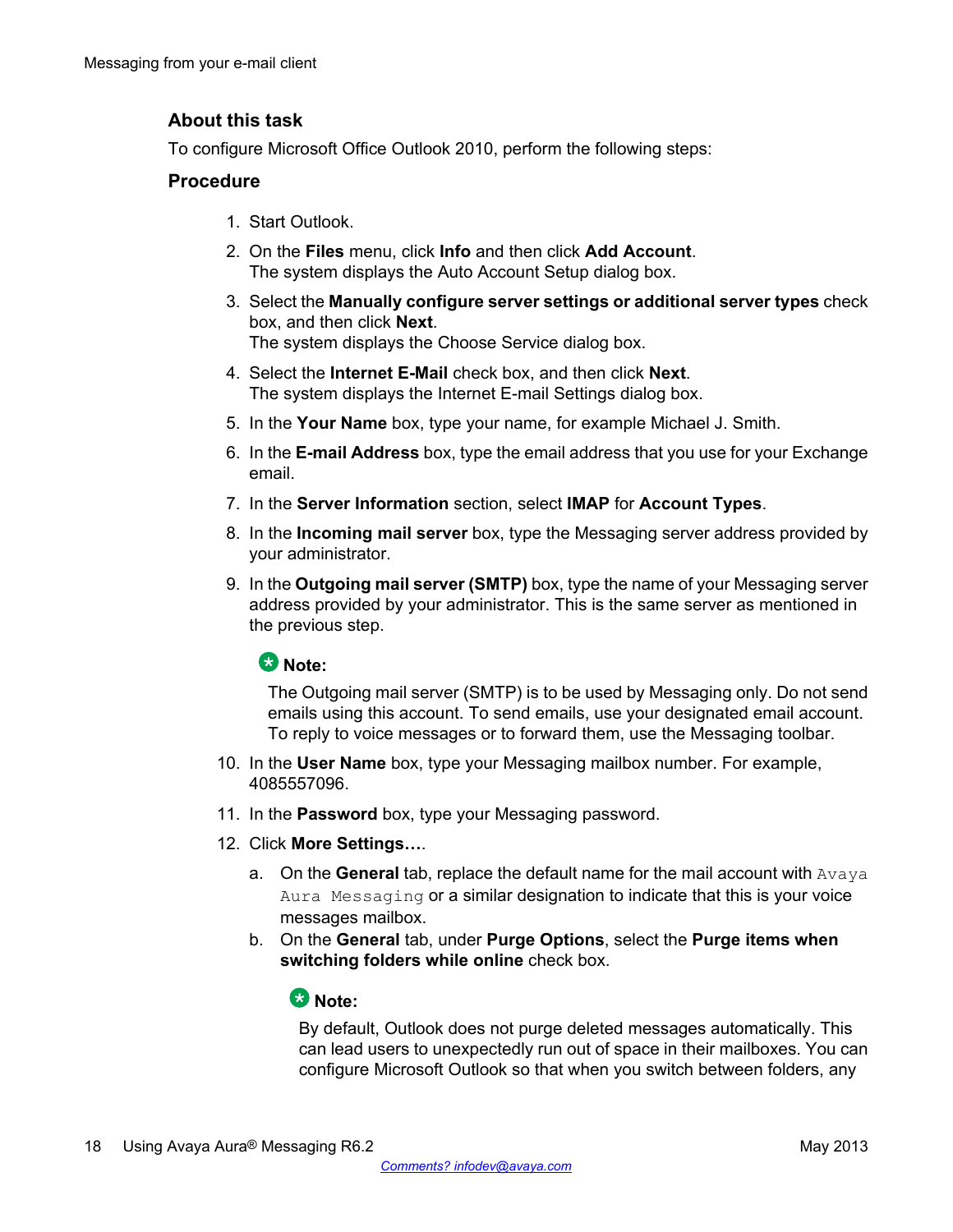### About this task

To configure Microsoft Office Outlook 2010, perform the following steps:

### Procedure

1. Start Outlook.
2. On the **Files** menu, click **Info** and then click **Add Account**.
   The system displays the Auto Account Setup dialog box.
3. Select the **Manually configure server settings or additional server types** check box, and then click **Next**.
   The system displays the Choose Service dialog box.
4. Select the **Internet E-Mail** check box, and then click **Next**.
   The system displays the Internet E-mail Settings dialog box.
5. In the **Your Name** box, type your name, for example Michael J. Smith.
6. In the **E-mail Address** box, type the email address that you use for your Exchange email.
7. In the **Server Information** section, select **IMAP** for **Account Types**.
8. In the **Incoming mail server** box, type the Messaging server address provided by your administrator.
9. In the **Outgoing mail server (SMTP)** box, type the name of your Messaging server address provided by your administrator. This is the same server as mentioned in the previous step.

   **Note:**

   The Outgoing mail server (SMTP) is to be used by Messaging only. Do not send emails using this account. To send emails, use your designated email account. To reply to voice messages or to forward them, use the Messaging toolbar.
10. In the **User Name** box, type your Messaging mailbox number. For example, 4085557096.
11. In the **Password** box, type your Messaging password.
12. Click **More Settings…**.
    a. On the **General** tab, replace the default name for the mail account with `Avaya Aura Messaging` or a similar designation to indicate that this is your voice messages mailbox.
    b. On the **General** tab, under **Purge Options**, select the **Purge items when switching folders while online** check box.

       **Note:**

       By default, Outlook does not purge deleted messages automatically. This can lead users to unexpectedly run out of space in their mailboxes. You can configure Microsoft Outlook so that when you switch between folders, any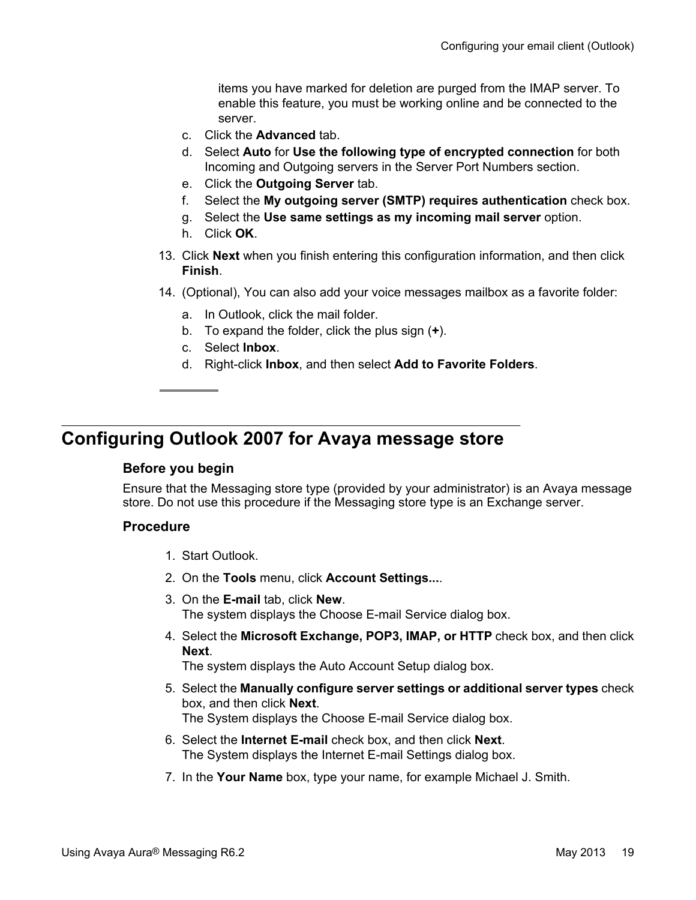items you have marked for deletion are purged from the IMAP server. To enable this feature, you must be working online and be connected to the server.

c. Click the **Advanced** tab.
d. Select **Auto** for **Use the following type of encrypted connection** for both Incoming and Outgoing servers in the Server Port Numbers section.
e. Click the **Outgoing Server** tab.
f. Select the **My outgoing server (SMTP) requires authentication** check box.
g. Select the **Use same settings as my incoming mail server** option.
h. Click **OK**.

13. Click **Next** when you finish entering this configuration information, and then click **Finish**.
14. (Optional), You can also add your voice messages mailbox as a favorite folder:

    a. In Outlook, click the mail folder.
    b. To expand the folder, click the plus sign (**+**).
    c. Select **Inbox**.
    d. Right-click **Inbox**, and then select **Add to Favorite Folders**.

## Configuring Outlook 2007 for Avaya message store

### Before you begin

Ensure that the Messaging store type (provided by your administrator) is an Avaya message store. Do not use this procedure if the Messaging store type is an Exchange server.

### Procedure

1. Start Outlook.
2. On the **Tools** menu, click **Account Settings...**.
3. On the **E-mail** tab, click **New**.
   The system displays the Choose E-mail Service dialog box.
4. Select the **Microsoft Exchange, POP3, IMAP, or HTTP** check box, and then click **Next**.
   The system displays the Auto Account Setup dialog box.
5. Select the **Manually configure server settings or additional server types** check box, and then click **Next**.
   The System displays the Choose E-mail Service dialog box.
6. Select the **Internet E-mail** check box, and then click **Next**.
   The System displays the Internet E-mail Settings dialog box.
7. In the **Your Name** box, type your name, for example Michael J. Smith.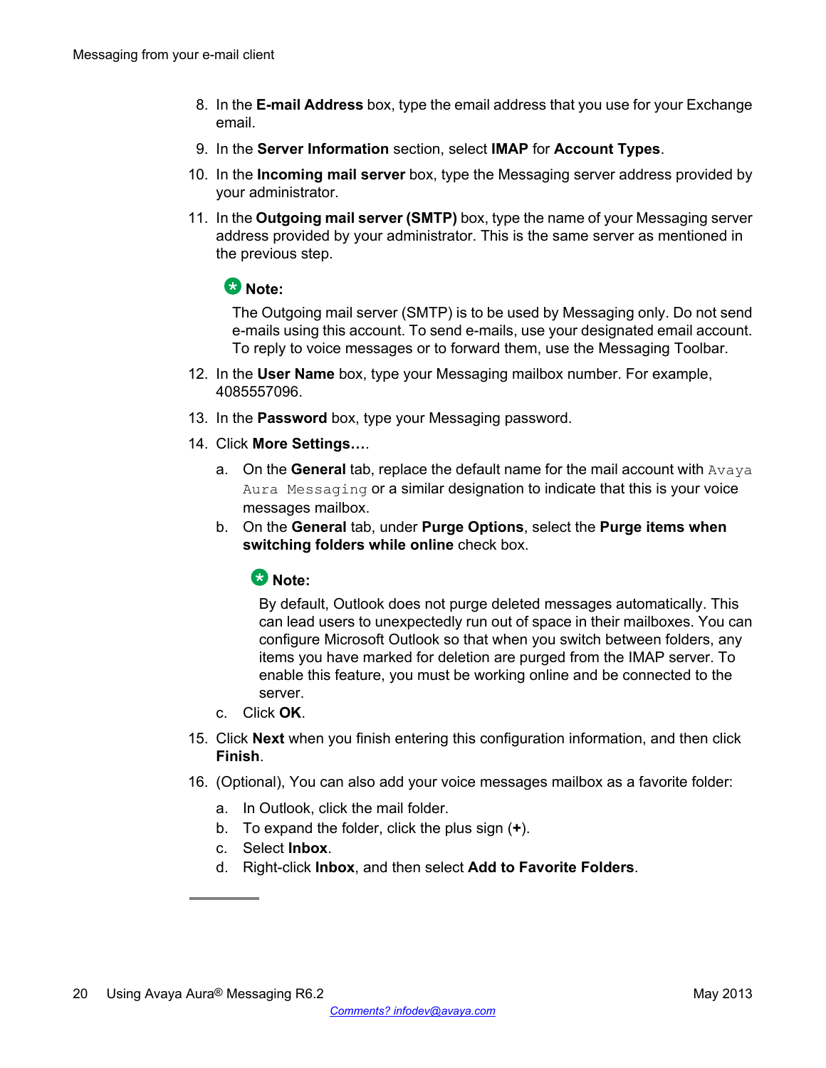8. In the **E-mail Address** box, type the email address that you use for your Exchange email.
9. In the **Server Information** section, select **IMAP** for **Account Types**.
10. In the **Incoming mail server** box, type the Messaging server address provided by your administrator.
11. In the **Outgoing mail server (SMTP)** box, type the name of your Messaging server address provided by your administrator. This is the same server as mentioned in the previous step.

    **Note:**

    The Outgoing mail server (SMTP) is to be used by Messaging only. Do not send e-mails using this account. To send e-mails, use your designated email account. To reply to voice messages or to forward them, use the Messaging Toolbar.

12. In the **User Name** box, type your Messaging mailbox number. For example, 4085557096.
13. In the **Password** box, type your Messaging password.
14. Click **More Settings...**.
    a. On the **General** tab, replace the default name for the mail account with `Avaya Aura Messaging` or a similar designation to indicate that this is your voice messages mailbox.
    b. On the **General** tab, under **Purge Options**, select the **Purge items when switching folders while online** check box.

       **Note:**

       By default, Outlook does not purge deleted messages automatically. This can lead users to unexpectedly run out of space in their mailboxes. You can configure Microsoft Outlook so that when you switch between folders, any items you have marked for deletion are purged from the IMAP server. To enable this feature, you must be working online and be connected to the server.

    c. Click **OK**.
15. Click **Next** when you finish entering this configuration information, and then click **Finish**.
16. (Optional), You can also add your voice messages mailbox as a favorite folder:
    a. In Outlook, click the mail folder.
    b. To expand the folder, click the plus sign (**+**).
    c. Select **Inbox**.
    d. Right-click **Inbox**, and then select **Add to Favorite Folders**.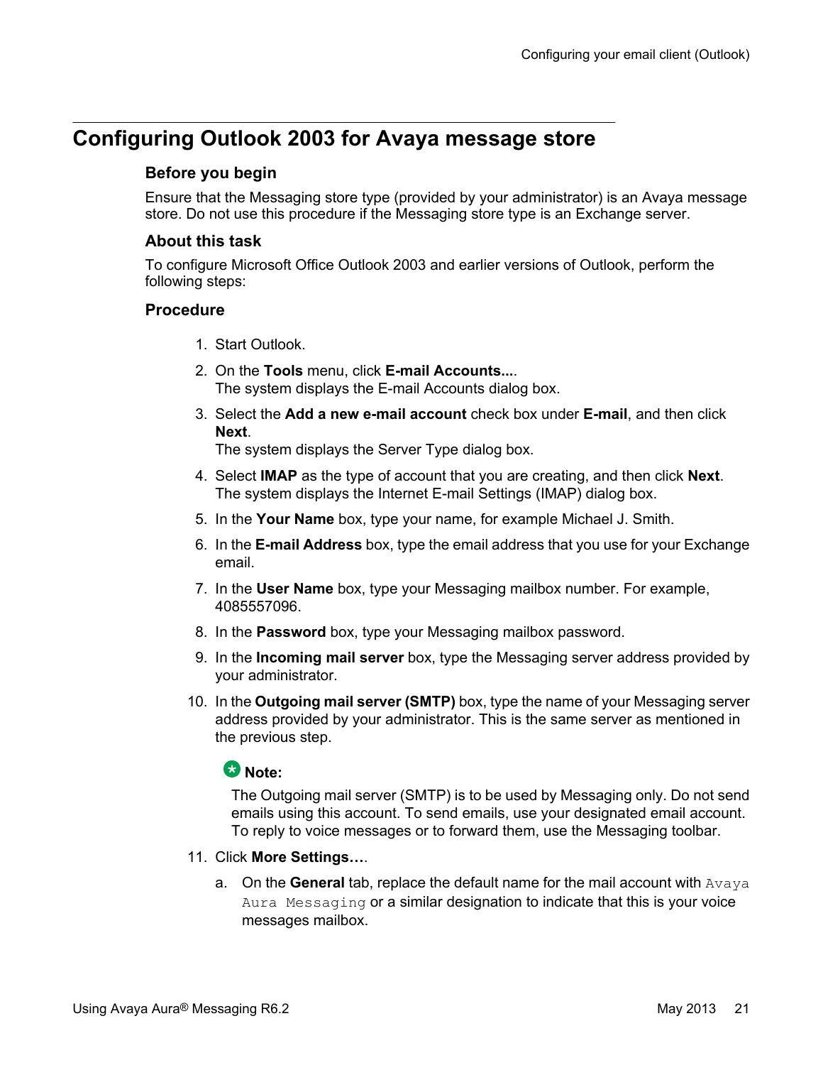## Configuring Outlook 2003 for Avaya message store

### Before you begin

Ensure that the Messaging store type (provided by your administrator) is an Avaya message store. Do not use this procedure if the Messaging store type is an Exchange server.

### About this task

To configure Microsoft Office Outlook 2003 and earlier versions of Outlook, perform the following steps:

### Procedure

1. Start Outlook.
2. On the **Tools** menu, click **E-mail Accounts...**.
   The system displays the E-mail Accounts dialog box.
3. Select the **Add a new e-mail account** check box under **E-mail**, and then click **Next**.
   The system displays the Server Type dialog box.
4. Select **IMAP** as the type of account that you are creating, and then click **Next**.
   The system displays the Internet E-mail Settings (IMAP) dialog box.
5. In the **Your Name** box, type your name, for example Michael J. Smith.
6. In the **E-mail Address** box, type the email address that you use for your Exchange email.
7. In the **User Name** box, type your Messaging mailbox number. For example, 4085557096.
8. In the **Password** box, type your Messaging mailbox password.
9. In the **Incoming mail server** box, type the Messaging server address provided by your administrator.
10. In the **Outgoing mail server (SMTP)** box, type the name of your Messaging server address provided by your administrator. This is the same server as mentioned in the previous step.

    **Note:**

    The Outgoing mail server (SMTP) is to be used by Messaging only. Do not send emails using this account. To send emails, use your designated email account. To reply to voice messages or to forward them, use the Messaging toolbar.

11. Click **More Settings…**.
    a. On the **General** tab, replace the default name for the mail account with `Avaya Aura Messaging` or a similar designation to indicate that this is your voice messages mailbox.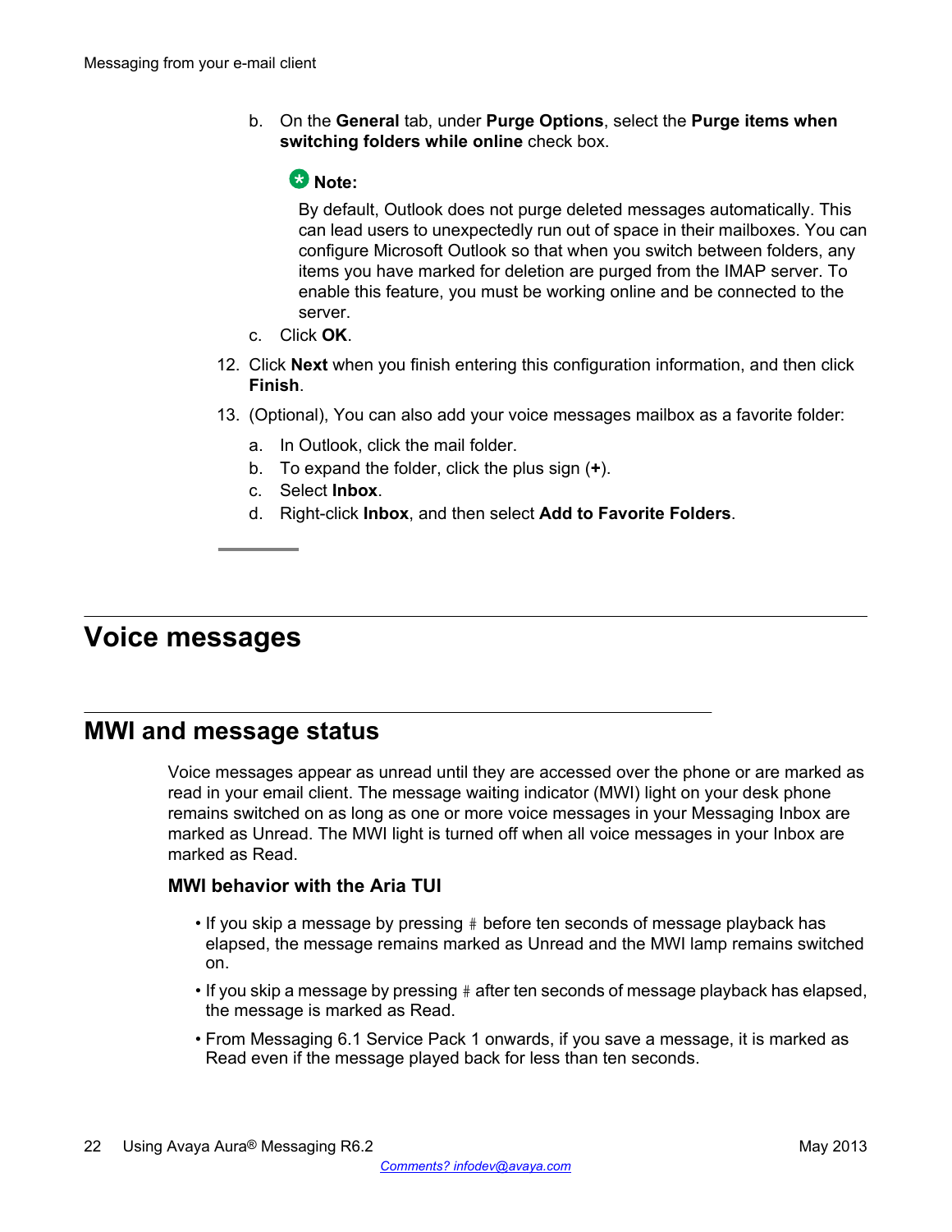b. On the **General** tab, under **Purge Options**, select the **Purge items when switching folders while online** check box.

   **Note:**

   By default, Outlook does not purge deleted messages automatically. This can lead users to unexpectedly run out of space in their mailboxes. You can configure Microsoft Outlook so that when you switch between folders, any items you have marked for deletion are purged from the IMAP server. To enable this feature, you must be working online and be connected to the server.

c. Click **OK**.

12. Click **Next** when you finish entering this configuration information, and then click **Finish**.

13. (Optional), You can also add your voice messages mailbox as a favorite folder:

    a. In Outlook, click the mail folder.

    b. To expand the folder, click the plus sign (**+**).

    c. Select **Inbox**.

    d. Right-click **Inbox**, and then select **Add to Favorite Folders**.

# Voice messages

## MWI and message status

Voice messages appear as unread until they are accessed over the phone or are marked as read in your email client. The message waiting indicator (MWI) light on your desk phone remains switched on as long as one or more voice messages in your Messaging Inbox are marked as Unread. The MWI light is turned off when all voice messages in your Inbox are marked as Read.

### MWI behavior with the Aria TUI

- If you skip a message by pressing # before ten seconds of message playback has elapsed, the message remains marked as Unread and the MWI lamp remains switched on.
- If you skip a message by pressing # after ten seconds of message playback has elapsed, the message is marked as Read.
- From Messaging 6.1 Service Pack 1 onwards, if you save a message, it is marked as Read even if the message played back for less than ten seconds.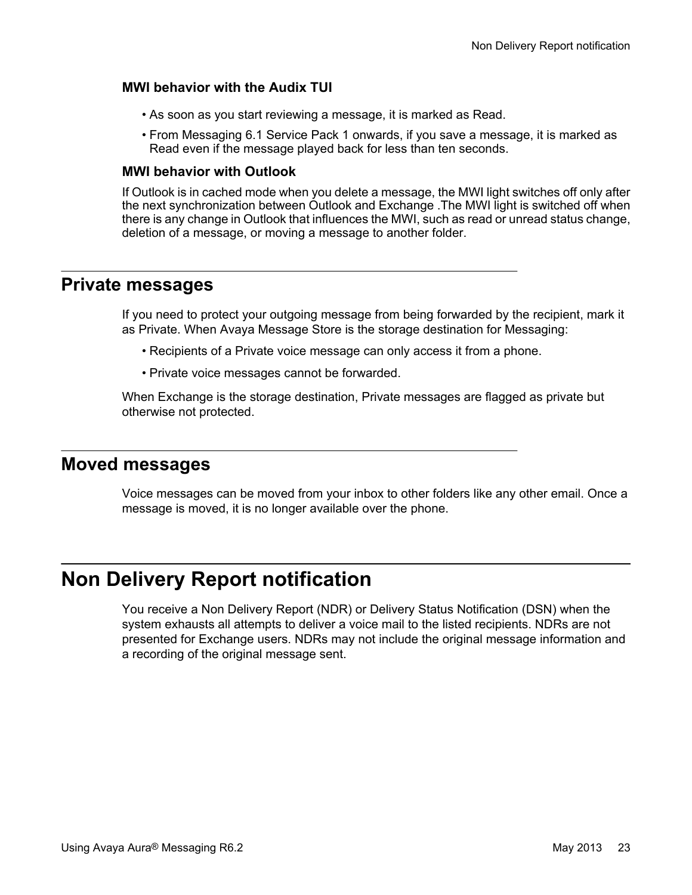### MWI behavior with the Audix TUI

- As soon as you start reviewing a message, it is marked as Read.
- From Messaging 6.1 Service Pack 1 onwards, if you save a message, it is marked as Read even if the message played back for less than ten seconds.

### MWI behavior with Outlook

If Outlook is in cached mode when you delete a message, the MWI light switches off only after the next synchronization between Outlook and Exchange .The MWI light is switched off when there is any change in Outlook that influences the MWI, such as read or unread status change, deletion of a message, or moving a message to another folder.

## Private messages

If you need to protect your outgoing message from being forwarded by the recipient, mark it as Private. When Avaya Message Store is the storage destination for Messaging:

- Recipients of a Private voice message can only access it from a phone.
- Private voice messages cannot be forwarded.

When Exchange is the storage destination, Private messages are flagged as private but otherwise not protected.

## Moved messages

Voice messages can be moved from your inbox to other folders like any other email. Once a message is moved, it is no longer available over the phone.

# Non Delivery Report notification

You receive a Non Delivery Report (NDR) or Delivery Status Notification (DSN) when the system exhausts all attempts to deliver a voice mail to the listed recipients. NDRs are not presented for Exchange users. NDRs may not include the original message information and a recording of the original message sent.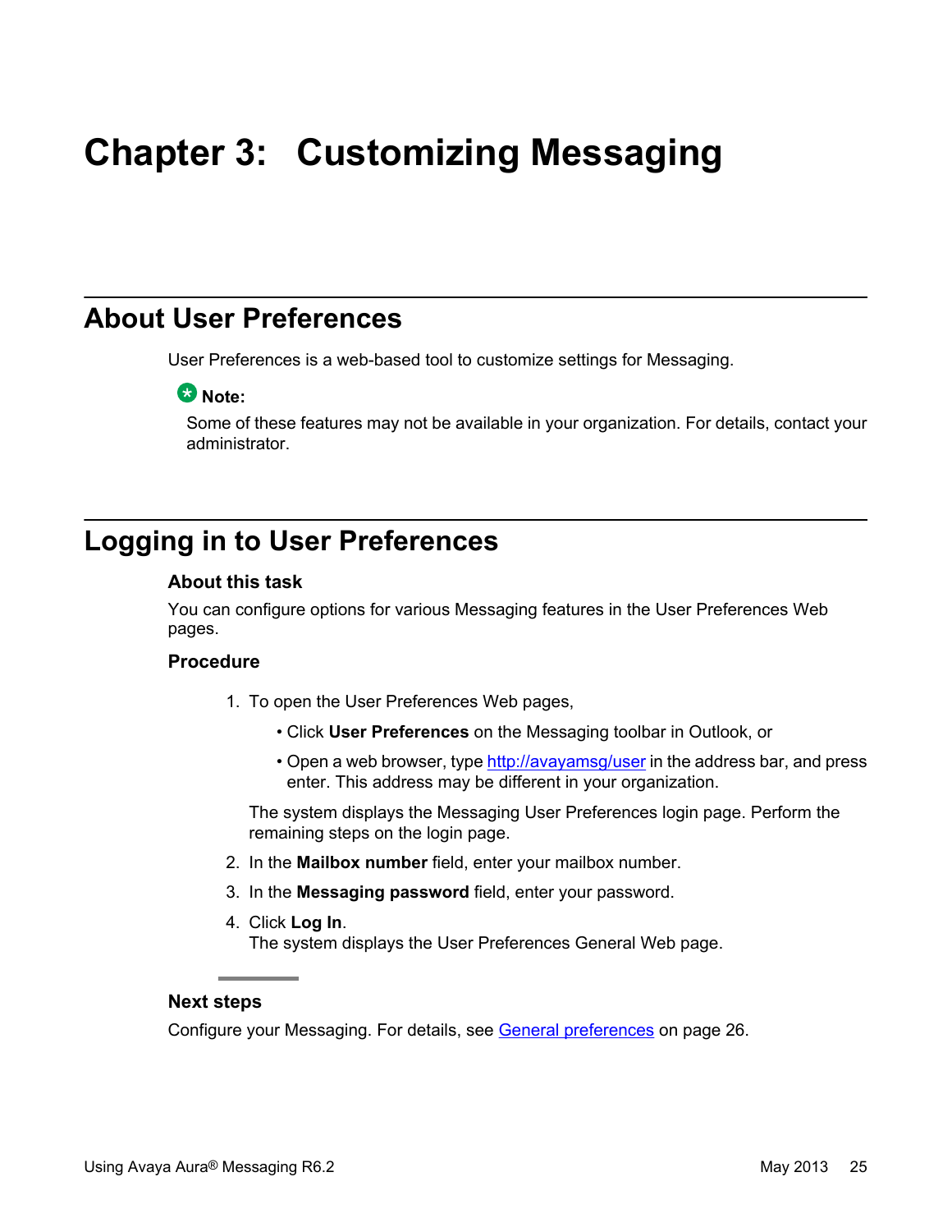# Chapter 3: Customizing Messaging

## About User Preferences

User Preferences is a web-based tool to customize settings for Messaging.

**Note:**
Some of these features may not be available in your organization. For details, contact your administrator.

## Logging in to User Preferences

### About this task

You can configure options for various Messaging features in the User Preferences Web pages.

### Procedure

1. To open the User Preferences Web pages,
   - Click **User Preferences** on the Messaging toolbar in Outlook, or
   - Open a web browser, type http://avayamsg/user in the address bar, and press enter. This address may be different in your organization.

   The system displays the Messaging User Preferences login page. Perform the remaining steps on the login page.
2. In the **Mailbox number** field, enter your mailbox number.
3. In the **Messaging password** field, enter your password.
4. Click **Log In**.
   The system displays the User Preferences General Web page.

### Next steps

Configure your Messaging. For details, see General preferences on page 26.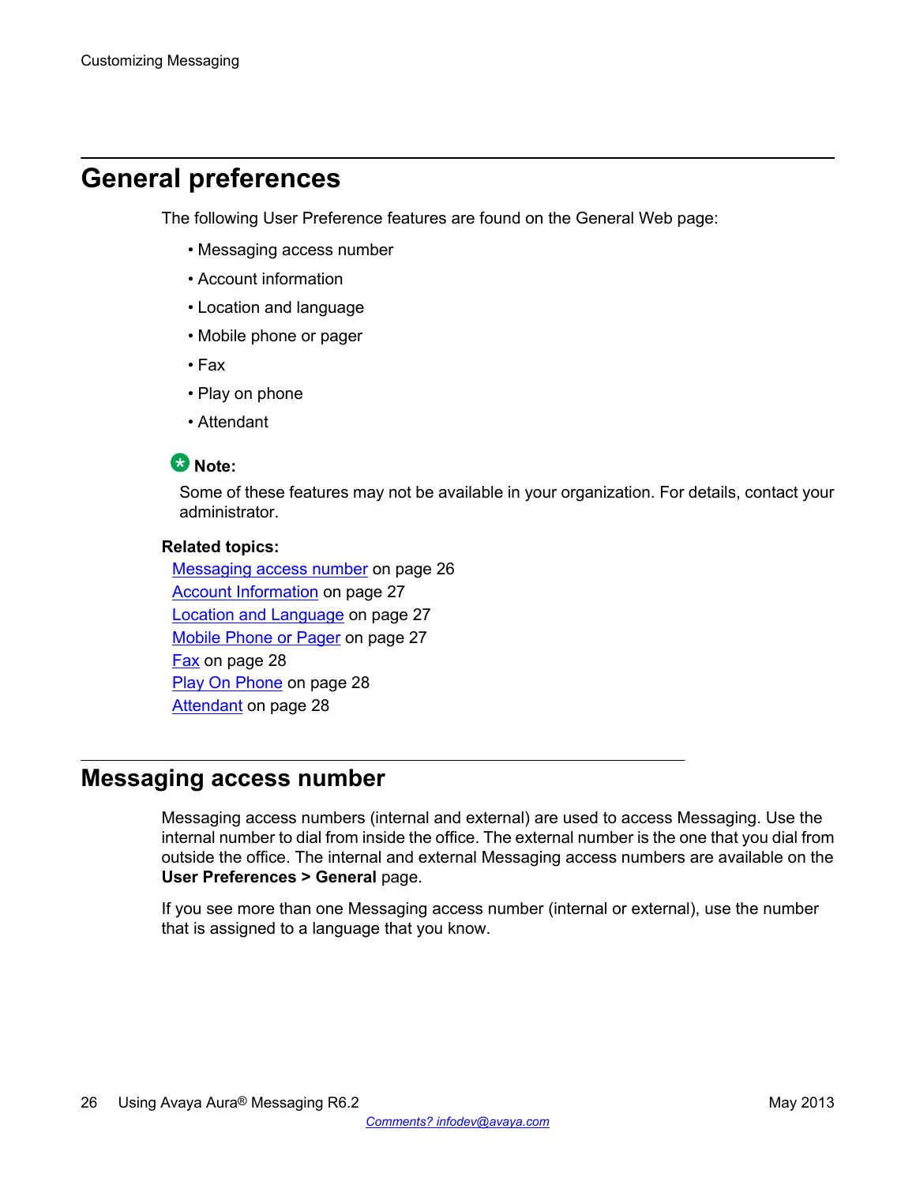## General preferences

The following User Preference features are found on the General Web page:

- Messaging access number
- Account information
- Location and language
- Mobile phone or pager
- Fax
- Play on phone
- Attendant

**Note:**

Some of these features may not be available in your organization. For details, contact your administrator.

**Related topics:**

Messaging access number on page 26
Account Information on page 27
Location and Language on page 27
Mobile Phone or Pager on page 27
Fax on page 28
Play On Phone on page 28
Attendant on page 28

## Messaging access number

Messaging access numbers (internal and external) are used to access Messaging. Use the internal number to dial from inside the office. The external number is the one that you dial from outside the office. The internal and external Messaging access numbers are available on the **User Preferences > General** page.

If you see more than one Messaging access number (internal or external), use the number that is assigned to a language that you know.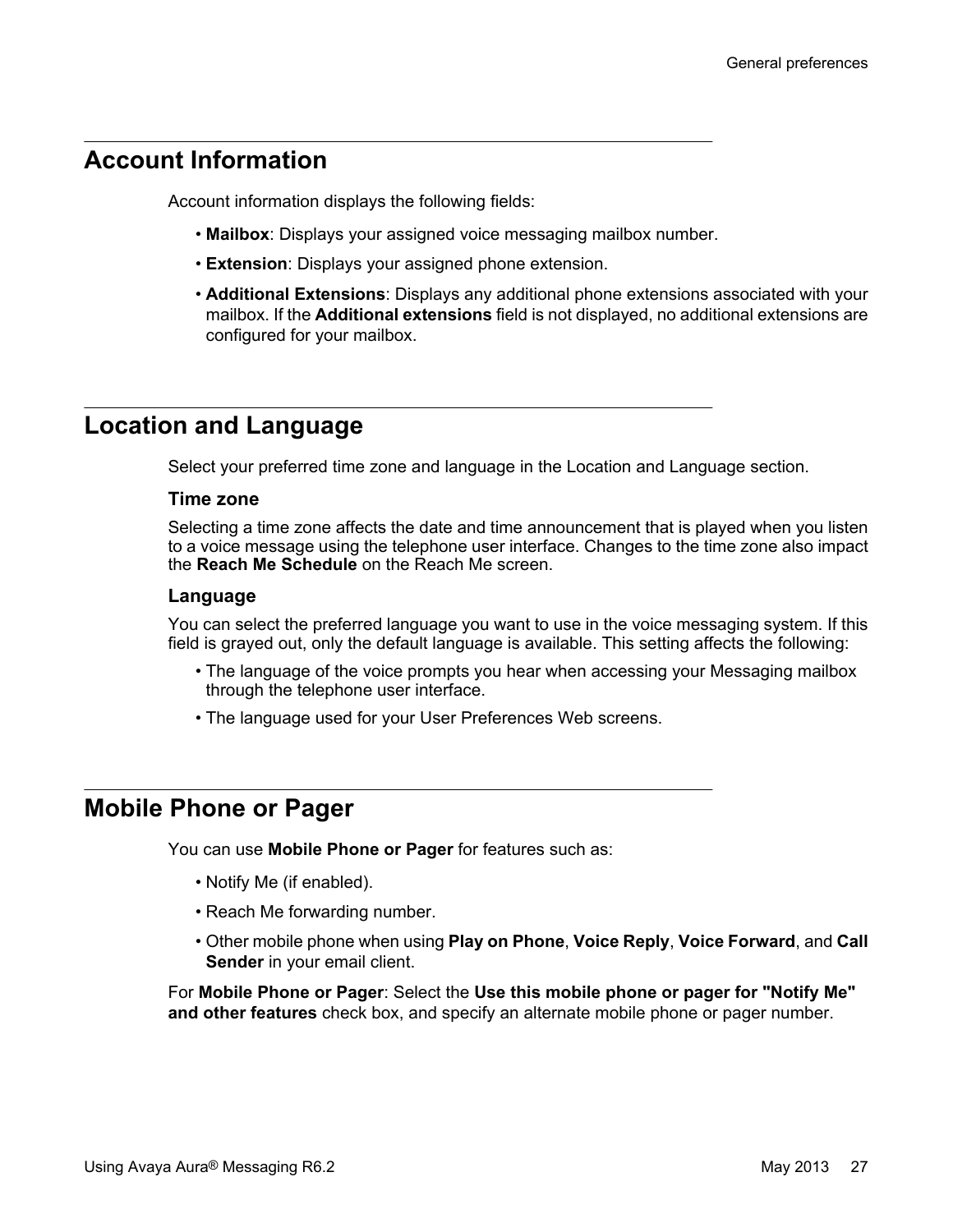## Account Information

Account information displays the following fields:

- **Mailbox**: Displays your assigned voice messaging mailbox number.
- **Extension**: Displays your assigned phone extension.
- **Additional Extensions**: Displays any additional phone extensions associated with your mailbox. If the **Additional extensions** field is not displayed, no additional extensions are configured for your mailbox.

## Location and Language

Select your preferred time zone and language in the Location and Language section.

### Time zone

Selecting a time zone affects the date and time announcement that is played when you listen to a voice message using the telephone user interface. Changes to the time zone also impact the **Reach Me Schedule** on the Reach Me screen.

### Language

You can select the preferred language you want to use in the voice messaging system. If this field is grayed out, only the default language is available. This setting affects the following:

- The language of the voice prompts you hear when accessing your Messaging mailbox through the telephone user interface.
- The language used for your User Preferences Web screens.

## Mobile Phone or Pager

You can use **Mobile Phone or Pager** for features such as:

- Notify Me (if enabled).
- Reach Me forwarding number.
- Other mobile phone when using **Play on Phone**, **Voice Reply**, **Voice Forward**, and **Call Sender** in your email client.

For **Mobile Phone or Pager**: Select the **Use this mobile phone or pager for "Notify Me" and other features** check box, and specify an alternate mobile phone or pager number.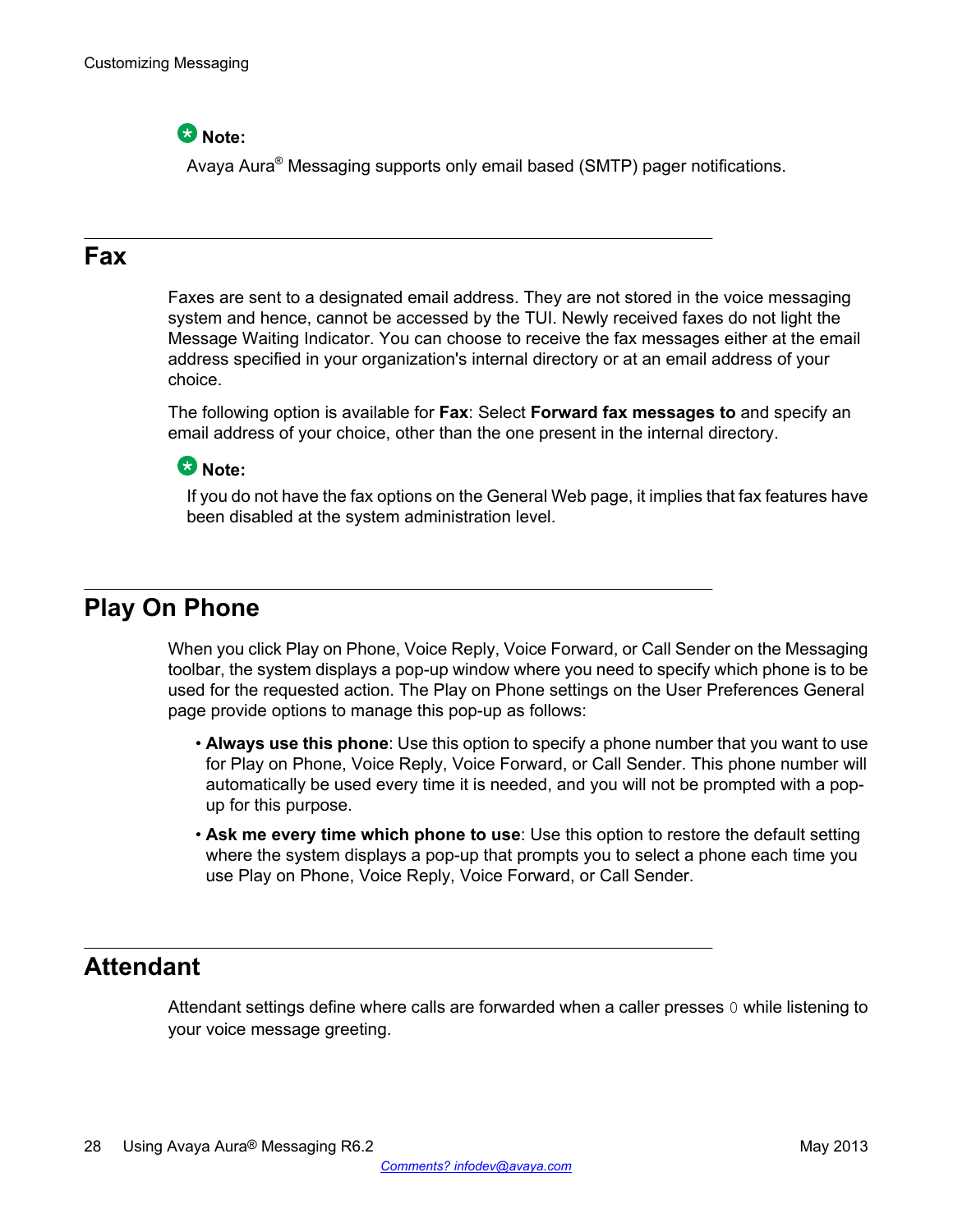**Note:**

Avaya Aura® Messaging supports only email based (SMTP) pager notifications.

## Fax

Faxes are sent to a designated email address. They are not stored in the voice messaging system and hence, cannot be accessed by the TUI. Newly received faxes do not light the Message Waiting Indicator. You can choose to receive the fax messages either at the email address specified in your organization's internal directory or at an email address of your choice.

The following option is available for **Fax**: Select **Forward fax messages to** and specify an email address of your choice, other than the one present in the internal directory.

**Note:**

If you do not have the fax options on the General Web page, it implies that fax features have been disabled at the system administration level.

## Play On Phone

When you click Play on Phone, Voice Reply, Voice Forward, or Call Sender on the Messaging toolbar, the system displays a pop-up window where you need to specify which phone is to be used for the requested action. The Play on Phone settings on the User Preferences General page provide options to manage this pop-up as follows:

- **Always use this phone**: Use this option to specify a phone number that you want to use for Play on Phone, Voice Reply, Voice Forward, or Call Sender. This phone number will automatically be used every time it is needed, and you will not be prompted with a pop-up for this purpose.
- **Ask me every time which phone to use**: Use this option to restore the default setting where the system displays a pop-up that prompts you to select a phone each time you use Play on Phone, Voice Reply, Voice Forward, or Call Sender.

## Attendant

Attendant settings define where calls are forwarded when a caller presses `0` while listening to your voice message greeting.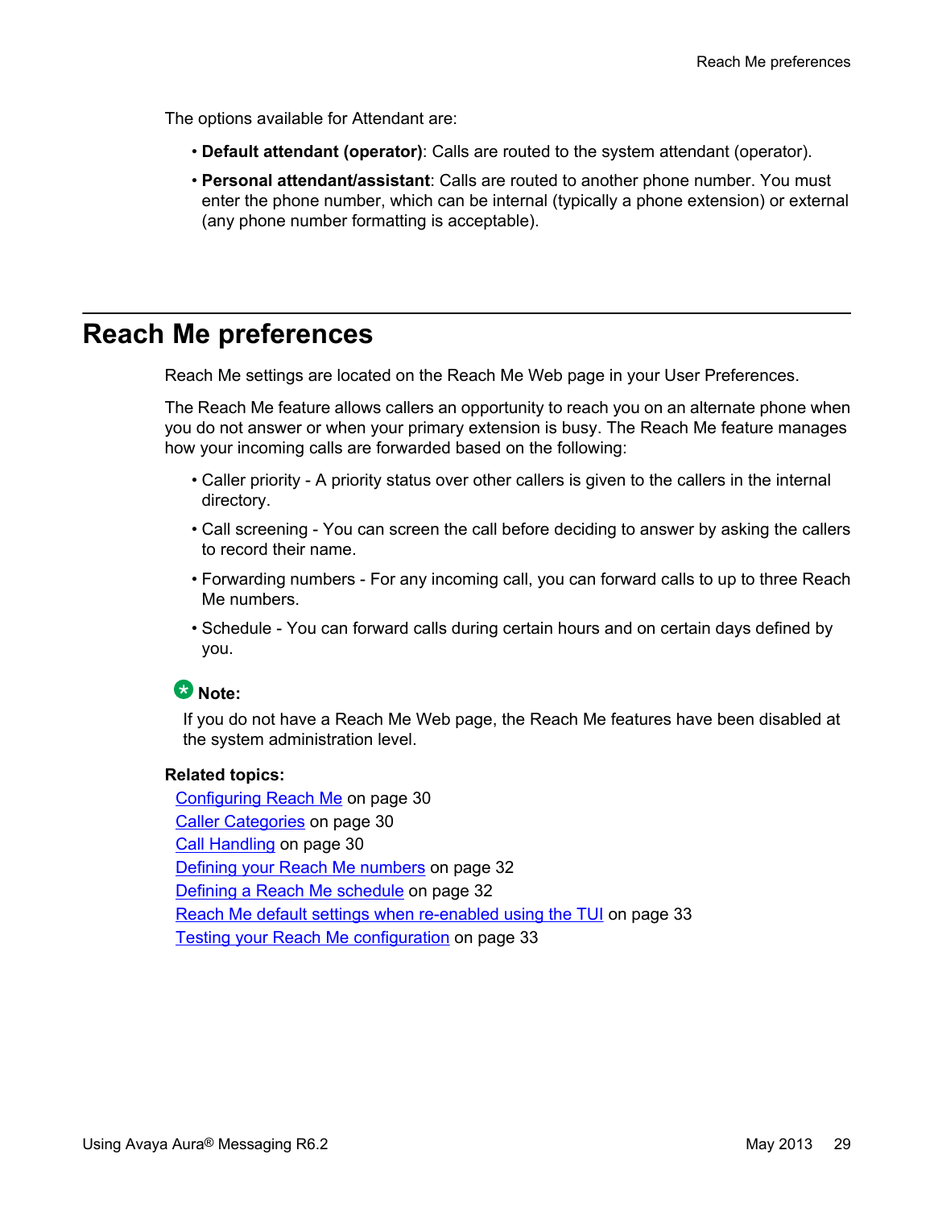The options available for Attendant are:

- **Default attendant (operator)**: Calls are routed to the system attendant (operator).
- **Personal attendant/assistant**: Calls are routed to another phone number. You must enter the phone number, which can be internal (typically a phone extension) or external (any phone number formatting is acceptable).

## Reach Me preferences

Reach Me settings are located on the Reach Me Web page in your User Preferences.

The Reach Me feature allows callers an opportunity to reach you on an alternate phone when you do not answer or when your primary extension is busy. The Reach Me feature manages how your incoming calls are forwarded based on the following:

- Caller priority - A priority status over other callers is given to the callers in the internal directory.
- Call screening - You can screen the call before deciding to answer by asking the callers to record their name.
- Forwarding numbers - For any incoming call, you can forward calls to up to three Reach Me numbers.
- Schedule - You can forward calls during certain hours and on certain days defined by you.

**Note:**

If you do not have a Reach Me Web page, the Reach Me features have been disabled at the system administration level.

**Related topics:**

Configuring Reach Me on page 30
Caller Categories on page 30
Call Handling on page 30
Defining your Reach Me numbers on page 32
Defining a Reach Me schedule on page 32
Reach Me default settings when re-enabled using the TUI on page 33
Testing your Reach Me configuration on page 33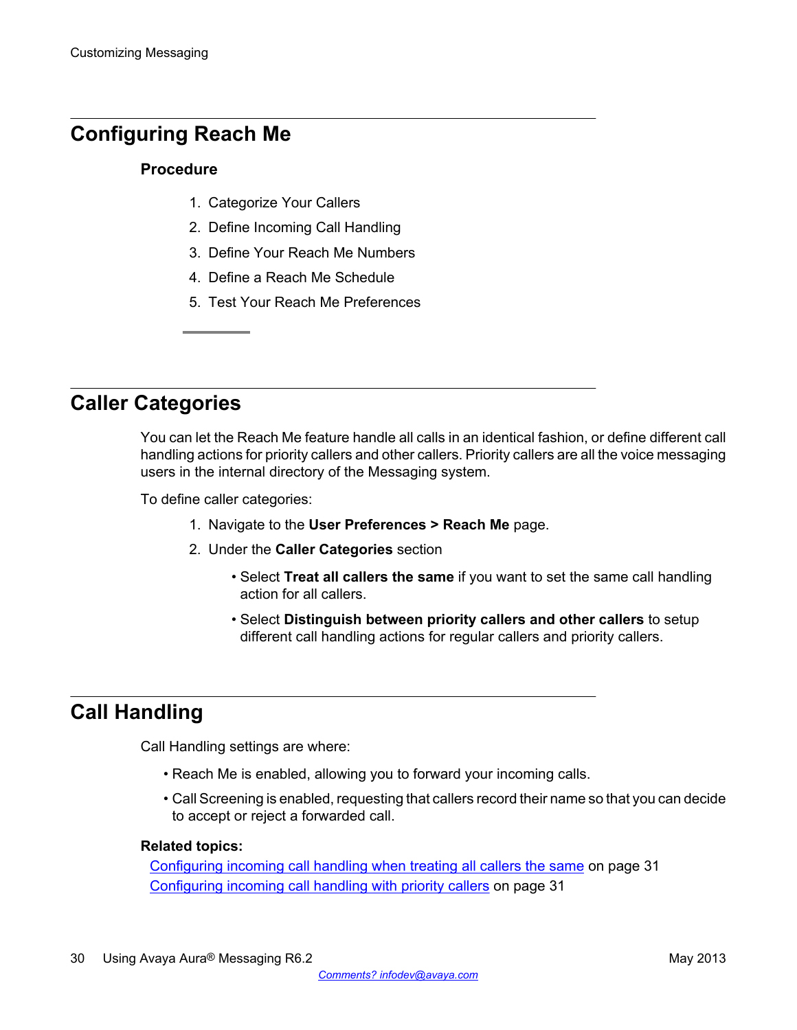## Configuring Reach Me

### Procedure

1. Categorize Your Callers
2. Define Incoming Call Handling
3. Define Your Reach Me Numbers
4. Define a Reach Me Schedule
5. Test Your Reach Me Preferences

## Caller Categories

You can let the Reach Me feature handle all calls in an identical fashion, or define different call handling actions for priority callers and other callers. Priority callers are all the voice messaging users in the internal directory of the Messaging system.

To define caller categories:

1. Navigate to the **User Preferences > Reach Me** page.
2. Under the **Caller Categories** section
   - Select **Treat all callers the same** if you want to set the same call handling action for all callers.
   - Select **Distinguish between priority callers and other callers** to setup different call handling actions for regular callers and priority callers.

## Call Handling

Call Handling settings are where:

- Reach Me is enabled, allowing you to forward your incoming calls.
- Call Screening is enabled, requesting that callers record their name so that you can decide to accept or reject a forwarded call.

**Related topics:**

Configuring incoming call handling when treating all callers the same on page 31
Configuring incoming call handling with priority callers on page 31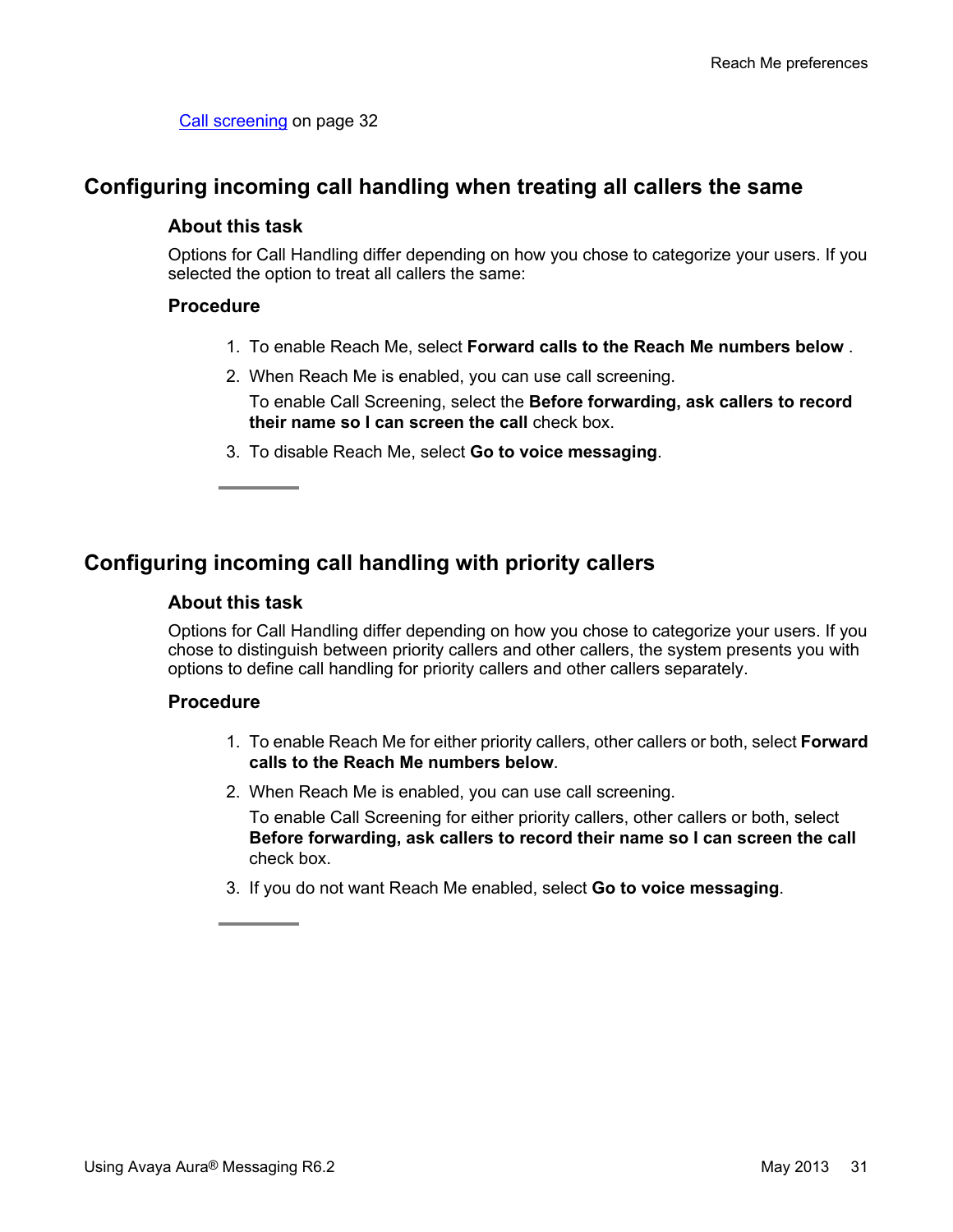Call screening on page 32

## Configuring incoming call handling when treating all callers the same

### About this task

Options for Call Handling differ depending on how you chose to categorize your users. If you selected the option to treat all callers the same:

### Procedure

1. To enable Reach Me, select **Forward calls to the Reach Me numbers below** .
2. When Reach Me is enabled, you can use call screening.

   To enable Call Screening, select the **Before forwarding, ask callers to record their name so I can screen the call** check box.
3. To disable Reach Me, select **Go to voice messaging**.

## Configuring incoming call handling with priority callers

### About this task

Options for Call Handling differ depending on how you chose to categorize your users. If you chose to distinguish between priority callers and other callers, the system presents you with options to define call handling for priority callers and other callers separately.

### Procedure

1. To enable Reach Me for either priority callers, other callers or both, select **Forward calls to the Reach Me numbers below**.
2. When Reach Me is enabled, you can use call screening.

   To enable Call Screening for either priority callers, other callers or both, select **Before forwarding, ask callers to record their name so I can screen the call** check box.
3. If you do not want Reach Me enabled, select **Go to voice messaging**.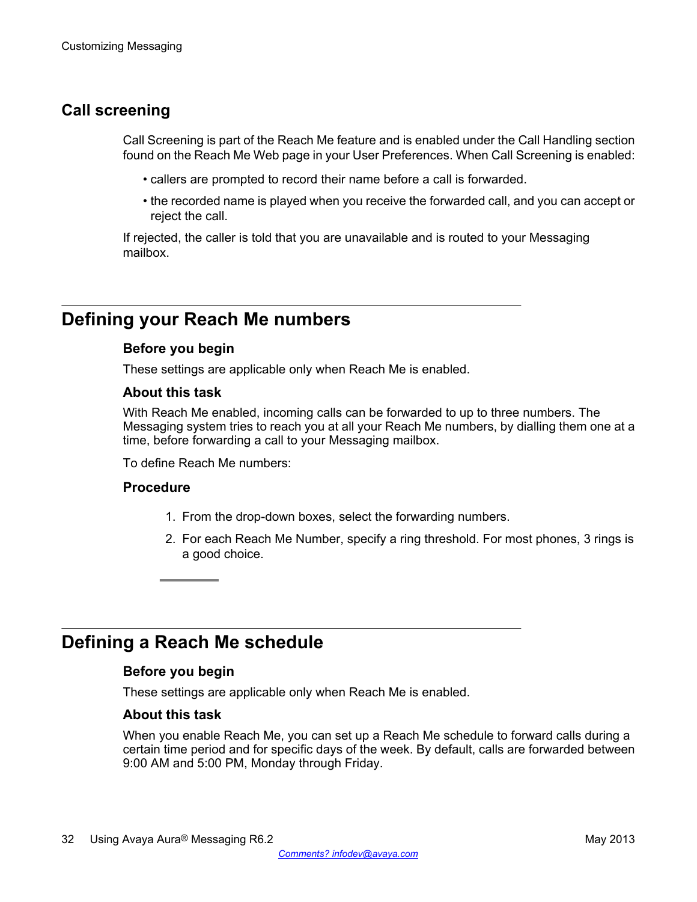## Call screening

Call Screening is part of the Reach Me feature and is enabled under the Call Handling section found on the Reach Me Web page in your User Preferences. When Call Screening is enabled:

- callers are prompted to record their name before a call is forwarded.
- the recorded name is played when you receive the forwarded call, and you can accept or reject the call.

If rejected, the caller is told that you are unavailable and is routed to your Messaging mailbox.

# Defining your Reach Me numbers

### Before you begin

These settings are applicable only when Reach Me is enabled.

### About this task

With Reach Me enabled, incoming calls can be forwarded to up to three numbers. The Messaging system tries to reach you at all your Reach Me numbers, by dialling them one at a time, before forwarding a call to your Messaging mailbox.

To define Reach Me numbers:

### Procedure

1. From the drop-down boxes, select the forwarding numbers.
2. For each Reach Me Number, specify a ring threshold. For most phones, 3 rings is a good choice.

# Defining a Reach Me schedule

### Before you begin

These settings are applicable only when Reach Me is enabled.

### About this task

When you enable Reach Me, you can set up a Reach Me schedule to forward calls during a certain time period and for specific days of the week. By default, calls are forwarded between 9:00 AM and 5:00 PM, Monday through Friday.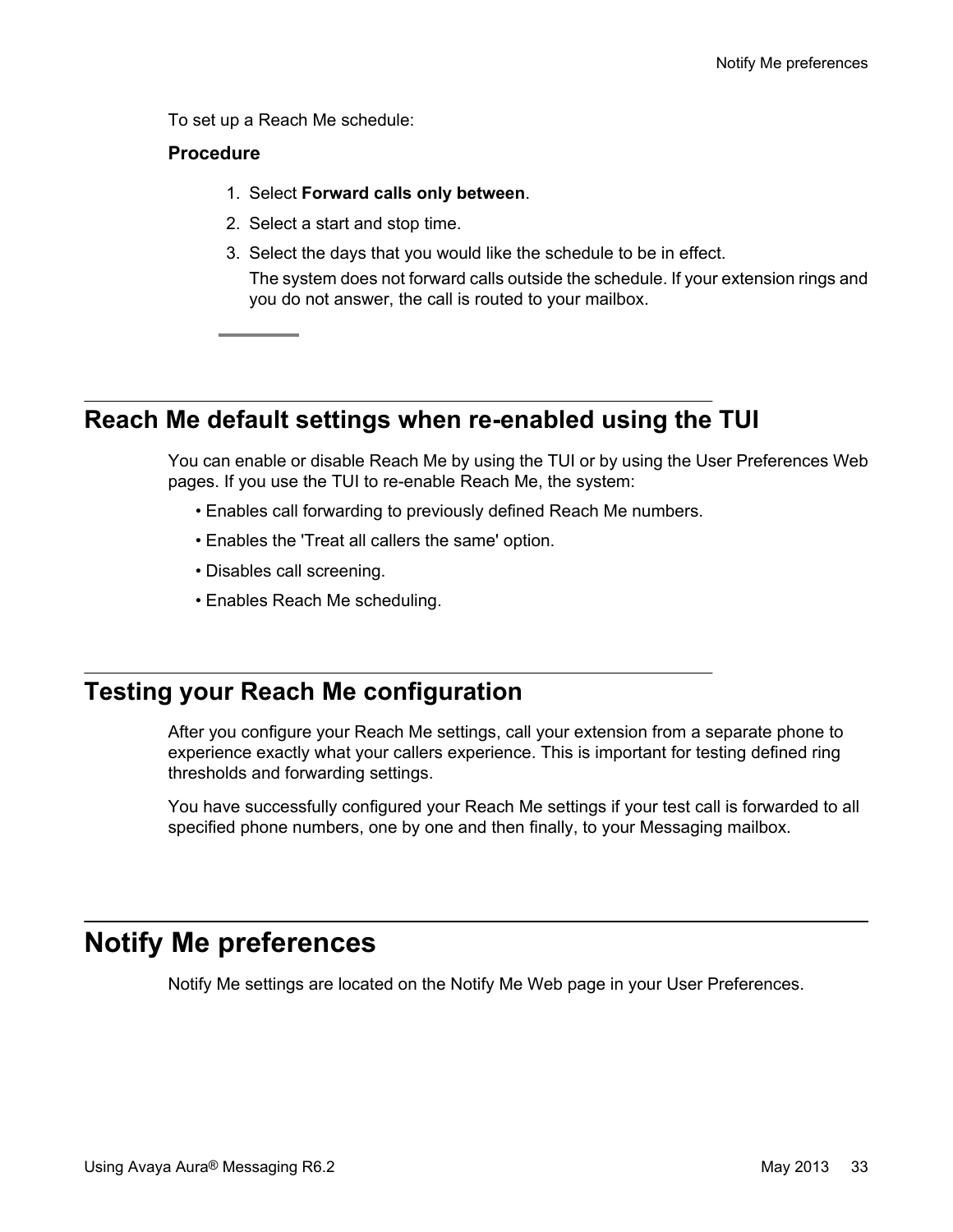To set up a Reach Me schedule:

**Procedure**

1. Select **Forward calls only between**.
2. Select a start and stop time.
3. Select the days that you would like the schedule to be in effect.

   The system does not forward calls outside the schedule. If your extension rings and you do not answer, the call is routed to your mailbox.

## Reach Me default settings when re-enabled using the TUI

You can enable or disable Reach Me by using the TUI or by using the User Preferences Web pages. If you use the TUI to re-enable Reach Me, the system:

- Enables call forwarding to previously defined Reach Me numbers.
- Enables the 'Treat all callers the same' option.
- Disables call screening.
- Enables Reach Me scheduling.

## Testing your Reach Me configuration

After you configure your Reach Me settings, call your extension from a separate phone to experience exactly what your callers experience. This is important for testing defined ring thresholds and forwarding settings.

You have successfully configured your Reach Me settings if your test call is forwarded to all specified phone numbers, one by one and then finally, to your Messaging mailbox.

# Notify Me preferences

Notify Me settings are located on the Notify Me Web page in your User Preferences.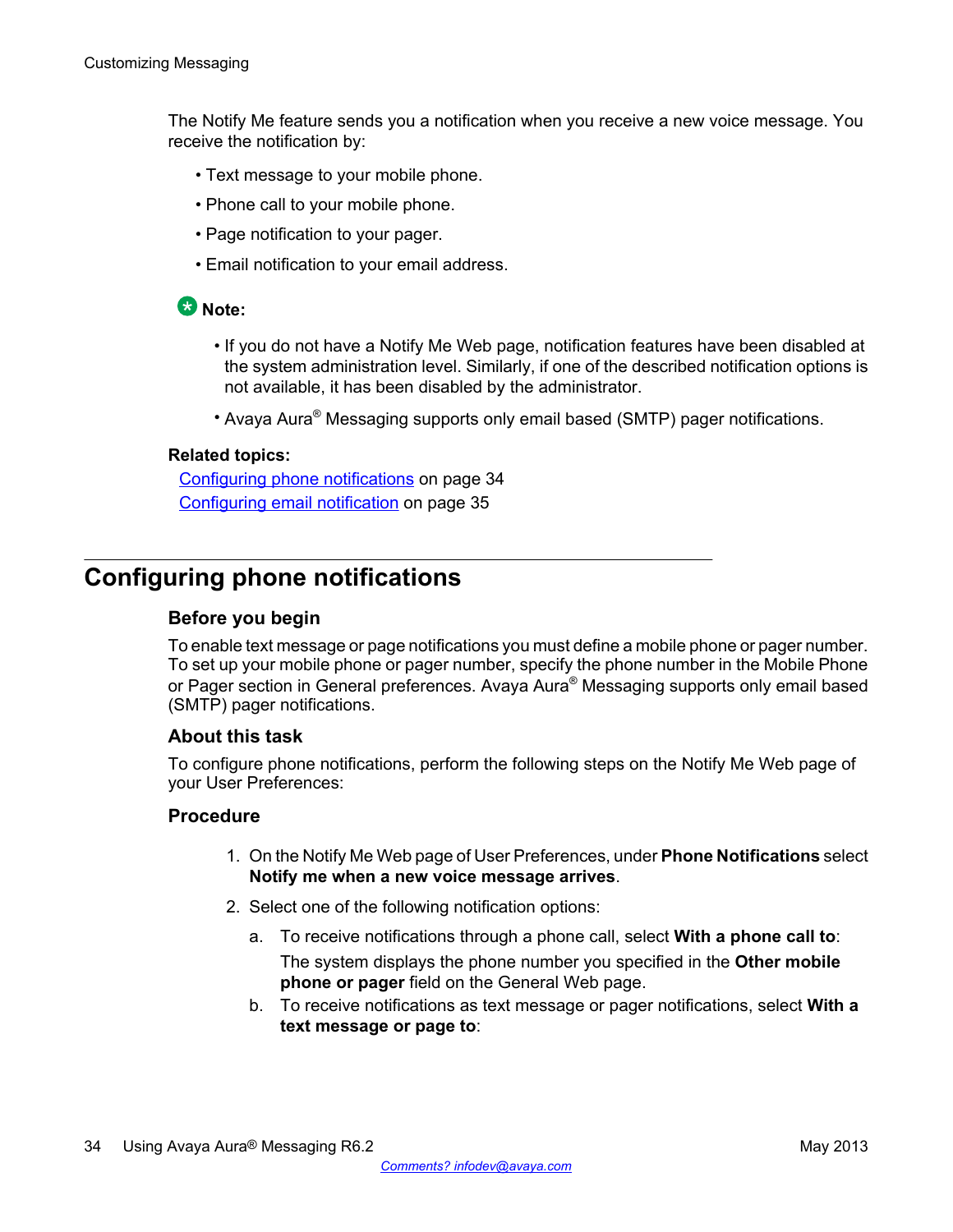The Notify Me feature sends you a notification when you receive a new voice message. You receive the notification by:

- Text message to your mobile phone.
- Phone call to your mobile phone.
- Page notification to your pager.
- Email notification to your email address.

**Note:**

- If you do not have a Notify Me Web page, notification features have been disabled at the system administration level. Similarly, if one of the described notification options is not available, it has been disabled by the administrator.
- Avaya Aura® Messaging supports only email based (SMTP) pager notifications.

**Related topics:**

Configuring phone notifications on page 34
Configuring email notification on page 35

## Configuring phone notifications

### Before you begin

To enable text message or page notifications you must define a mobile phone or pager number. To set up your mobile phone or pager number, specify the phone number in the Mobile Phone or Pager section in General preferences. Avaya Aura® Messaging supports only email based (SMTP) pager notifications.

### About this task

To configure phone notifications, perform the following steps on the Notify Me Web page of your User Preferences:

### Procedure

1. On the Notify Me Web page of User Preferences, under **Phone Notifications** select **Notify me when a new voice message arrives**.
2. Select one of the following notification options:
   a. To receive notifications through a phone call, select **With a phone call to**:
      The system displays the phone number you specified in the **Other mobile phone or pager** field on the General Web page.
   b. To receive notifications as text message or pager notifications, select **With a text message or page to**: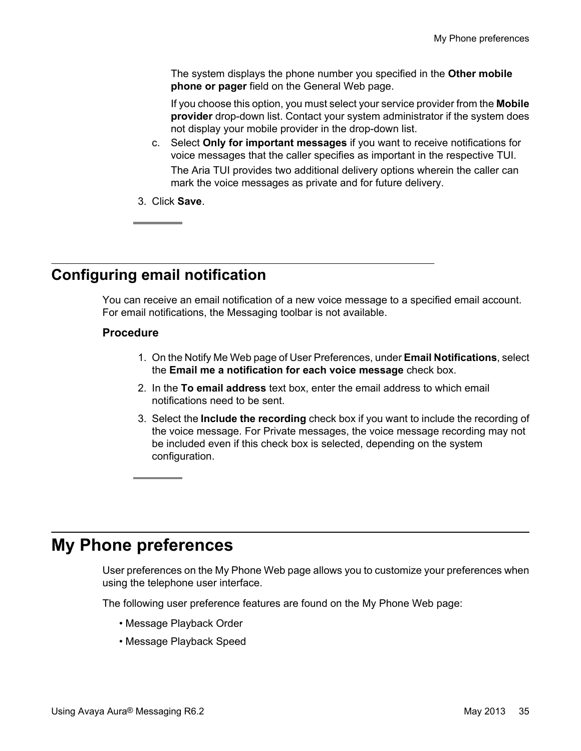The system displays the phone number you specified in the **Other mobile phone or pager** field on the General Web page.

If you choose this option, you must select your service provider from the **Mobile provider** drop-down list. Contact your system administrator if the system does not display your mobile provider in the drop-down list.

c. Select **Only for important messages** if you want to receive notifications for voice messages that the caller specifies as important in the respective TUI.

The Aria TUI provides two additional delivery options wherein the caller can mark the voice messages as private and for future delivery.

3. Click **Save**.

## Configuring email notification

You can receive an email notification of a new voice message to a specified email account. For email notifications, the Messaging toolbar is not available.

### Procedure

1. On the Notify Me Web page of User Preferences, under **Email Notifications**, select the **Email me a notification for each voice message** check box.
2. In the **To email address** text box, enter the email address to which email notifications need to be sent.
3. Select the **Include the recording** check box if you want to include the recording of the voice message. For Private messages, the voice message recording may not be included even if this check box is selected, depending on the system configuration.

# My Phone preferences

User preferences on the My Phone Web page allows you to customize your preferences when using the telephone user interface.

The following user preference features are found on the My Phone Web page:

- Message Playback Order
- Message Playback Speed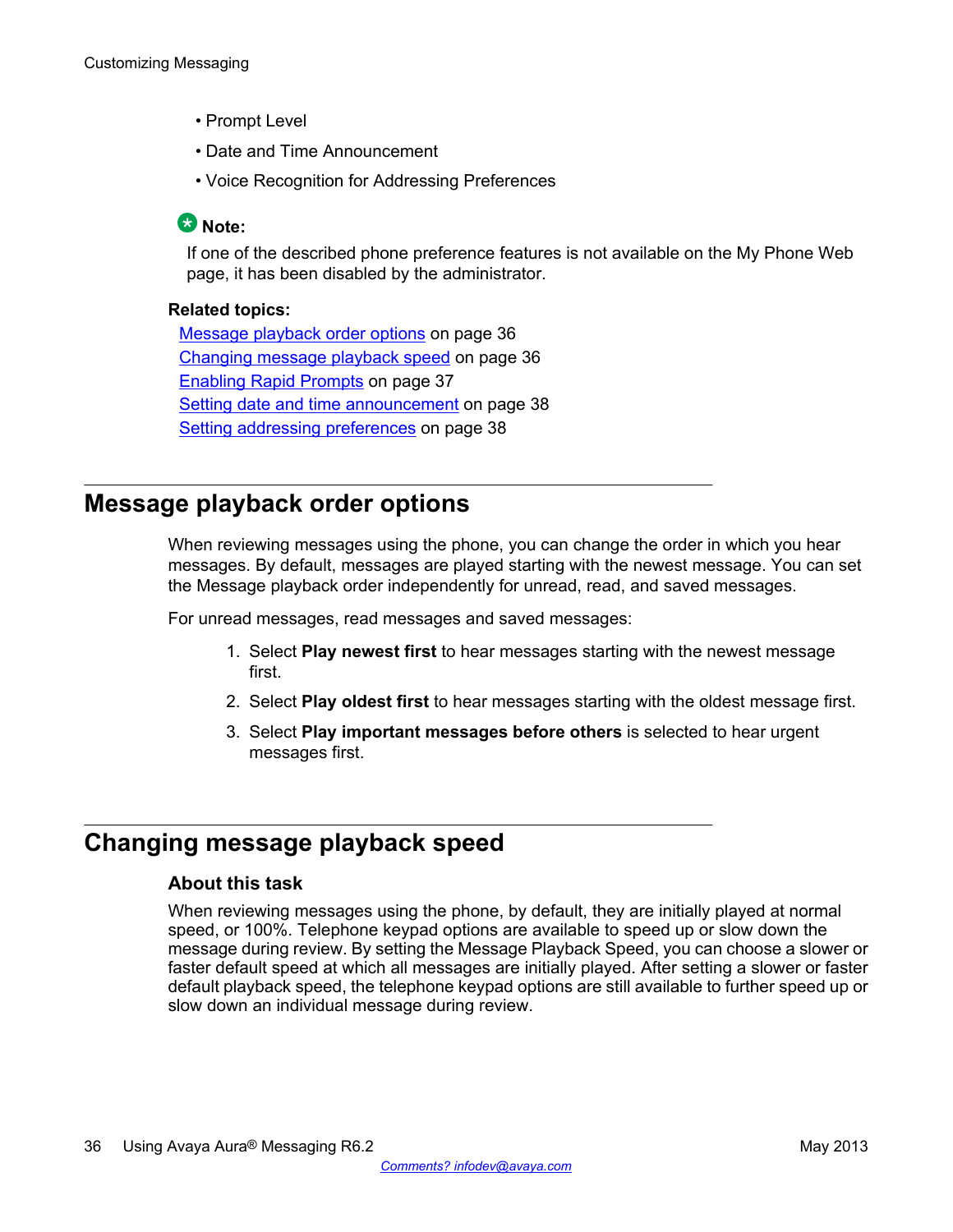- Prompt Level
- Date and Time Announcement
- Voice Recognition for Addressing Preferences

**Note:**

If one of the described phone preference features is not available on the My Phone Web page, it has been disabled by the administrator.

**Related topics:**

Message playback order options on page 36
Changing message playback speed on page 36
Enabling Rapid Prompts on page 37
Setting date and time announcement on page 38
Setting addressing preferences on page 38

## Message playback order options

When reviewing messages using the phone, you can change the order in which you hear messages. By default, messages are played starting with the newest message. You can set the Message playback order independently for unread, read, and saved messages.

For unread messages, read messages and saved messages:

1. Select **Play newest first** to hear messages starting with the newest message first.
2. Select **Play oldest first** to hear messages starting with the oldest message first.
3. Select **Play important messages before others** is selected to hear urgent messages first.

## Changing message playback speed

### About this task

When reviewing messages using the phone, by default, they are initially played at normal speed, or 100%. Telephone keypad options are available to speed up or slow down the message during review. By setting the Message Playback Speed, you can choose a slower or faster default speed at which all messages are initially played. After setting a slower or faster default playback speed, the telephone keypad options are still available to further speed up or slow down an individual message during review.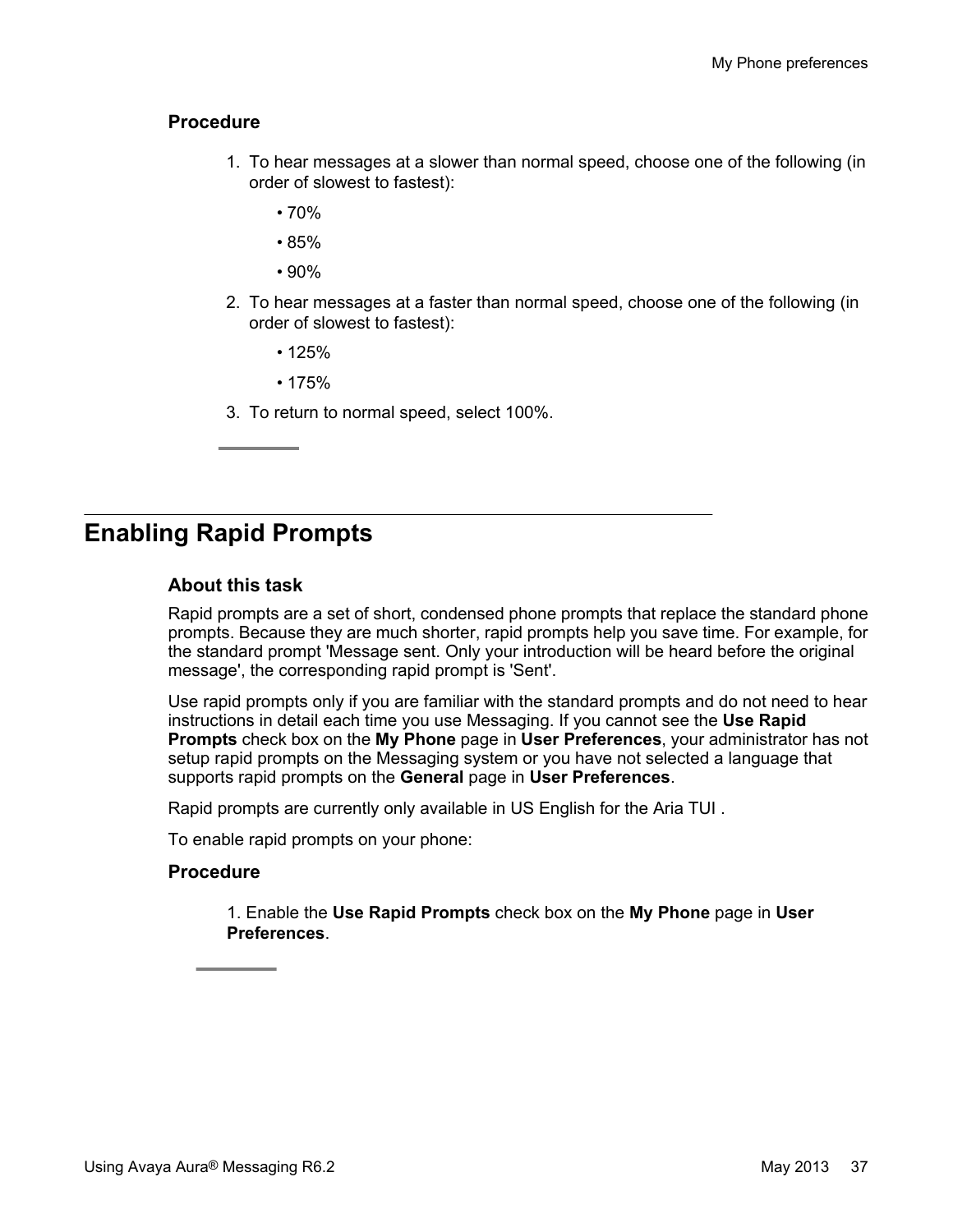### Procedure

1. To hear messages at a slower than normal speed, choose one of the following (in order of slowest to fastest):
   - 70%
   - 85%
   - 90%
2. To hear messages at a faster than normal speed, choose one of the following (in order of slowest to fastest):
   - 125%
   - 175%
3. To return to normal speed, select 100%.

## Enabling Rapid Prompts

### About this task

Rapid prompts are a set of short, condensed phone prompts that replace the standard phone prompts. Because they are much shorter, rapid prompts help you save time. For example, for the standard prompt 'Message sent. Only your introduction will be heard before the original message', the corresponding rapid prompt is 'Sent'.

Use rapid prompts only if you are familiar with the standard prompts and do not need to hear instructions in detail each time you use Messaging. If you cannot see the **Use Rapid Prompts** check box on the **My Phone** page in **User Preferences**, your administrator has not setup rapid prompts on the Messaging system or you have not selected a language that supports rapid prompts on the **General** page in **User Preferences**.

Rapid prompts are currently only available in US English for the Aria TUI .

To enable rapid prompts on your phone:

### Procedure

1. Enable the **Use Rapid Prompts** check box on the **My Phone** page in **User Preferences**.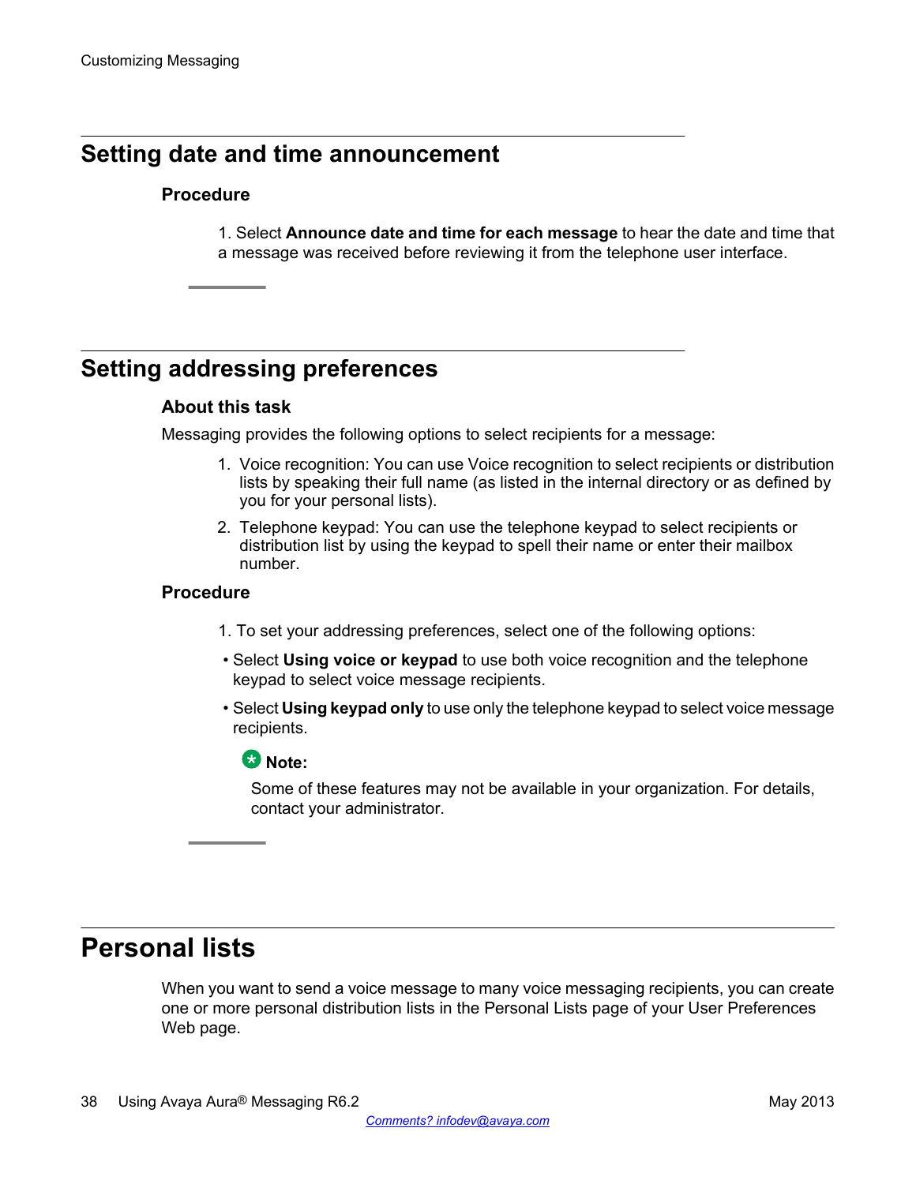## Setting date and time announcement

### Procedure

1. Select **Announce date and time for each message** to hear the date and time that a message was received before reviewing it from the telephone user interface.

## Setting addressing preferences

### About this task

Messaging provides the following options to select recipients for a message:

1. Voice recognition: You can use Voice recognition to select recipients or distribution lists by speaking their full name (as listed in the internal directory or as defined by you for your personal lists).
2. Telephone keypad: You can use the telephone keypad to select recipients or distribution list by using the keypad to spell their name or enter their mailbox number.

### Procedure

1. To set your addressing preferences, select one of the following options:

- Select **Using voice or keypad** to use both voice recognition and the telephone keypad to select voice message recipients.
- Select **Using keypad only** to use only the telephone keypad to select voice message recipients.

**Note:**

Some of these features may not be available in your organization. For details, contact your administrator.

# Personal lists

When you want to send a voice message to many voice messaging recipients, you can create one or more personal distribution lists in the Personal Lists page of your User Preferences Web page.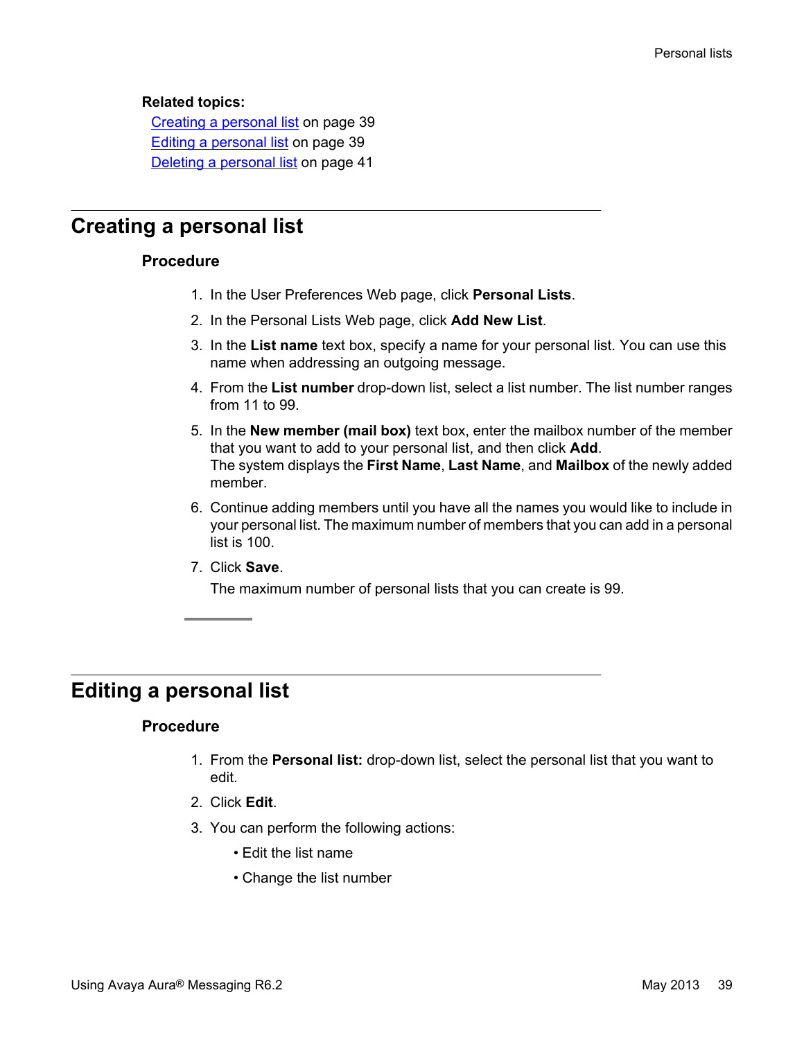**Related topics:**

Creating a personal list on page 39
Editing a personal list on page 39
Deleting a personal list on page 41

## Creating a personal list

### Procedure

1. In the User Preferences Web page, click **Personal Lists**.
2. In the Personal Lists Web page, click **Add New List**.
3. In the **List name** text box, specify a name for your personal list. You can use this name when addressing an outgoing message.
4. From the **List number** drop-down list, select a list number. The list number ranges from 11 to 99.
5. In the **New member (mail box)** text box, enter the mailbox number of the member that you want to add to your personal list, and then click **Add**.
   The system displays the **First Name**, **Last Name**, and **Mailbox** of the newly added member.
6. Continue adding members until you have all the names you would like to include in your personal list. The maximum number of members that you can add in a personal list is 100.
7. Click **Save**.

   The maximum number of personal lists that you can create is 99.

## Editing a personal list

### Procedure

1. From the **Personal list:** drop-down list, select the personal list that you want to edit.
2. Click **Edit**.
3. You can perform the following actions:
   - Edit the list name
   - Change the list number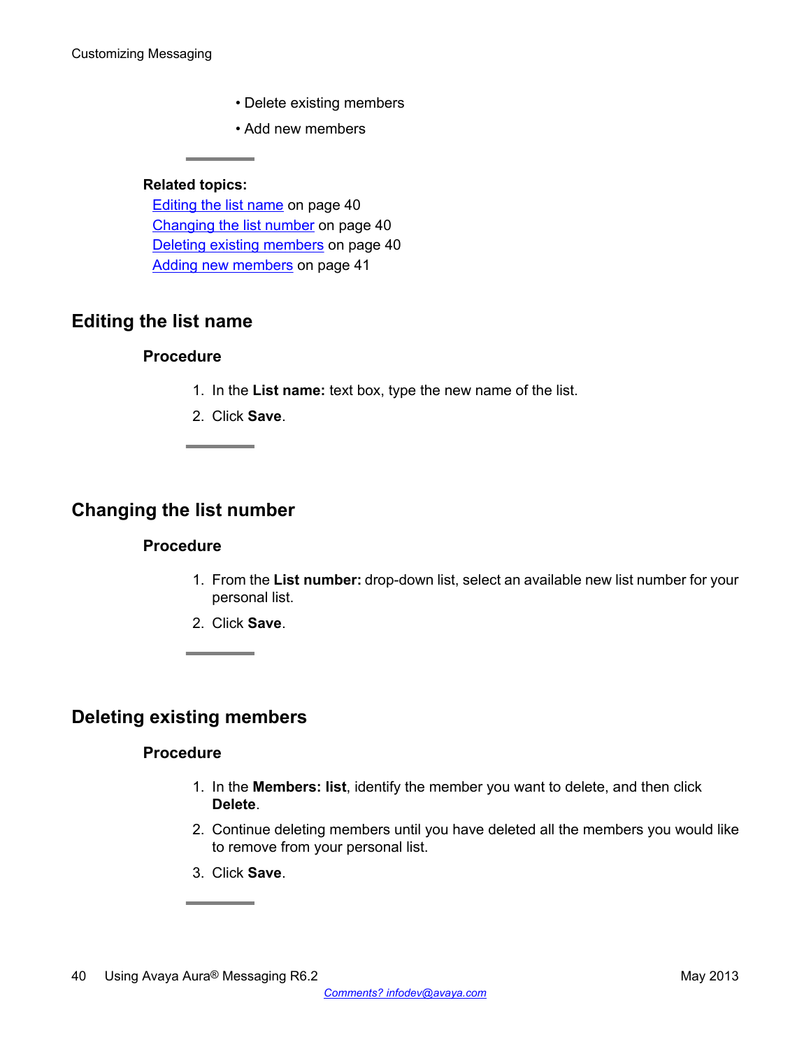- Delete existing members
- Add new members

**Related topics:**
Editing the list name on page 40
Changing the list number on page 40
Deleting existing members on page 40
Adding new members on page 41

## Editing the list name

### Procedure

1. In the **List name:** text box, type the new name of the list.
2. Click **Save**.

## Changing the list number

### Procedure

1. From the **List number:** drop-down list, select an available new list number for your personal list.
2. Click **Save**.

## Deleting existing members

### Procedure

1. In the **Members: list**, identify the member you want to delete, and then click **Delete**.
2. Continue deleting members until you have deleted all the members you would like to remove from your personal list.
3. Click **Save**.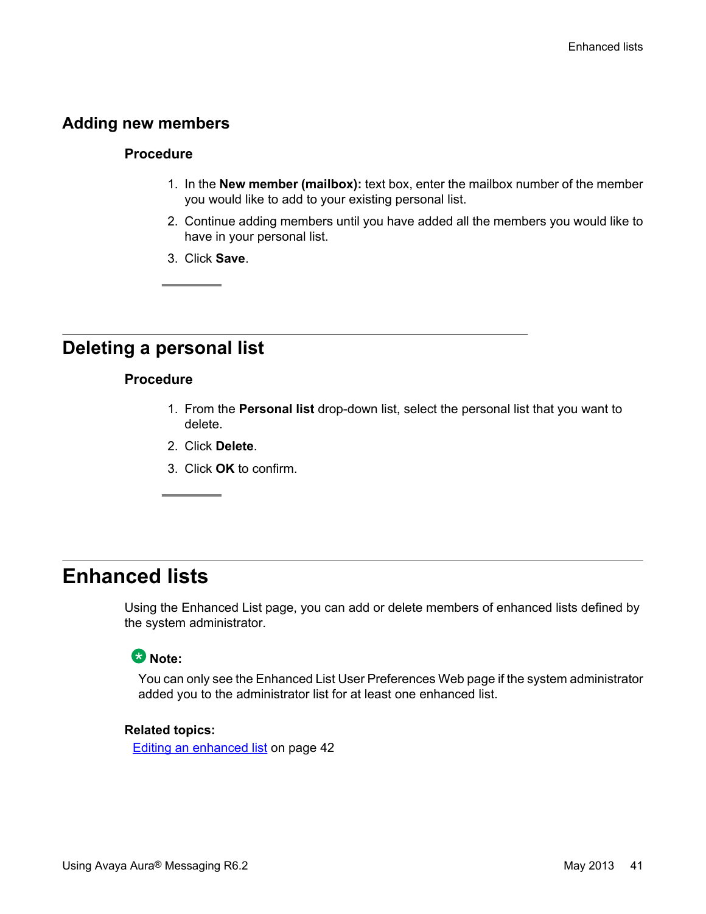### Adding new members

#### Procedure

1. In the **New member (mailbox):** text box, enter the mailbox number of the member you would like to add to your existing personal list.
2. Continue adding members until you have added all the members you would like to have in your personal list.
3. Click **Save**.

## Deleting a personal list

#### Procedure

1. From the **Personal list** drop-down list, select the personal list that you want to delete.
2. Click **Delete**.
3. Click **OK** to confirm.

# Enhanced lists

Using the Enhanced List page, you can add or delete members of enhanced lists defined by the system administrator.

**Note:**

You can only see the Enhanced List User Preferences Web page if the system administrator added you to the administrator list for at least one enhanced list.

**Related topics:**

Editing an enhanced list on page 42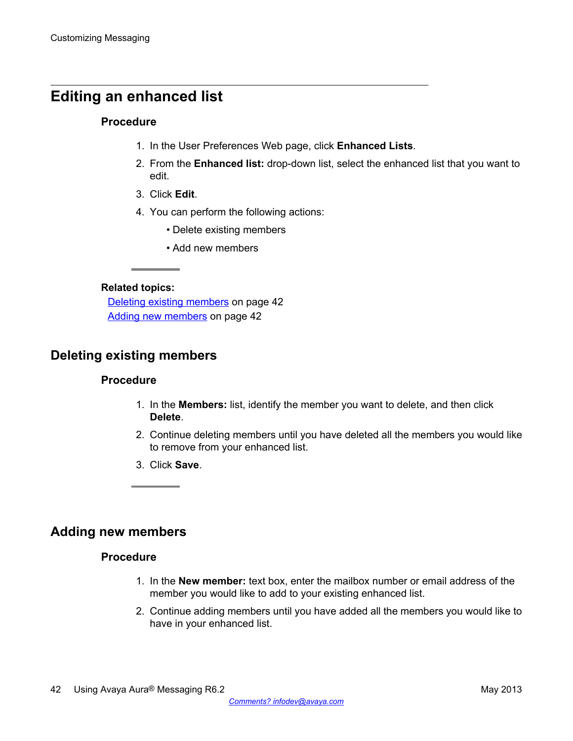## Editing an enhanced list

### Procedure

1. In the User Preferences Web page, click **Enhanced Lists**.
2. From the **Enhanced list:** drop-down list, select the enhanced list that you want to edit.
3. Click **Edit**.
4. You can perform the following actions:
   - Delete existing members
   - Add new members

**Related topics:**
Deleting existing members on page 42
Adding new members on page 42

## Deleting existing members

### Procedure

1. In the **Members:** list, identify the member you want to delete, and then click **Delete**.
2. Continue deleting members until you have deleted all the members you would like to remove from your enhanced list.
3. Click **Save**.

## Adding new members

### Procedure

1. In the **New member:** text box, enter the mailbox number or email address of the member you would like to add to your existing enhanced list.
2. Continue adding members until you have added all the members you would like to have in your enhanced list.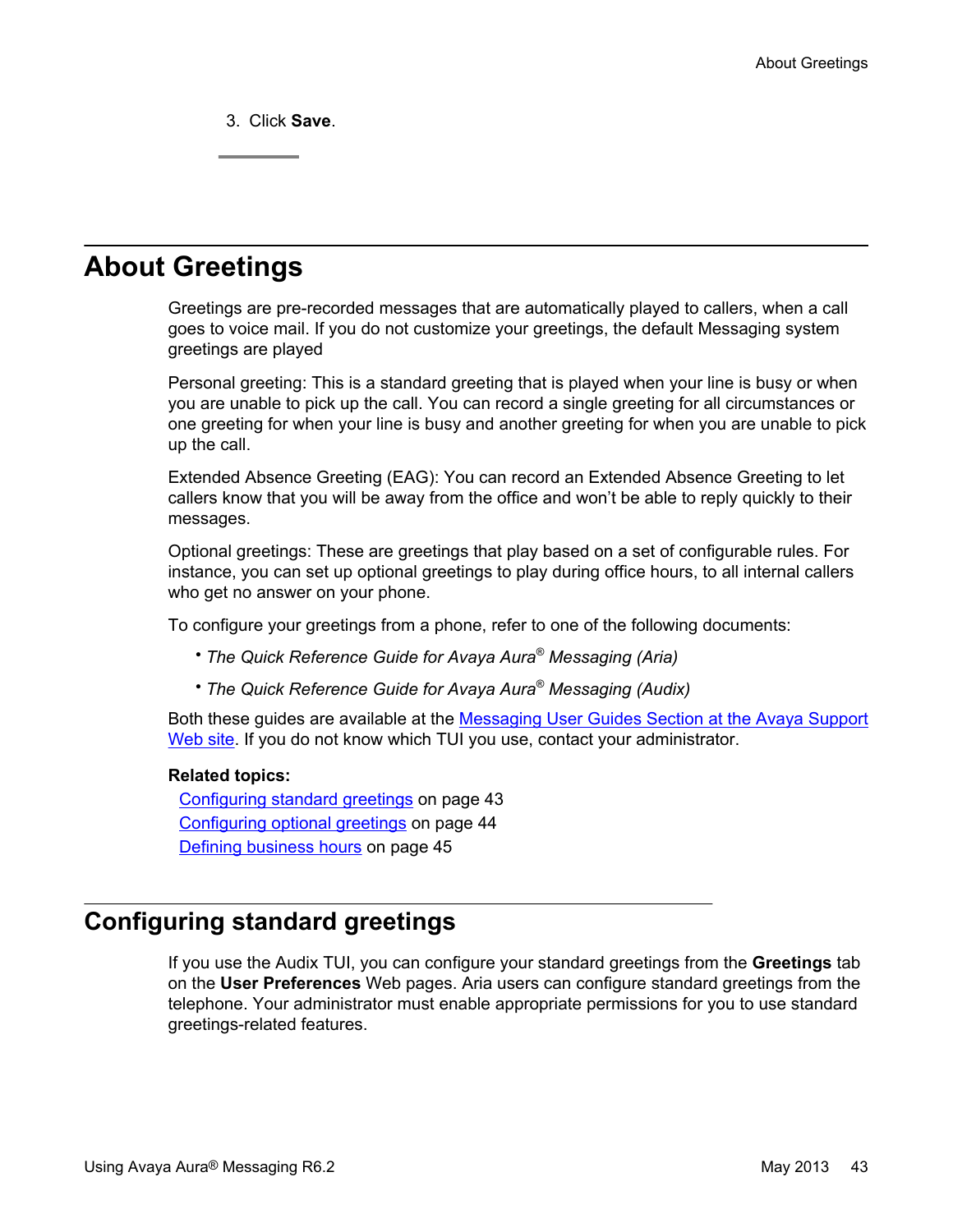3. Click **Save**.

## About Greetings

Greetings are pre-recorded messages that are automatically played to callers, when a call goes to voice mail. If you do not customize your greetings, the default Messaging system greetings are played

Personal greeting: This is a standard greeting that is played when your line is busy or when you are unable to pick up the call. You can record a single greeting for all circumstances or one greeting for when your line is busy and another greeting for when you are unable to pick up the call.

Extended Absence Greeting (EAG): You can record an Extended Absence Greeting to let callers know that you will be away from the office and won't be able to reply quickly to their messages.

Optional greetings: These are greetings that play based on a set of configurable rules. For instance, you can set up optional greetings to play during office hours, to all internal callers who get no answer on your phone.

To configure your greetings from a phone, refer to one of the following documents:

- *The Quick Reference Guide for Avaya Aura® Messaging (Aria)*
- *The Quick Reference Guide for Avaya Aura® Messaging (Audix)*

Both these guides are available at the Messaging User Guides Section at the Avaya Support Web site. If you do not know which TUI you use, contact your administrator.

**Related topics:**
Configuring standard greetings on page 43
Configuring optional greetings on page 44
Defining business hours on page 45

## Configuring standard greetings

If you use the Audix TUI, you can configure your standard greetings from the **Greetings** tab on the **User Preferences** Web pages. Aria users can configure standard greetings from the telephone. Your administrator must enable appropriate permissions for you to use standard greetings-related features.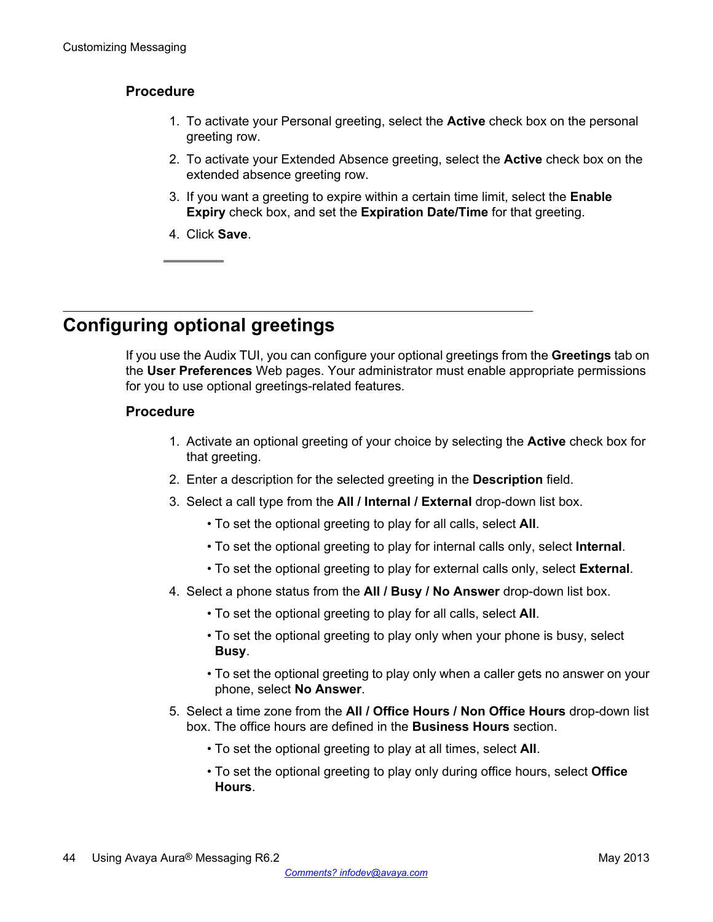### Procedure

1. To activate your Personal greeting, select the **Active** check box on the personal greeting row.
2. To activate your Extended Absence greeting, select the **Active** check box on the extended absence greeting row.
3. If you want a greeting to expire within a certain time limit, select the **Enable Expiry** check box, and set the **Expiration Date/Time** for that greeting.
4. Click **Save**.

## Configuring optional greetings

If you use the Audix TUI, you can configure your optional greetings from the **Greetings** tab on the **User Preferences** Web pages. Your administrator must enable appropriate permissions for you to use optional greetings-related features.

### Procedure

1. Activate an optional greeting of your choice by selecting the **Active** check box for that greeting.
2. Enter a description for the selected greeting in the **Description** field.
3. Select a call type from the **All / Internal / External** drop-down list box.
   - To set the optional greeting to play for all calls, select **All**.
   - To set the optional greeting to play for internal calls only, select **Internal**.
   - To set the optional greeting to play for external calls only, select **External**.
4. Select a phone status from the **All / Busy / No Answer** drop-down list box.
   - To set the optional greeting to play for all calls, select **All**.
   - To set the optional greeting to play only when your phone is busy, select **Busy**.
   - To set the optional greeting to play only when a caller gets no answer on your phone, select **No Answer**.
5. Select a time zone from the **All / Office Hours / Non Office Hours** drop-down list box. The office hours are defined in the **Business Hours** section.
   - To set the optional greeting to play at all times, select **All**.
   - To set the optional greeting to play only during office hours, select **Office Hours**.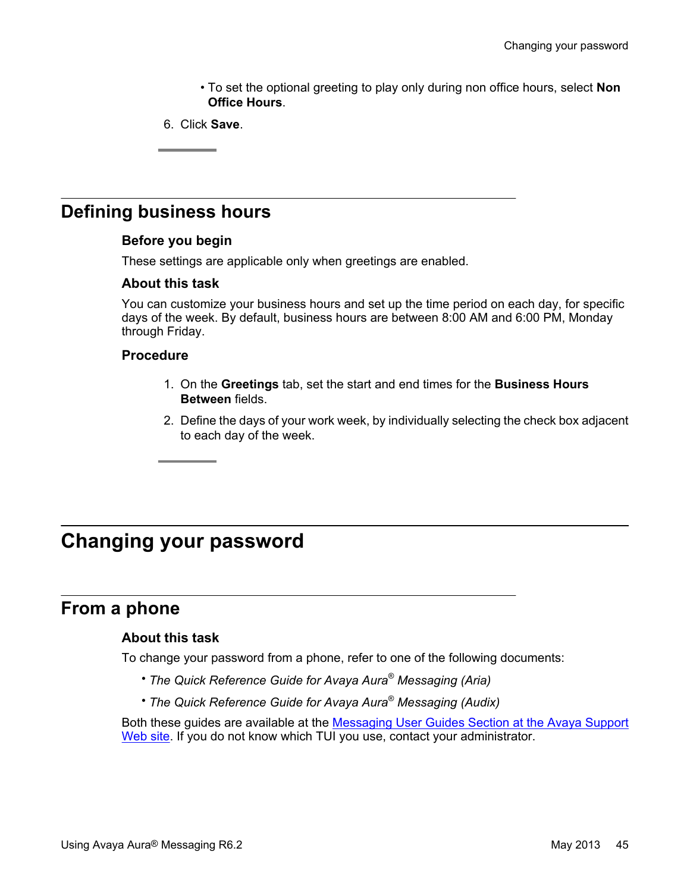- To set the optional greeting to play only during non office hours, select **Non Office Hours**.

6. Click **Save**.

## Defining business hours

### Before you begin

These settings are applicable only when greetings are enabled.

### About this task

You can customize your business hours and set up the time period on each day, for specific days of the week. By default, business hours are between 8:00 AM and 6:00 PM, Monday through Friday.

### Procedure

1. On the **Greetings** tab, set the start and end times for the **Business Hours Between** fields.
2. Define the days of your work week, by individually selecting the check box adjacent to each day of the week.

# Changing your password

## From a phone

### About this task

To change your password from a phone, refer to one of the following documents:

- *The Quick Reference Guide for Avaya Aura® Messaging (Aria)*
- *The Quick Reference Guide for Avaya Aura® Messaging (Audix)*

Both these guides are available at the Messaging User Guides Section at the Avaya Support Web site. If you do not know which TUI you use, contact your administrator.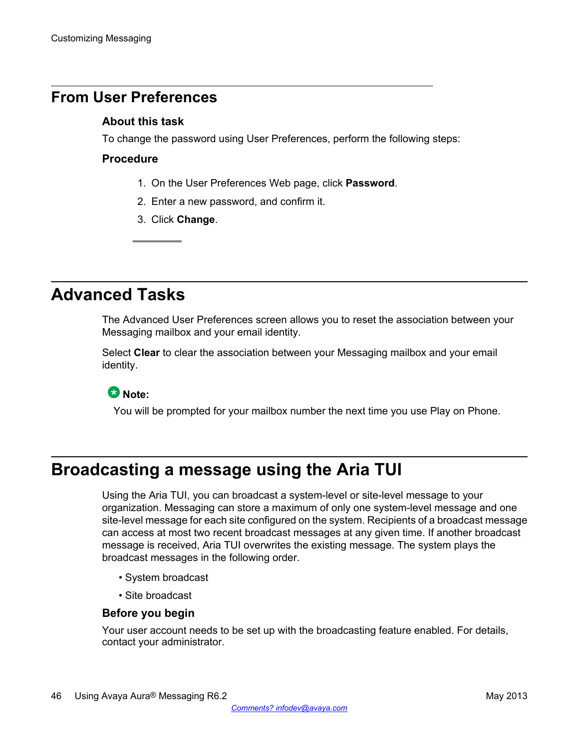## From User Preferences

### About this task

To change the password using User Preferences, perform the following steps:

### Procedure

1. On the User Preferences Web page, click **Password**.
2. Enter a new password, and confirm it.
3. Click **Change**.

## Advanced Tasks

The Advanced User Preferences screen allows you to reset the association between your Messaging mailbox and your email identity.

Select **Clear** to clear the association between your Messaging mailbox and your email identity.

**Note:**

You will be prompted for your mailbox number the next time you use Play on Phone.

## Broadcasting a message using the Aria TUI

Using the Aria TUI, you can broadcast a system-level or site-level message to your organization. Messaging can store a maximum of only one system-level message and one site-level message for each site configured on the system. Recipients of a broadcast message can access at most two recent broadcast messages at any given time. If another broadcast message is received, Aria TUI overwrites the existing message. The system plays the broadcast messages in the following order.

- System broadcast
- Site broadcast

### Before you begin

Your user account needs to be set up with the broadcasting feature enabled. For details, contact your administrator.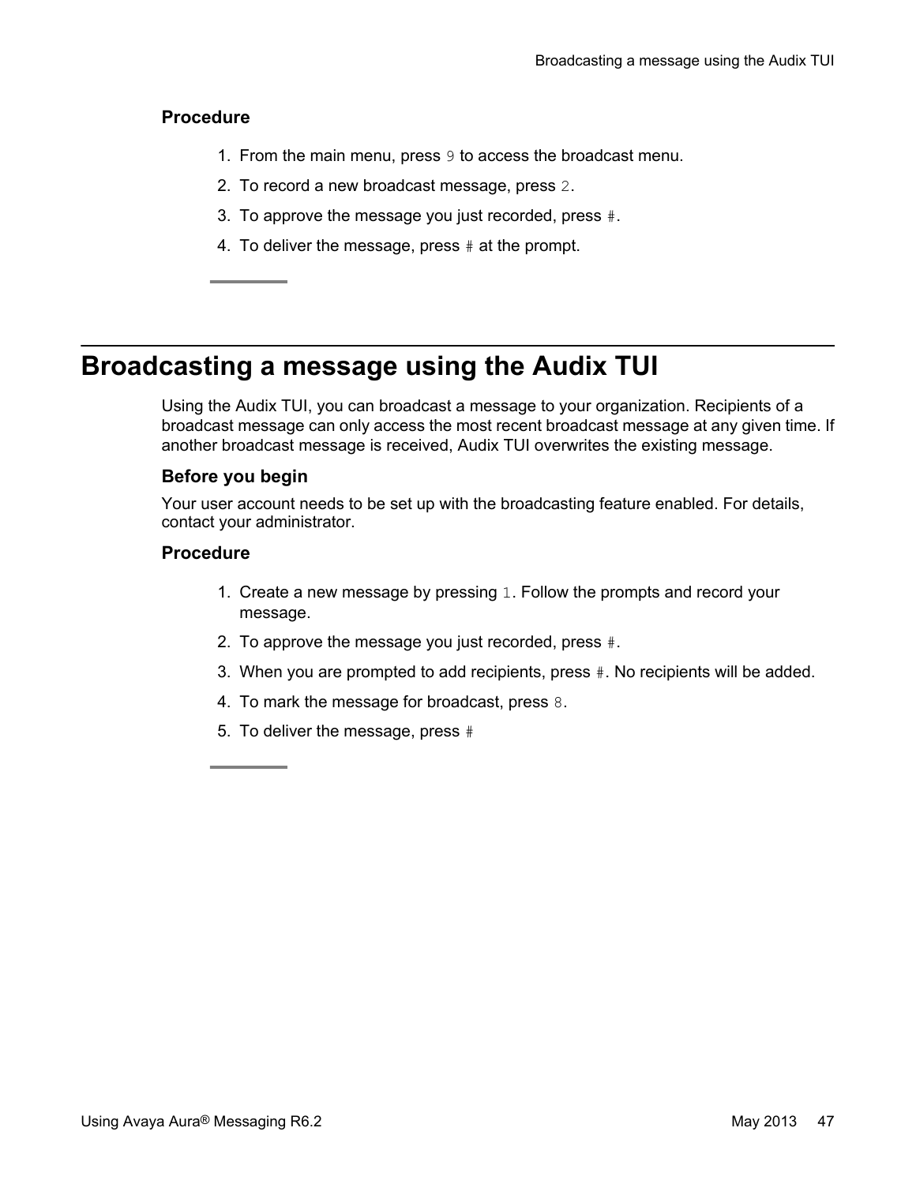**Procedure**

1. From the main menu, press `9` to access the broadcast menu.
2. To record a new broadcast message, press `2`.
3. To approve the message you just recorded, press `#`.
4. To deliver the message, press `#` at the prompt.

## Broadcasting a message using the Audix TUI

Using the Audix TUI, you can broadcast a message to your organization. Recipients of a broadcast message can only access the most recent broadcast message at any given time. If another broadcast message is received, Audix TUI overwrites the existing message.

**Before you begin**

Your user account needs to be set up with the broadcasting feature enabled. For details, contact your administrator.

**Procedure**

1. Create a new message by pressing `1`. Follow the prompts and record your message.
2. To approve the message you just recorded, press `#`.
3. When you are prompted to add recipients, press `#`. No recipients will be added.
4. To mark the message for broadcast, press `8`.
5. To deliver the message, press `#`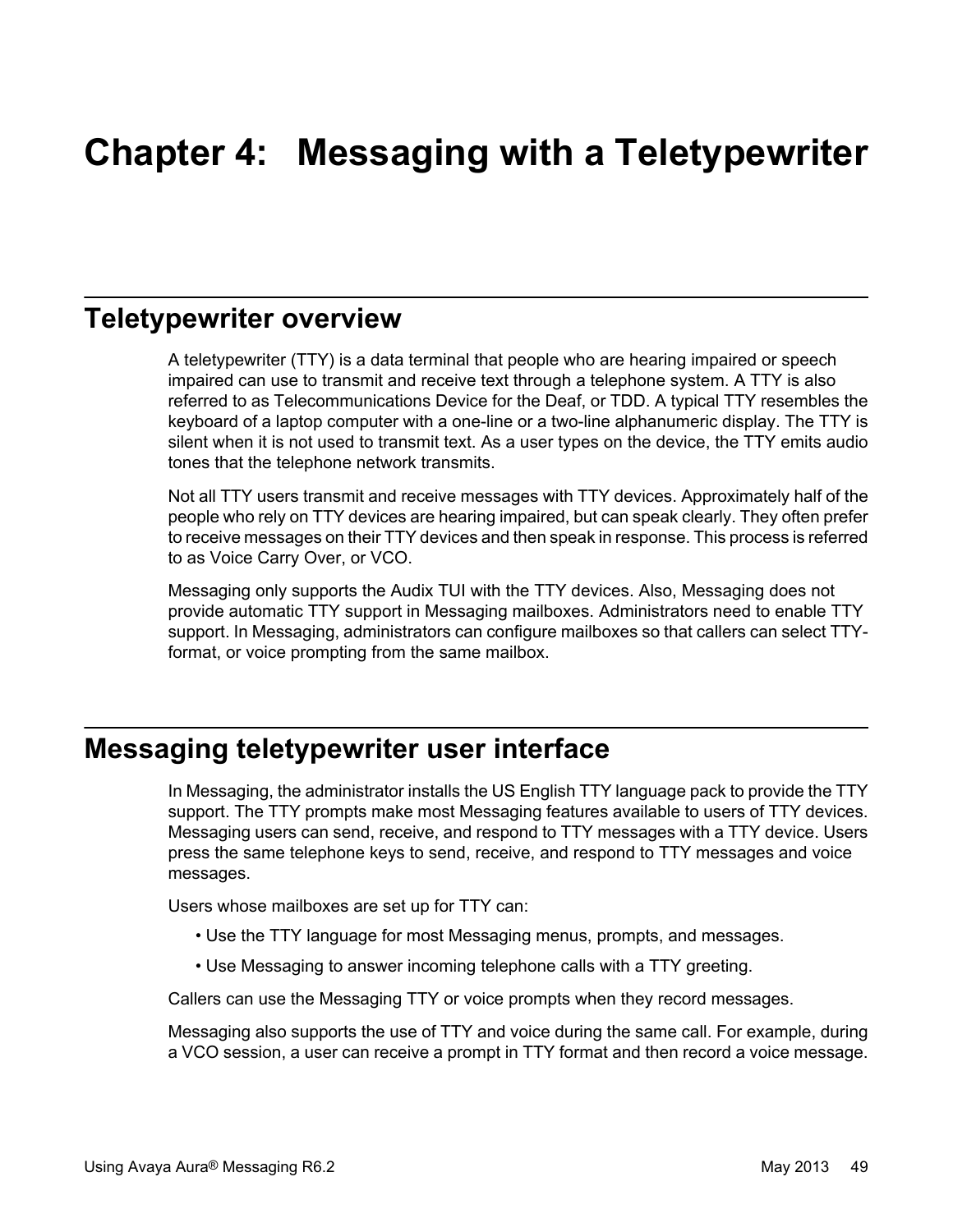# Chapter 4: Messaging with a Teletypewriter

## Teletypewriter overview

A teletypewriter (TTY) is a data terminal that people who are hearing impaired or speech impaired can use to transmit and receive text through a telephone system. A TTY is also referred to as Telecommunications Device for the Deaf, or TDD. A typical TTY resembles the keyboard of a laptop computer with a one-line or a two-line alphanumeric display. The TTY is silent when it is not used to transmit text. As a user types on the device, the TTY emits audio tones that the telephone network transmits.

Not all TTY users transmit and receive messages with TTY devices. Approximately half of the people who rely on TTY devices are hearing impaired, but can speak clearly. They often prefer to receive messages on their TTY devices and then speak in response. This process is referred to as Voice Carry Over, or VCO.

Messaging only supports the Audix TUI with the TTY devices. Also, Messaging does not provide automatic TTY support in Messaging mailboxes. Administrators need to enable TTY support. In Messaging, administrators can configure mailboxes so that callers can select TTY-format, or voice prompting from the same mailbox.

## Messaging teletypewriter user interface

In Messaging, the administrator installs the US English TTY language pack to provide the TTY support. The TTY prompts make most Messaging features available to users of TTY devices. Messaging users can send, receive, and respond to TTY messages with a TTY device. Users press the same telephone keys to send, receive, and respond to TTY messages and voice messages.

Users whose mailboxes are set up for TTY can:

- Use the TTY language for most Messaging menus, prompts, and messages.
- Use Messaging to answer incoming telephone calls with a TTY greeting.

Callers can use the Messaging TTY or voice prompts when they record messages.

Messaging also supports the use of TTY and voice during the same call. For example, during a VCO session, a user can receive a prompt in TTY format and then record a voice message.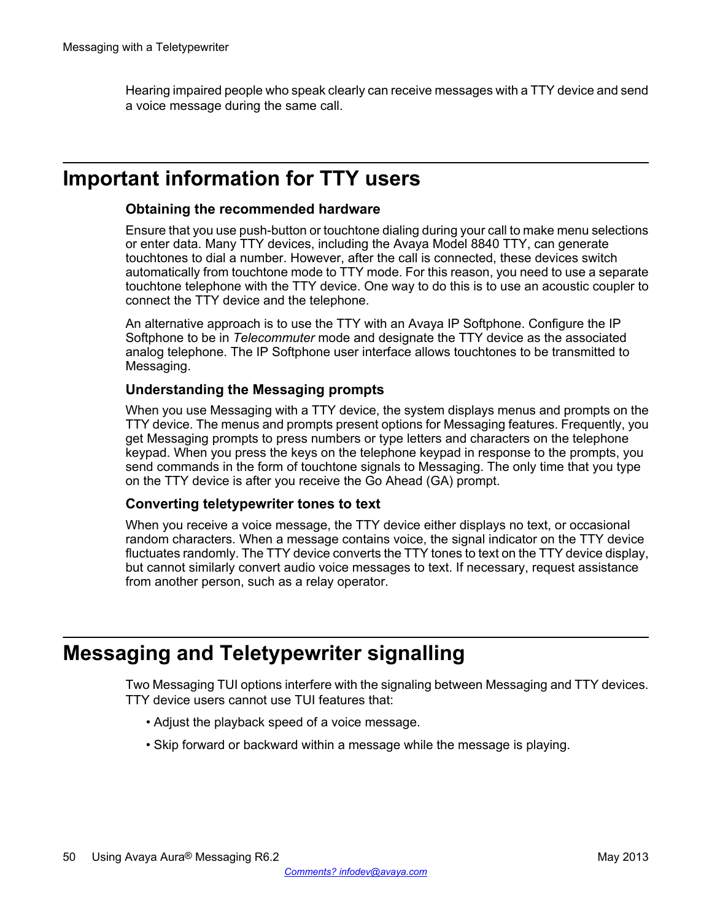Hearing impaired people who speak clearly can receive messages with a TTY device and send a voice message during the same call.

## Important information for TTY users

### Obtaining the recommended hardware

Ensure that you use push-button or touchtone dialing during your call to make menu selections or enter data. Many TTY devices, including the Avaya Model 8840 TTY, can generate touchtones to dial a number. However, after the call is connected, these devices switch automatically from touchtone mode to TTY mode. For this reason, you need to use a separate touchtone telephone with the TTY device. One way to do this is to use an acoustic coupler to connect the TTY device and the telephone.

An alternative approach is to use the TTY with an Avaya IP Softphone. Configure the IP Softphone to be in *Telecommuter* mode and designate the TTY device as the associated analog telephone. The IP Softphone user interface allows touchtones to be transmitted to Messaging.

### Understanding the Messaging prompts

When you use Messaging with a TTY device, the system displays menus and prompts on the TTY device. The menus and prompts present options for Messaging features. Frequently, you get Messaging prompts to press numbers or type letters and characters on the telephone keypad. When you press the keys on the telephone keypad in response to the prompts, you send commands in the form of touchtone signals to Messaging. The only time that you type on the TTY device is after you receive the Go Ahead (GA) prompt.

### Converting teletypewriter tones to text

When you receive a voice message, the TTY device either displays no text, or occasional random characters. When a message contains voice, the signal indicator on the TTY device fluctuates randomly. The TTY device converts the TTY tones to text on the TTY device display, but cannot similarly convert audio voice messages to text. If necessary, request assistance from another person, such as a relay operator.

## Messaging and Teletypewriter signalling

Two Messaging TUI options interfere with the signaling between Messaging and TTY devices. TTY device users cannot use TUI features that:

- Adjust the playback speed of a voice message.
- Skip forward or backward within a message while the message is playing.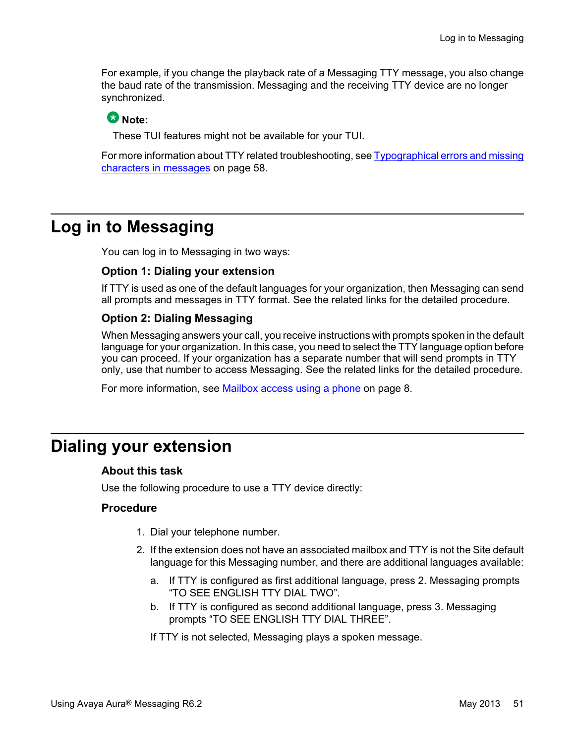For example, if you change the playback rate of a Messaging TTY message, you also change the baud rate of the transmission. Messaging and the receiving TTY device are no longer synchronized.

**Note:**

These TUI features might not be available for your TUI.

For more information about TTY related troubleshooting, see Typographical errors and missing characters in messages on page 58.

# Log in to Messaging

You can log in to Messaging in two ways:

**Option 1: Dialing your extension**

If TTY is used as one of the default languages for your organization, then Messaging can send all prompts and messages in TTY format. See the related links for the detailed procedure.

**Option 2: Dialing Messaging**

When Messaging answers your call, you receive instructions with prompts spoken in the default language for your organization. In this case, you need to select the TTY language option before you can proceed. If your organization has a separate number that will send prompts in TTY only, use that number to access Messaging. See the related links for the detailed procedure.

For more information, see Mailbox access using a phone on page 8.

# Dialing your extension

### About this task

Use the following procedure to use a TTY device directly:

### Procedure

1. Dial your telephone number.
2. If the extension does not have an associated mailbox and TTY is not the Site default language for this Messaging number, and there are additional languages available:
   a. If TTY is configured as first additional language, press 2. Messaging prompts “TO SEE ENGLISH TTY DIAL TWO”.
   b. If TTY is configured as second additional language, press 3. Messaging prompts “TO SEE ENGLISH TTY DIAL THREE”.

   If TTY is not selected, Messaging plays a spoken message.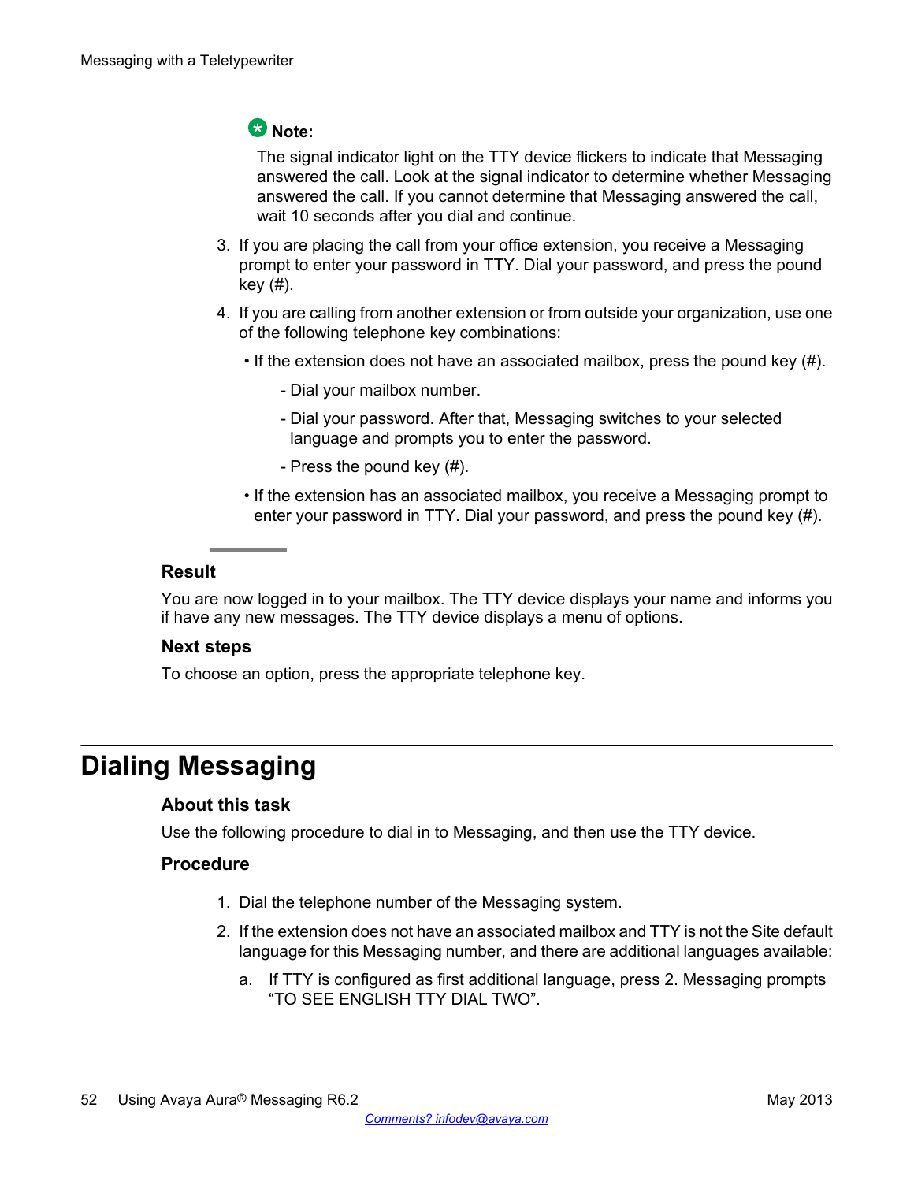**Note:**

The signal indicator light on the TTY device flickers to indicate that Messaging answered the call. Look at the signal indicator to determine whether Messaging answered the call. If you cannot determine that Messaging answered the call, wait 10 seconds after you dial and continue.

3. If you are placing the call from your office extension, you receive a Messaging prompt to enter your password in TTY. Dial your password, and press the pound key (#).
4. If you are calling from another extension or from outside your organization, use one of the following telephone key combinations:
   - If the extension does not have an associated mailbox, press the pound key (#).
     - Dial your mailbox number.
     - Dial your password. After that, Messaging switches to your selected language and prompts you to enter the password.
     - Press the pound key (#).
   - If the extension has an associated mailbox, you receive a Messaging prompt to enter your password in TTY. Dial your password, and press the pound key (#).

### Result

You are now logged in to your mailbox. The TTY device displays your name and informs you if have any new messages. The TTY device displays a menu of options.

### Next steps

To choose an option, press the appropriate telephone key.

## Dialing Messaging

### About this task

Use the following procedure to dial in to Messaging, and then use the TTY device.

### Procedure

1. Dial the telephone number of the Messaging system.
2. If the extension does not have an associated mailbox and TTY is not the Site default language for this Messaging number, and there are additional languages available:
   a. If TTY is configured as first additional language, press 2. Messaging prompts "TO SEE ENGLISH TTY DIAL TWO".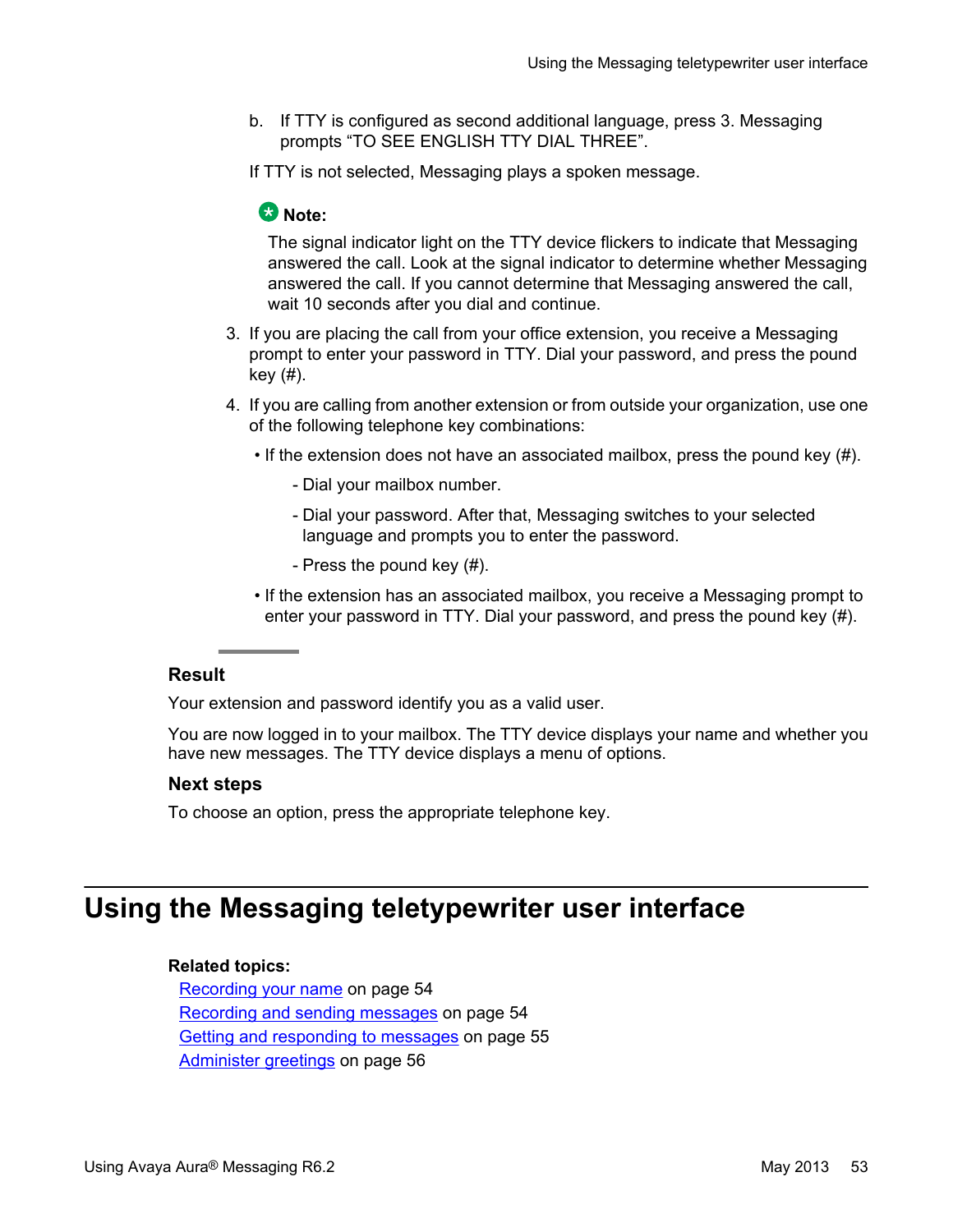b. If TTY is configured as second additional language, press 3. Messaging prompts “TO SEE ENGLISH TTY DIAL THREE”.

If TTY is not selected, Messaging plays a spoken message.

**Note:**

The signal indicator light on the TTY device flickers to indicate that Messaging answered the call. Look at the signal indicator to determine whether Messaging answered the call. If you cannot determine that Messaging answered the call, wait 10 seconds after you dial and continue.

3. If you are placing the call from your office extension, you receive a Messaging prompt to enter your password in TTY. Dial your password, and press the pound key (#).
4. If you are calling from another extension or from outside your organization, use one of the following telephone key combinations:
   - If the extension does not have an associated mailbox, press the pound key (#).
     - Dial your mailbox number.
     - Dial your password. After that, Messaging switches to your selected language and prompts you to enter the password.
     - Press the pound key (#).
   - If the extension has an associated mailbox, you receive a Messaging prompt to enter your password in TTY. Dial your password, and press the pound key (#).

### Result

Your extension and password identify you as a valid user.

You are now logged in to your mailbox. The TTY device displays your name and whether you have new messages. The TTY device displays a menu of options.

### Next steps

To choose an option, press the appropriate telephone key.

## Using the Messaging teletypewriter user interface

**Related topics:**

Recording your name on page 54
Recording and sending messages on page 54
Getting and responding to messages on page 55
Administer greetings on page 56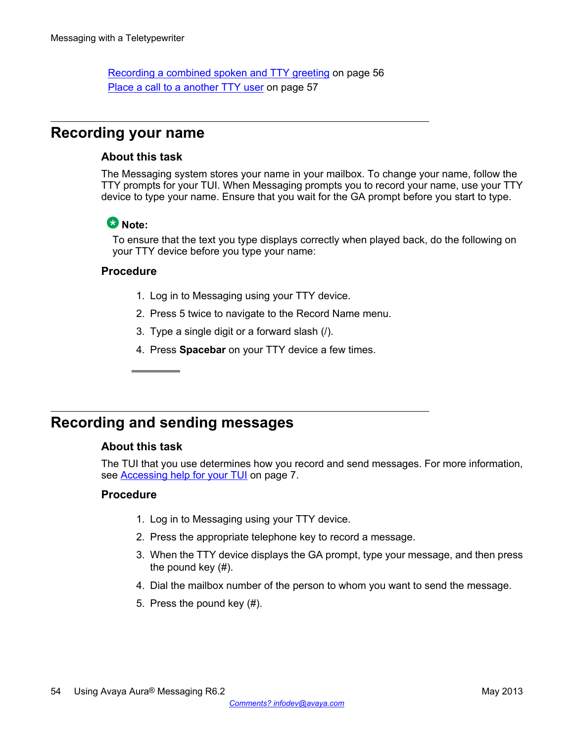Recording a combined spoken and TTY greeting on page 56
Place a call to a another TTY user on page 57

## Recording your name

### About this task

The Messaging system stores your name in your mailbox. To change your name, follow the TTY prompts for your TUI. When Messaging prompts you to record your name, use your TTY device to type your name. Ensure that you wait for the GA prompt before you start to type.

> **Note:**
> To ensure that the text you type displays correctly when played back, do the following on your TTY device before you type your name:

### Procedure

1. Log in to Messaging using your TTY device.
2. Press 5 twice to navigate to the Record Name menu.
3. Type a single digit or a forward slash (/).
4. Press **Spacebar** on your TTY device a few times.

## Recording and sending messages

### About this task

The TUI that you use determines how you record and send messages. For more information, see Accessing help for your TUI on page 7.

### Procedure

1. Log in to Messaging using your TTY device.
2. Press the appropriate telephone key to record a message.
3. When the TTY device displays the GA prompt, type your message, and then press the pound key (#).
4. Dial the mailbox number of the person to whom you want to send the message.
5. Press the pound key (#).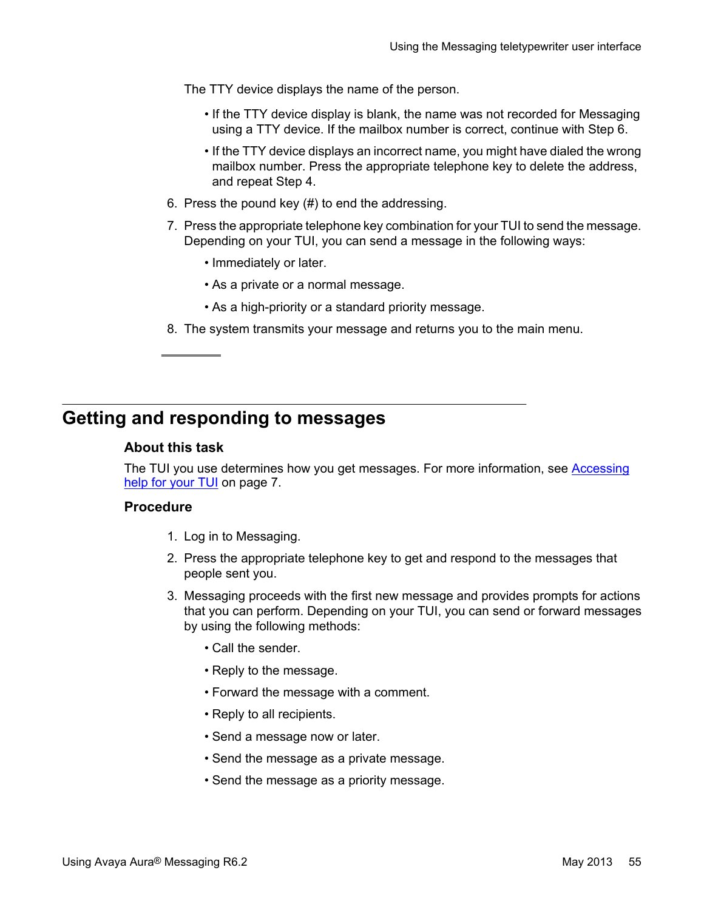The TTY device displays the name of the person.

- If the TTY device display is blank, the name was not recorded for Messaging using a TTY device. If the mailbox number is correct, continue with Step 6.
- If the TTY device displays an incorrect name, you might have dialed the wrong mailbox number. Press the appropriate telephone key to delete the address, and repeat Step 4.

6. Press the pound key (#) to end the addressing.
7. Press the appropriate telephone key combination for your TUI to send the message. Depending on your TUI, you can send a message in the following ways:
   - Immediately or later.
   - As a private or a normal message.
   - As a high-priority or a standard priority message.
8. The system transmits your message and returns you to the main menu.

## Getting and responding to messages

### About this task

The TUI you use determines how you get messages. For more information, see Accessing help for your TUI on page 7.

### Procedure

1. Log in to Messaging.
2. Press the appropriate telephone key to get and respond to the messages that people sent you.
3. Messaging proceeds with the first new message and provides prompts for actions that you can perform. Depending on your TUI, you can send or forward messages by using the following methods:
   - Call the sender.
   - Reply to the message.
   - Forward the message with a comment.
   - Reply to all recipients.
   - Send a message now or later.
   - Send the message as a private message.
   - Send the message as a priority message.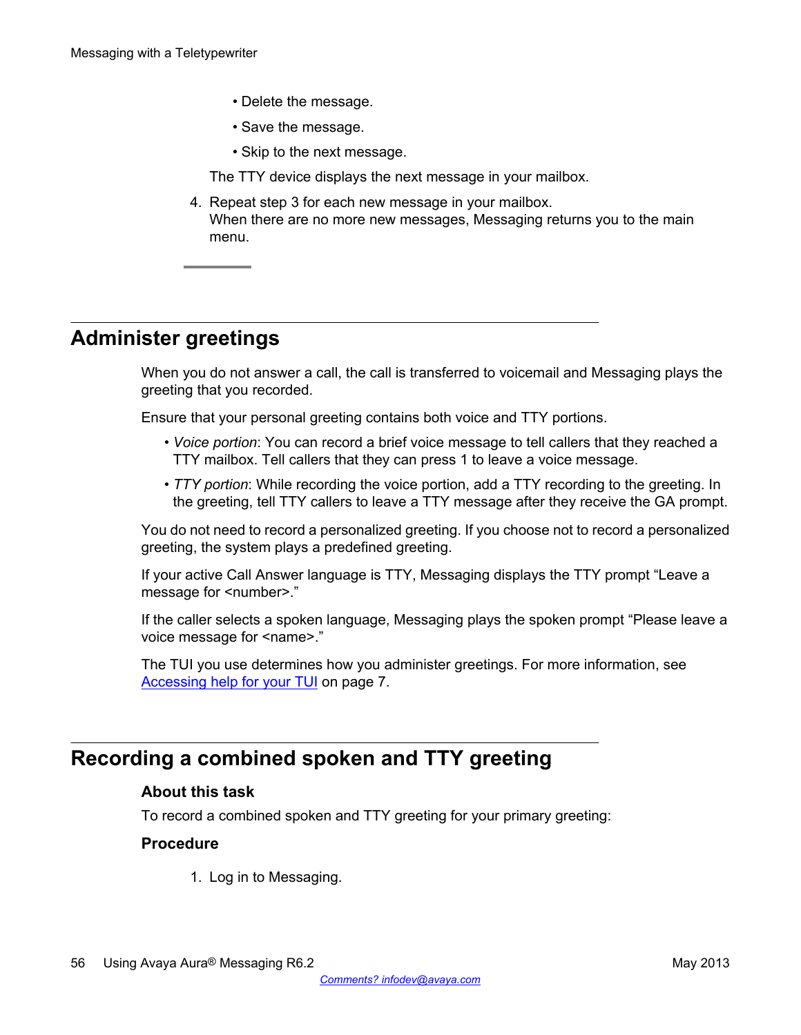- Delete the message.
- Save the message.
- Skip to the next message.

The TTY device displays the next message in your mailbox.

4. Repeat step 3 for each new message in your mailbox.
   When there are no more new messages, Messaging returns you to the main menu.

## Administer greetings

When you do not answer a call, the call is transferred to voicemail and Messaging plays the greeting that you recorded.

Ensure that your personal greeting contains both voice and TTY portions.

- *Voice portion*: You can record a brief voice message to tell callers that they reached a TTY mailbox. Tell callers that they can press 1 to leave a voice message.
- *TTY portion*: While recording the voice portion, add a TTY recording to the greeting. In the greeting, tell TTY callers to leave a TTY message after they receive the GA prompt.

You do not need to record a personalized greeting. If you choose not to record a personalized greeting, the system plays a predefined greeting.

If your active Call Answer language is TTY, Messaging displays the TTY prompt “Leave a message for <number>.”

If the caller selects a spoken language, Messaging plays the spoken prompt “Please leave a voice message for <name>.”

The TUI you use determines how you administer greetings. For more information, see Accessing help for your TUI on page 7.

## Recording a combined spoken and TTY greeting

### About this task

To record a combined spoken and TTY greeting for your primary greeting:

### Procedure

1. Log in to Messaging.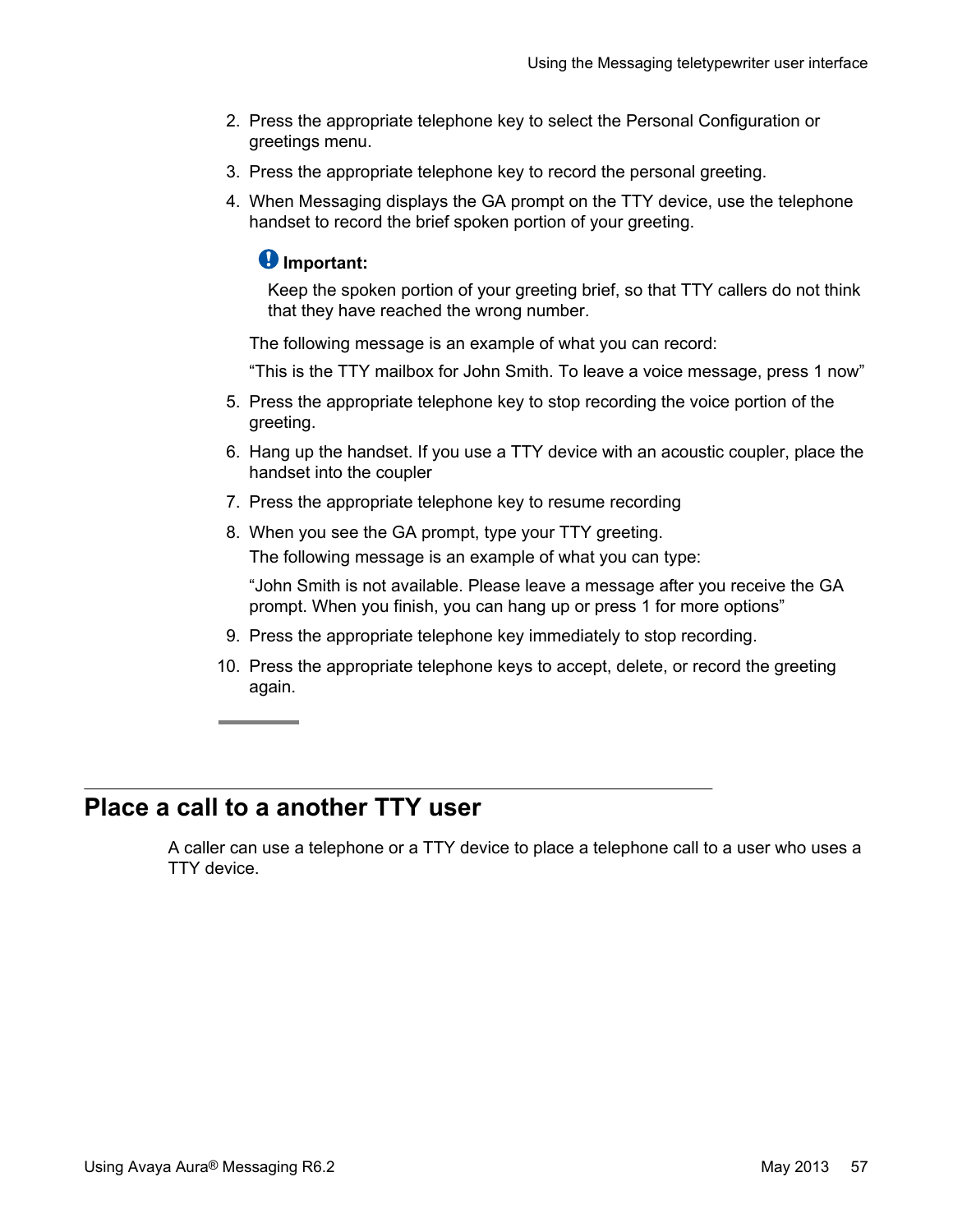2. Press the appropriate telephone key to select the Personal Configuration or greetings menu.
3. Press the appropriate telephone key to record the personal greeting.
4. When Messaging displays the GA prompt on the TTY device, use the telephone handset to record the brief spoken portion of your greeting.

   **Important:**

   Keep the spoken portion of your greeting brief, so that TTY callers do not think that they have reached the wrong number.

   The following message is an example of what you can record:

   “This is the TTY mailbox for John Smith. To leave a voice message, press 1 now”
5. Press the appropriate telephone key to stop recording the voice portion of the greeting.
6. Hang up the handset. If you use a TTY device with an acoustic coupler, place the handset into the coupler
7. Press the appropriate telephone key to resume recording
8. When you see the GA prompt, type your TTY greeting.

   The following message is an example of what you can type:

   “John Smith is not available. Please leave a message after you receive the GA prompt. When you finish, you can hang up or press 1 for more options”
9. Press the appropriate telephone key immediately to stop recording.
10. Press the appropriate telephone keys to accept, delete, or record the greeting again.

## Place a call to a another TTY user

A caller can use a telephone or a TTY device to place a telephone call to a user who uses a TTY device.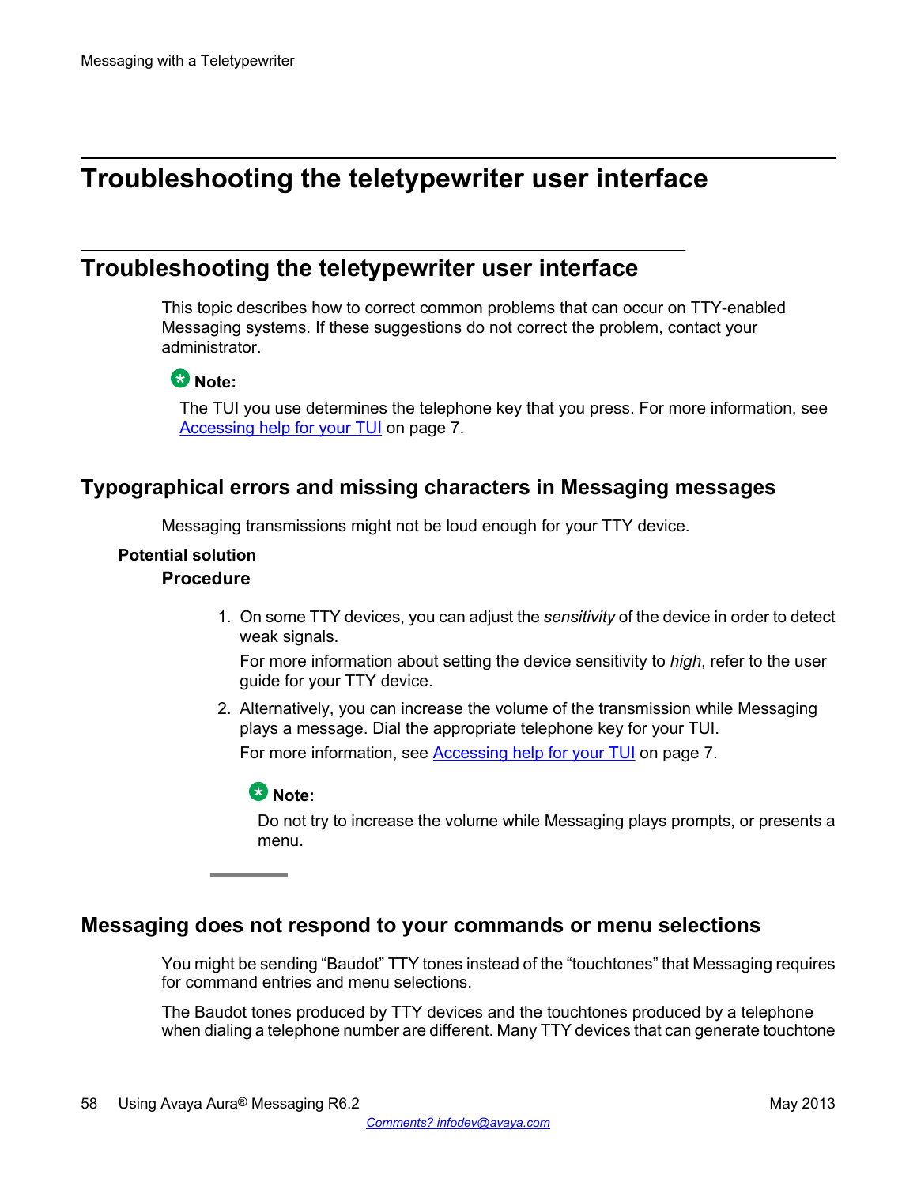# Troubleshooting the teletypewriter user interface

## Troubleshooting the teletypewriter user interface

This topic describes how to correct common problems that can occur on TTY-enabled Messaging systems. If these suggestions do not correct the problem, contact your administrator.

> **Note:**
> The TUI you use determines the telephone key that you press. For more information, see Accessing help for your TUI on page 7.

### Typographical errors and missing characters in Messaging messages

Messaging transmissions might not be loud enough for your TTY device.

**Potential solution**

**Procedure**

1. On some TTY devices, you can adjust the *sensitivity* of the device in order to detect weak signals.

   For more information about setting the device sensitivity to *high*, refer to the user guide for your TTY device.

2. Alternatively, you can increase the volume of the transmission while Messaging plays a message. Dial the appropriate telephone key for your TUI.

   For more information, see Accessing help for your TUI on page 7.

   > **Note:**
   > Do not try to increase the volume while Messaging plays prompts, or presents a menu.

### Messaging does not respond to your commands or menu selections

You might be sending “Baudot” TTY tones instead of the “touchtones” that Messaging requires for command entries and menu selections.

The Baudot tones produced by TTY devices and the touchtones produced by a telephone when dialing a telephone number are different. Many TTY devices that can generate touchtone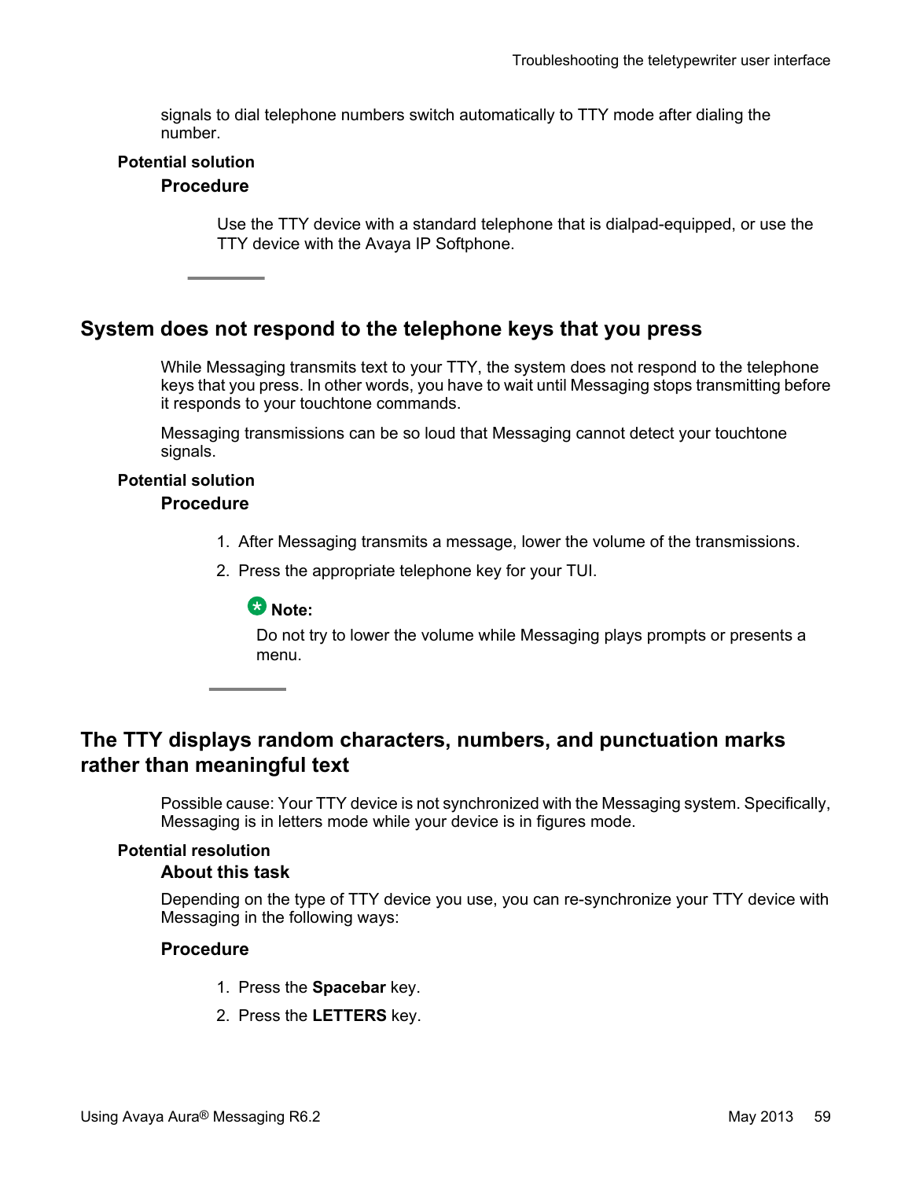signals to dial telephone numbers switch automatically to TTY mode after dialing the number.

#### Potential solution

##### Procedure

Use the TTY device with a standard telephone that is dialpad-equipped, or use the TTY device with the Avaya IP Softphone.

## System does not respond to the telephone keys that you press

While Messaging transmits text to your TTY, the system does not respond to the telephone keys that you press. In other words, you have to wait until Messaging stops transmitting before it responds to your touchtone commands.

Messaging transmissions can be so loud that Messaging cannot detect your touchtone signals.

#### Potential solution

##### Procedure

1. After Messaging transmits a message, lower the volume of the transmissions.
2. Press the appropriate telephone key for your TUI.

   **Note:**

   Do not try to lower the volume while Messaging plays prompts or presents a menu.

## The TTY displays random characters, numbers, and punctuation marks rather than meaningful text

Possible cause: Your TTY device is not synchronized with the Messaging system. Specifically, Messaging is in letters mode while your device is in figures mode.

#### Potential resolution

##### About this task

Depending on the type of TTY device you use, you can re-synchronize your TTY device with Messaging in the following ways:

##### Procedure

1. Press the **Spacebar** key.
2. Press the **LETTERS** key.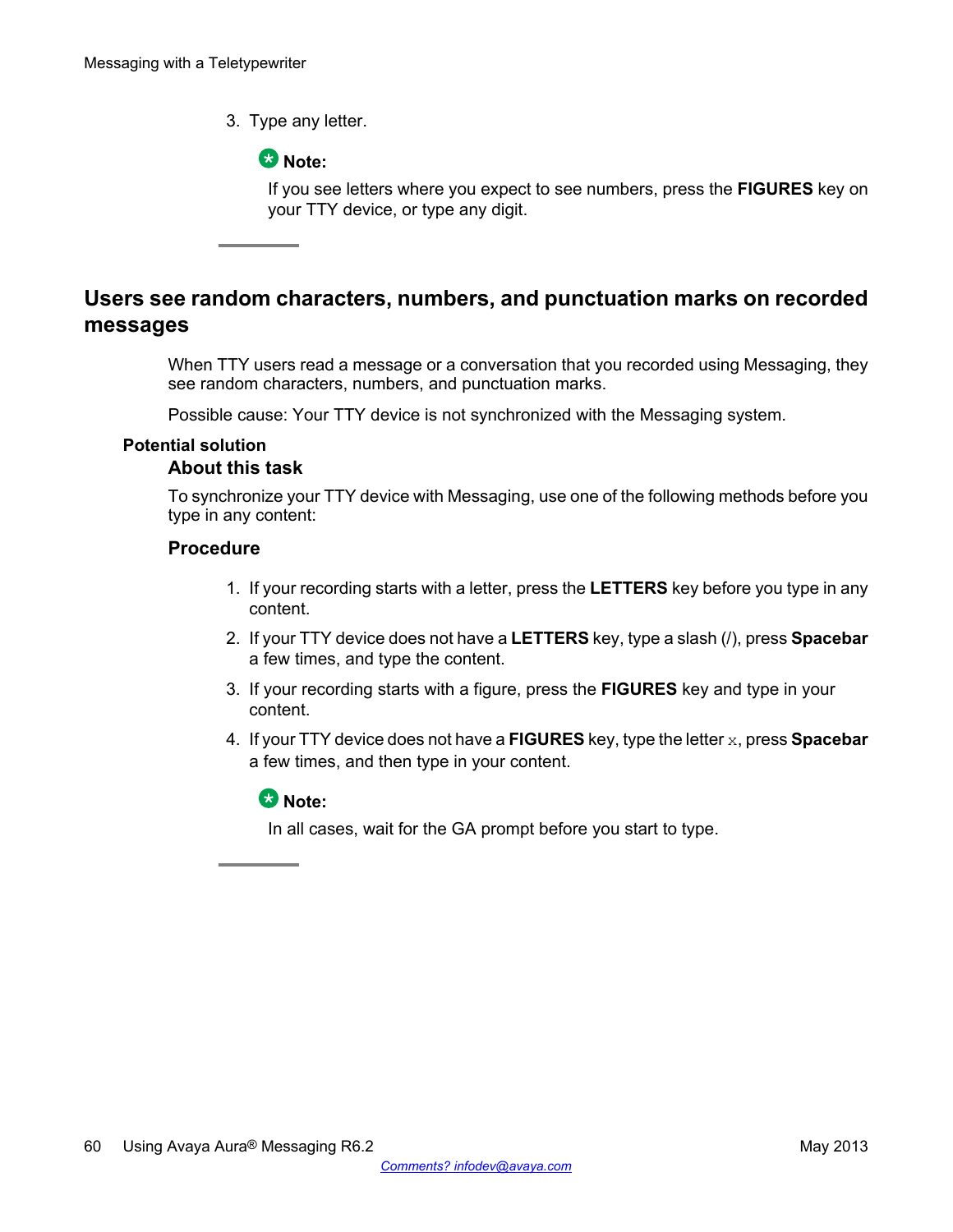3. Type any letter.

**Note:**

If you see letters where you expect to see numbers, press the **FIGURES** key on your TTY device, or type any digit.

## Users see random characters, numbers, and punctuation marks on recorded messages

When TTY users read a message or a conversation that you recorded using Messaging, they see random characters, numbers, and punctuation marks.

Possible cause: Your TTY device is not synchronized with the Messaging system.

### Potential solution

#### About this task

To synchronize your TTY device with Messaging, use one of the following methods before you type in any content:

#### Procedure

1. If your recording starts with a letter, press the **LETTERS** key before you type in any content.
2. If your TTY device does not have a **LETTERS** key, type a slash (/), press **Spacebar** a few times, and type the content.
3. If your recording starts with a figure, press the **FIGURES** key and type in your content.
4. If your TTY device does not have a **FIGURES** key, type the letter `x`, press **Spacebar** a few times, and then type in your content.

**Note:**

In all cases, wait for the GA prompt before you start to type.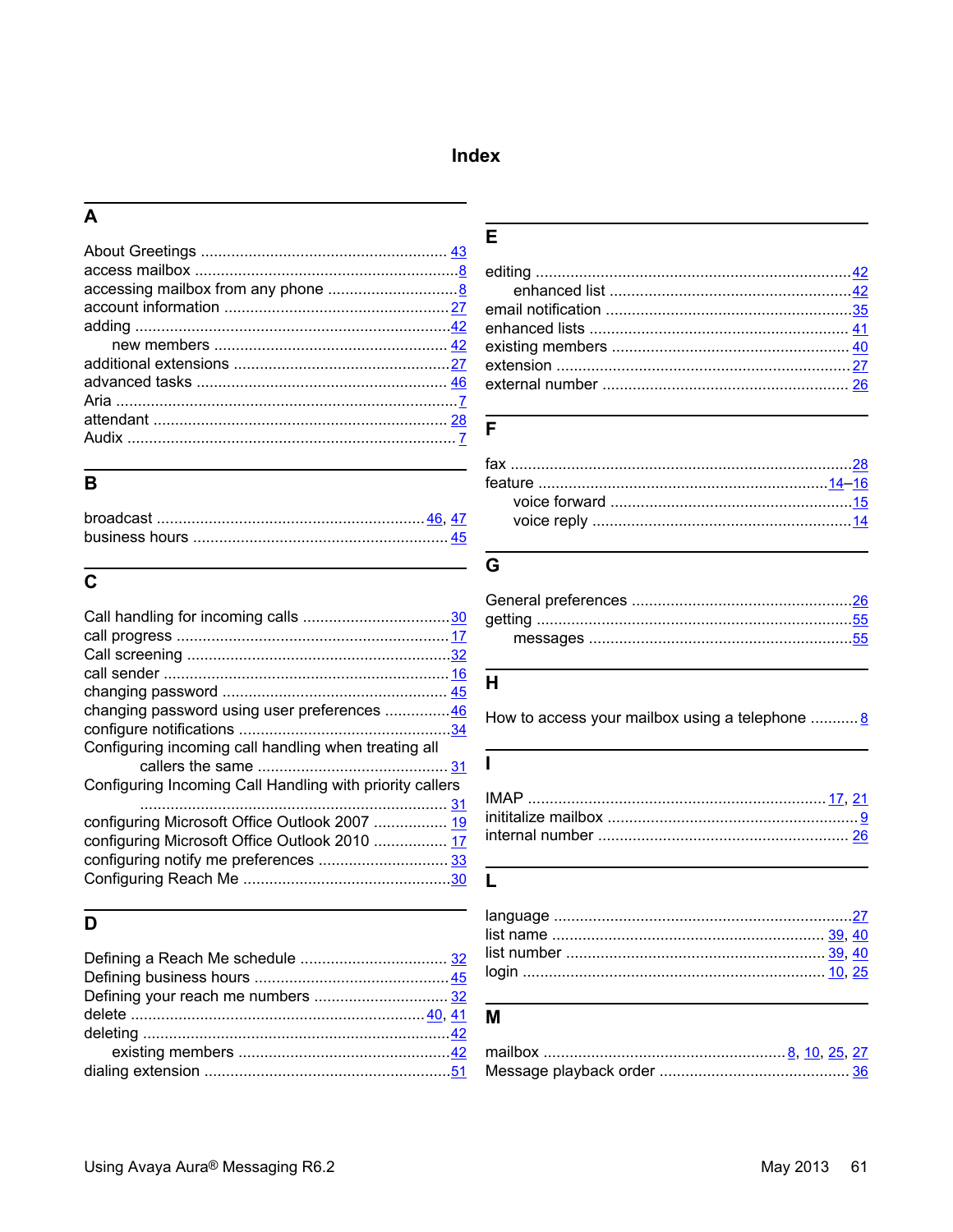# Index

## A

About Greetings ........ 43
access mailbox ........ 8
accessing mailbox from any phone ........ 8
account information ........ 27
adding ........ 42
    new members ........ 42
additional extensions ........ 27
advanced tasks ........ 46
Aria ........ 7
attendant ........ 28
Audix ........ 7

## B

broadcast ........ 46, 47
business hours ........ 45

## C

Call handling for incoming calls ........ 30
call progress ........ 17
Call screening ........ 32
call sender ........ 16
changing password ........ 45
changing password using user preferences ........ 46
configure notifications ........ 34
Configuring incoming call handling when treating all callers the same ........ 31
Configuring Incoming Call Handling with priority callers ........ 31
configuring Microsoft Office Outlook 2007 ........ 19
configuring Microsoft Office Outlook 2010 ........ 17
configuring notify me preferences ........ 33
Configuring Reach Me ........ 30

## D

Defining a Reach Me schedule ........ 32
Defining business hours ........ 45
Defining your reach me numbers ........ 32
delete ........ 40, 41
deleting ........ 42
    existing members ........ 42
dialing extension ........ 51

## E

editing ........ 42
    enhanced list ........ 42
email notification ........ 35
enhanced lists ........ 41
existing members ........ 40
extension ........ 27
external number ........ 26

## F

fax ........ 28
feature ........ 14–16
    voice forward ........ 15
    voice reply ........ 14

## G

General preferences ........ 26
getting ........ 55
    messages ........ 55

## H

How to access your mailbox using a telephone ........ 8

## I

IMAP ........ 17, 21
inititalize mailbox ........ 9
internal number ........ 26

## L

language ........ 27
list name ........ 39, 40
list number ........ 39, 40
login ........ 10, 25

## M

mailbox ........ 8, 10, 25, 27
Message playback order ........ 36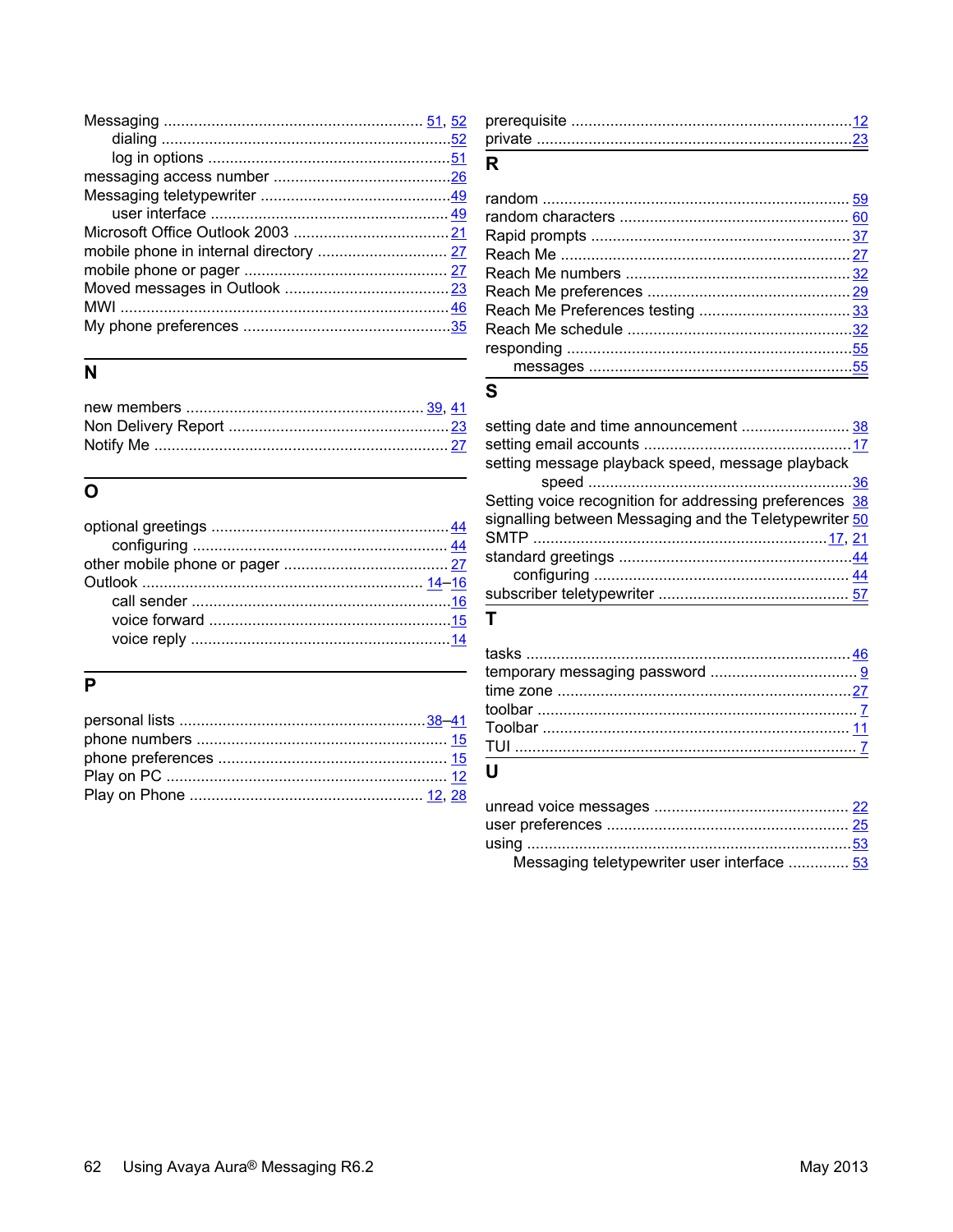Messaging ............................................................ 51, 52
    dialing ..................................................................52
    log in options ........................................................51
messaging access number .........................................26
Messaging teletypewriter ...........................................49
    user interface ......................................................49
Microsoft Office Outlook 2003 ...................................21
mobile phone in internal directory .............................27
mobile phone or pager ...............................................27
Moved messages in Outlook ......................................23
MWI ...........................................................................46
My phone preferences ................................................35

## N

new members ....................................................... 39, 41
Non Delivery Report ...................................................23
Notify Me ....................................................................27

## O

optional greetings .......................................................44
    configuring ...........................................................44
other mobile phone or pager ......................................27
Outlook ..................................................................14–16
    call sender ............................................................16
    voice forward ........................................................15
    voice reply ............................................................14

## P

personal lists .........................................................38–41
phone numbers ..........................................................15
phone preferences .....................................................15
Play on PC .................................................................12
Play on Phone ...................................................... 12, 28
prerequisite .................................................................12
private .........................................................................23

## R

random .......................................................................59
random characters .....................................................60
Rapid prompts ............................................................37
Reach Me ...................................................................27
Reach Me numbers ....................................................32
Reach Me preferences ...............................................29
Reach Me Preferences testing ...................................33
Reach Me schedule ....................................................32
responding ..................................................................55
    messages .............................................................55

## S

setting date and time announcement .........................38
setting email accounts ................................................17
setting message playback speed, message playback
        speed .............................................................36
Setting voice recognition for addressing preferences 38
signalling between Messaging and the Teletypewriter 50
SMTP .................................................................... 17, 21
standard greetings ......................................................44
    configuring ...........................................................44
subscriber teletypewriter ............................................57

## T

tasks ...........................................................................46
temporary messaging password ...................................9
time zone ....................................................................27
toolbar ...........................................................................7
Toolbar .......................................................................11
TUI ...............................................................................7

## U

unread voice messages ..............................................22
user preferences .........................................................25
using ...........................................................................53
    Messaging teletypewriter user interface ..............53